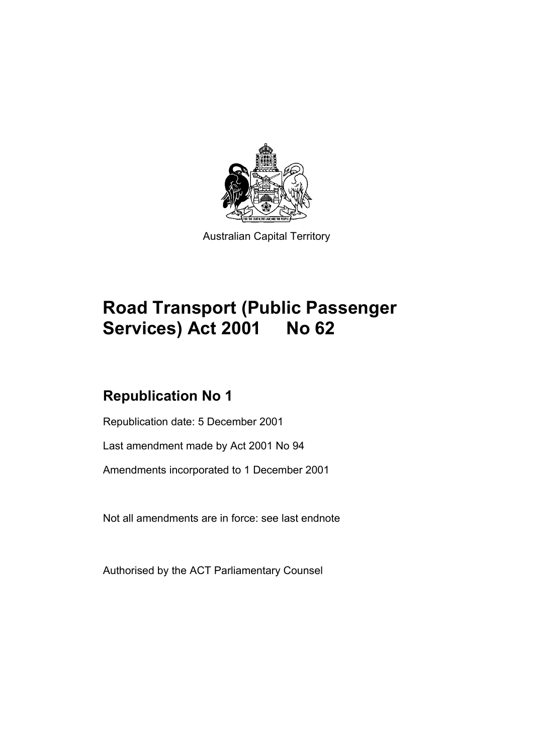Australian Capital Territory

# Road Transport (Public Passenger Services) Act 2001 No 62

## Republication No 1

Republication date: 5 December 2001

Last amendment made by Act 2001 No 94

Amendments incorporated to 1 December 2001

Not all amendments are in force: see last endnote

Authorised by the ACT Parliamentary Counsel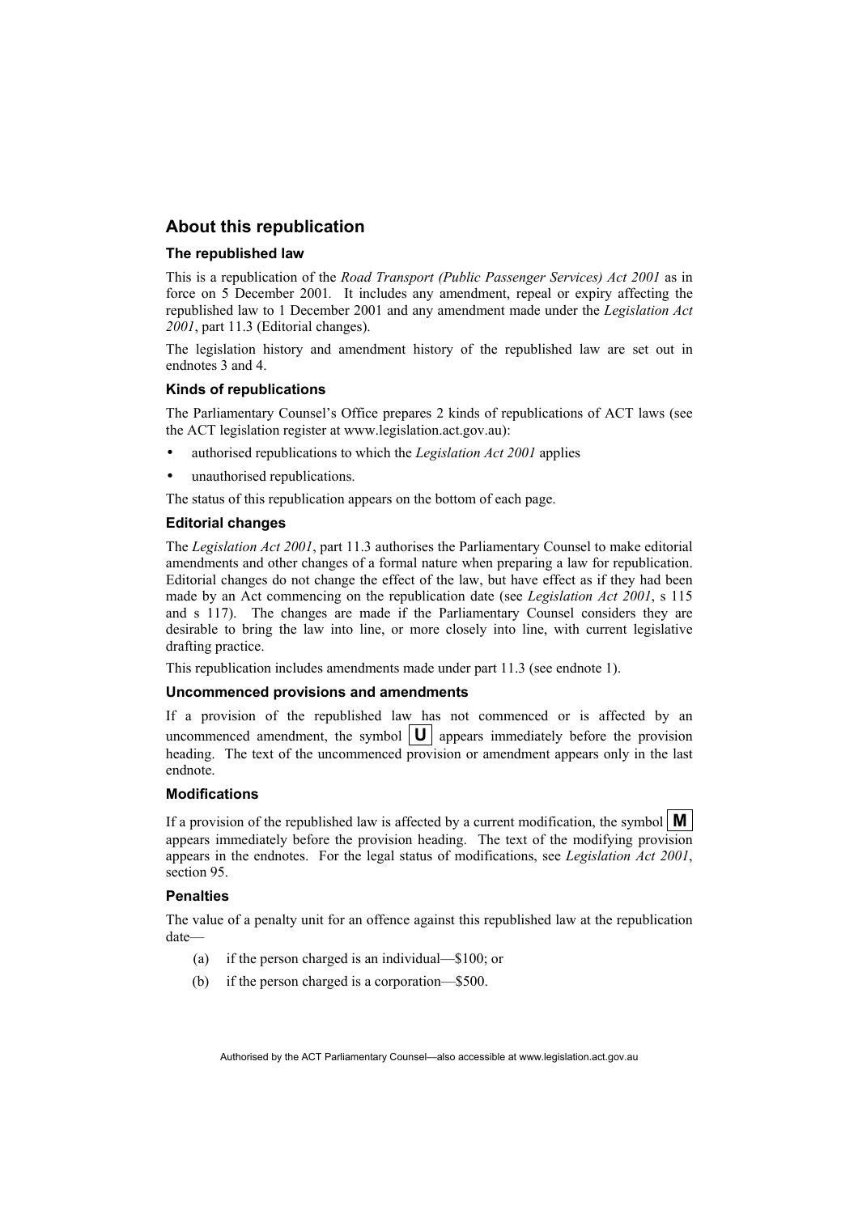## About this republication

### The republished law

This is a republication of the *Road Transport (Public Passenger Services) Act 2001* as in force on 5 December 2001. It includes any amendment, repeal or expiry affecting the republished law to 1 December 2001 and any amendment made under the *Legislation Act 2001*, part 11.3 (Editorial changes).

The legislation history and amendment history of the republished law are set out in endnotes 3 and 4.

### Kinds of republications

The Parliamentary Counsel's Office prepares 2 kinds of republications of ACT laws (see the ACT legislation register at www.legislation.act.gov.au):

- authorised republications to which the *Legislation Act 2001* applies
- unauthorised republications.

The status of this republication appears on the bottom of each page.

### Editorial changes

The *Legislation Act 2001*, part 11.3 authorises the Parliamentary Counsel to make editorial amendments and other changes of a formal nature when preparing a law for republication. Editorial changes do not change the effect of the law, but have effect as if they had been made by an Act commencing on the republication date (see *Legislation Act 2001*, s 115 and s 117). The changes are made if the Parliamentary Counsel considers they are desirable to bring the law into line, or more closely into line, with current legislative drafting practice.

This republication includes amendments made under part 11.3 (see endnote 1).

### Uncommenced provisions and amendments

If a provision of the republished law has not commenced or is affected by an uncommenced amendment, the symbol **U** appears immediately before the provision heading. The text of the uncommenced provision or amendment appears only in the last endnote.

### Modifications

If a provision of the republished law is affected by a current modification, the symbol **M** appears immediately before the provision heading. The text of the modifying provision appears in the endnotes. For the legal status of modifications, see *Legislation Act 2001*, section 95.

### Penalties

The value of a penalty unit for an offence against this republished law at the republication date—

(a) if the person charged is an individual—$100; or

(b) if the person charged is a corporation—$500.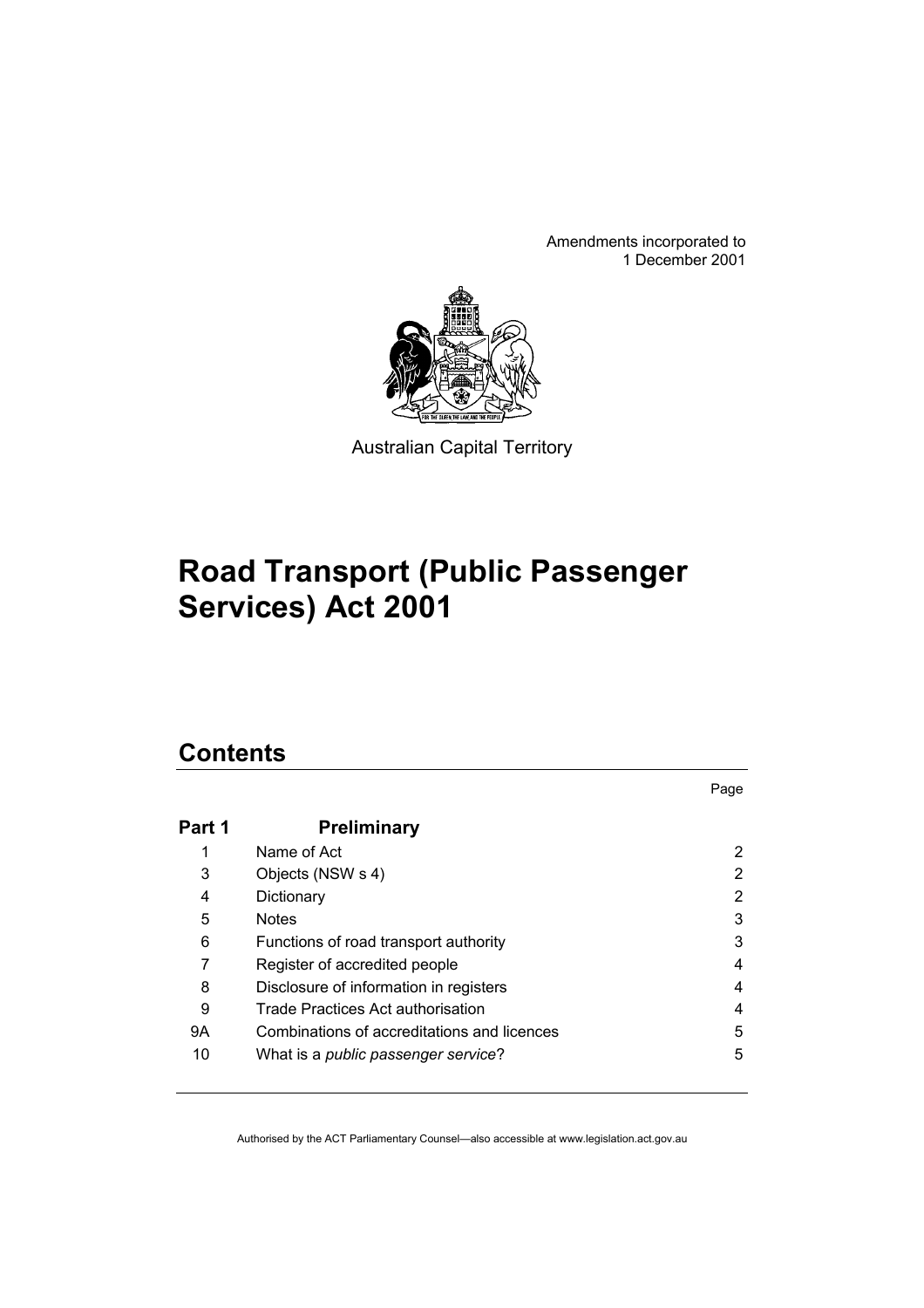Amendments incorporated to
1 December 2001

Australian Capital Territory

# Road Transport (Public Passenger Services) Act 2001

## Contents

| | | Page |
|---|---|---|
| **Part 1** | **Preliminary** | |
| 1 | Name of Act | 2 |
| 3 | Objects (NSW s 4) | 2 |
| 4 | Dictionary | 2 |
| 5 | Notes | 3 |
| 6 | Functions of road transport authority | 3 |
| 7 | Register of accredited people | 4 |
| 8 | Disclosure of information in registers | 4 |
| 9 | Trade Practices Act authorisation | 4 |
| 9A | Combinations of accreditations and licences | 5 |
| 10 | What is a *public passenger service*? | 5 |

Authorised by the ACT Parliamentary Counsel—also accessible at www.legislation.act.gov.au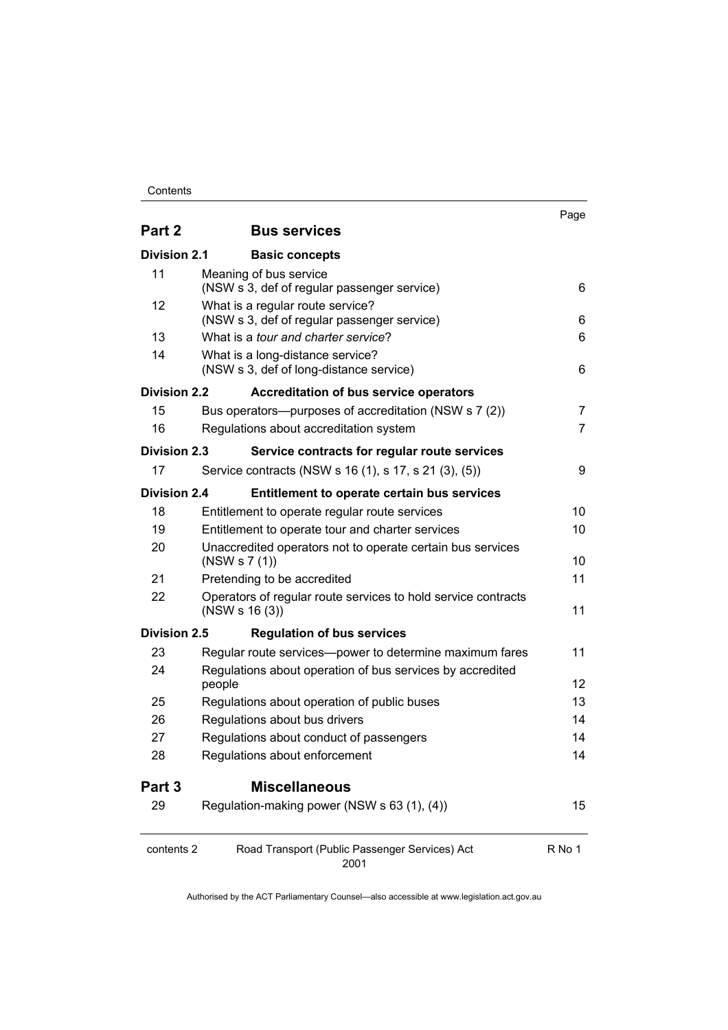| | | Page |
|---|---|---|
| **Part 2** | **Bus services** | |
| **Division 2.1** | **Basic concepts** | |
| 11 | Meaning of bus service (NSW s 3, def of regular passenger service) | 6 |
| 12 | What is a regular route service? (NSW s 3, def of regular passenger service) | 6 |
| 13 | What is a *tour and charter service*? | 6 |
| 14 | What is a long-distance service? (NSW s 3, def of long-distance service) | 6 |
| **Division 2.2** | **Accreditation of bus service operators** | |
| 15 | Bus operators—purposes of accreditation (NSW s 7 (2)) | 7 |
| 16 | Regulations about accreditation system | 7 |
| **Division 2.3** | **Service contracts for regular route services** | |
| 17 | Service contracts (NSW s 16 (1), s 17, s 21 (3), (5)) | 9 |
| **Division 2.4** | **Entitlement to operate certain bus services** | |
| 18 | Entitlement to operate regular route services | 10 |
| 19 | Entitlement to operate tour and charter services | 10 |
| 20 | Unaccredited operators not to operate certain bus services (NSW s 7 (1)) | 10 |
| 21 | Pretending to be accredited | 11 |
| 22 | Operators of regular route services to hold service contracts (NSW s 16 (3)) | 11 |
| **Division 2.5** | **Regulation of bus services** | |
| 23 | Regular route services—power to determine maximum fares | 11 |
| 24 | Regulations about operation of bus services by accredited people | 12 |
| 25 | Regulations about operation of public buses | 13 |
| 26 | Regulations about bus drivers | 14 |
| 27 | Regulations about conduct of passengers | 14 |
| 28 | Regulations about enforcement | 14 |
| **Part 3** | **Miscellaneous** | |
| 29 | Regulation-making power (NSW s 63 (1), (4)) | 15 |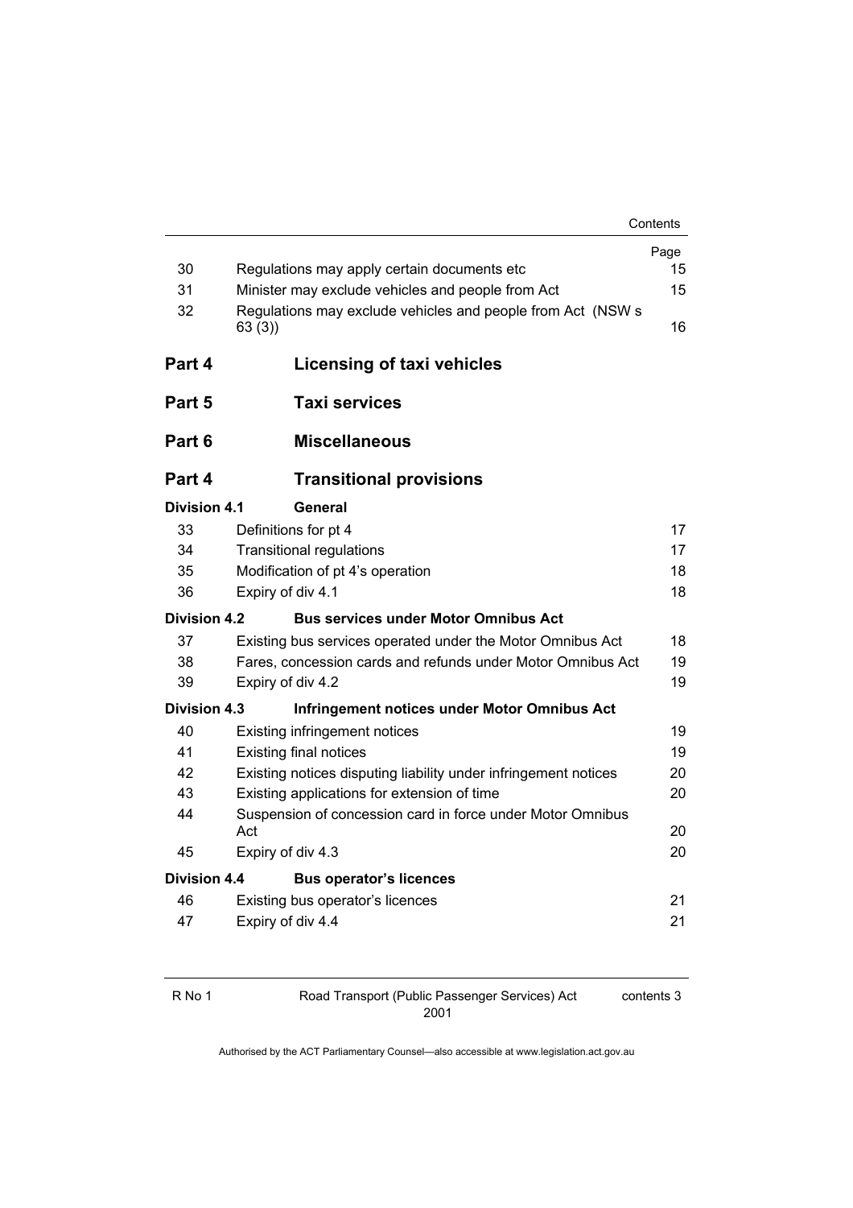| | | Page |
|---|---|---|
| 30 | Regulations may apply certain documents etc | 15 |
| 31 | Minister may exclude vehicles and people from Act | 15 |
| 32 | Regulations may exclude vehicles and people from Act (NSW s 63 (3)) | 16 |

**Part 4 Licensing of taxi vehicles**

**Part 5 Taxi services**

**Part 6 Miscellaneous**

**Part 4 Transitional provisions**

**Division 4.1 General**

| | | |
|---|---|---|
| 33 | Definitions for pt 4 | 17 |
| 34 | Transitional regulations | 17 |
| 35 | Modification of pt 4's operation | 18 |
| 36 | Expiry of div 4.1 | 18 |

**Division 4.2 Bus services under Motor Omnibus Act**

| | | |
|---|---|---|
| 37 | Existing bus services operated under the Motor Omnibus Act | 18 |
| 38 | Fares, concession cards and refunds under Motor Omnibus Act | 19 |
| 39 | Expiry of div 4.2 | 19 |

**Division 4.3 Infringement notices under Motor Omnibus Act**

| | | |
|---|---|---|
| 40 | Existing infringement notices | 19 |
| 41 | Existing final notices | 19 |
| 42 | Existing notices disputing liability under infringement notices | 20 |
| 43 | Existing applications for extension of time | 20 |
| 44 | Suspension of concession card in force under Motor Omnibus Act | 20 |
| 45 | Expiry of div 4.3 | 20 |

**Division 4.4 Bus operator's licences**

| | | |
|---|---|---|
| 46 | Existing bus operator's licences | 21 |
| 47 | Expiry of div 4.4 | 21 |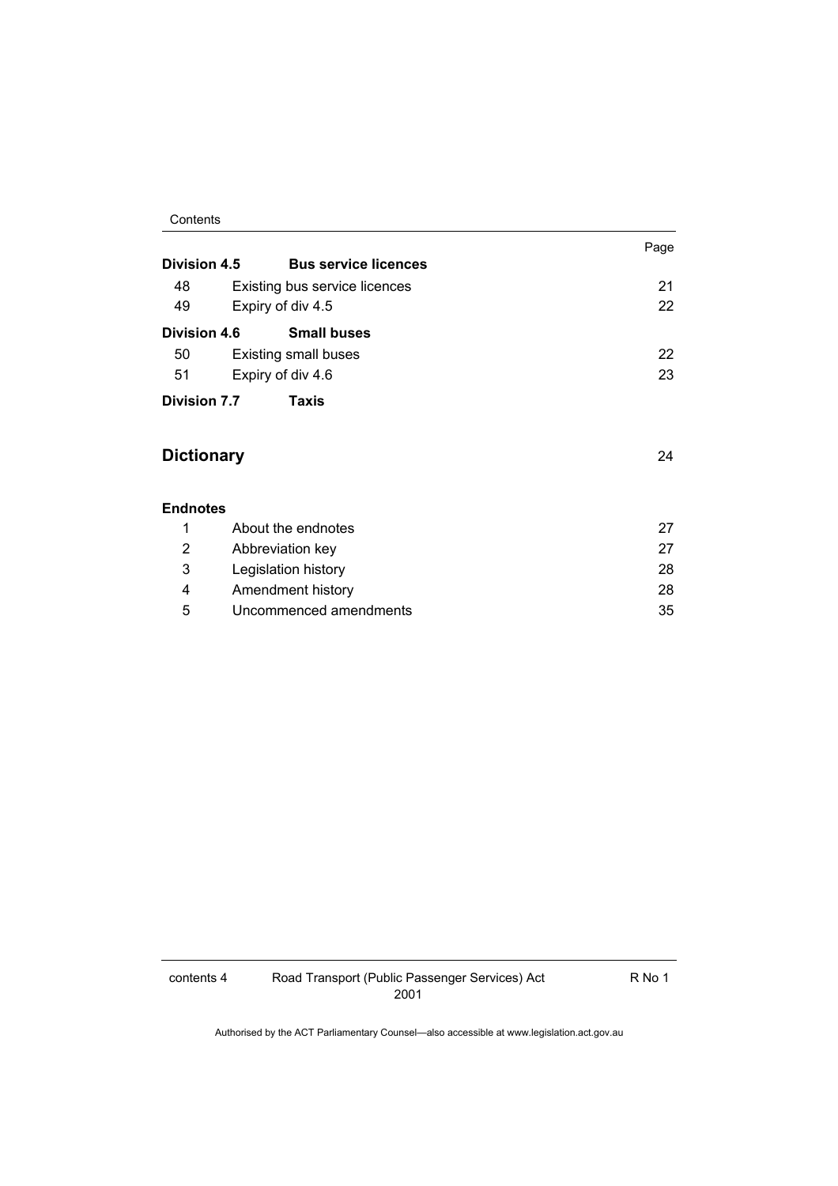| | | Page |
|---|---|---|
| **Division 4.5** | **Bus service licences** | |
| 48 | Existing bus service licences | 21 |
| 49 | Expiry of div 4.5 | 22 |
| **Division 4.6** | **Small buses** | |
| 50 | Existing small buses | 22 |
| 51 | Expiry of div 4.6 | 23 |
| **Division 7.7** | **Taxis** | |

## Dictionary 24

**Endnotes**

| | | |
|---|---|---|
| 1 | About the endnotes | 27 |
| 2 | Abbreviation key | 27 |
| 3 | Legislation history | 28 |
| 4 | Amendment history | 28 |
| 5 | Uncommenced amendments | 35 |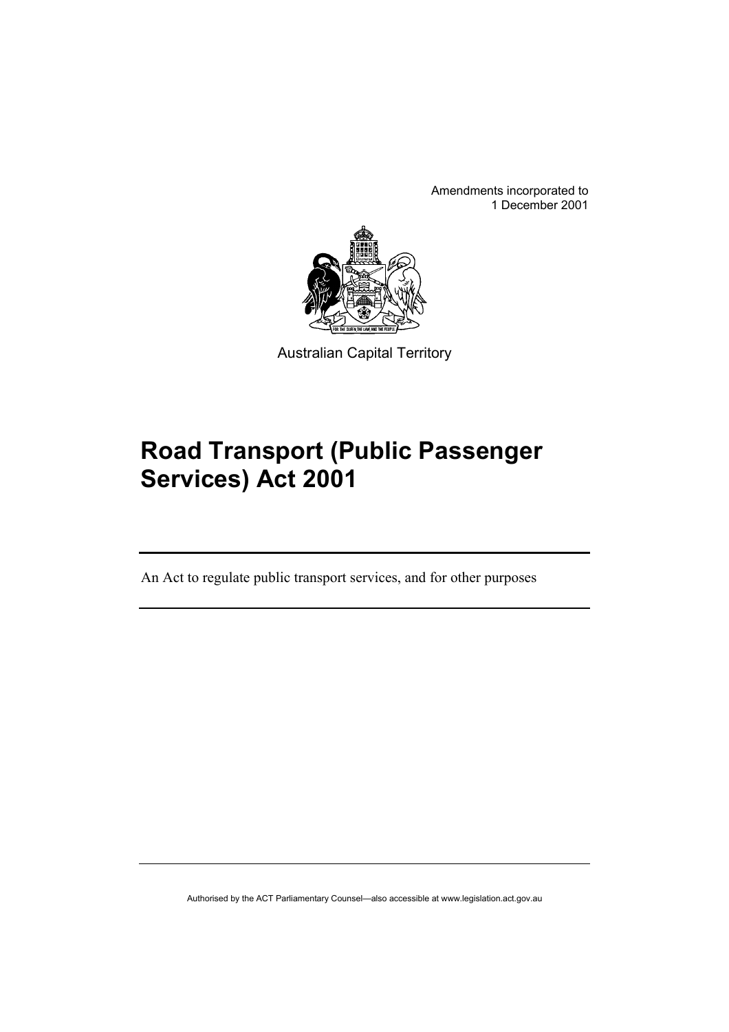Amendments incorporated to
1 December 2001

Australian Capital Territory

# Road Transport (Public Passenger Services) Act 2001

An Act to regulate public transport services, and for other purposes

Authorised by the ACT Parliamentary Counsel—also accessible at www.legislation.act.gov.au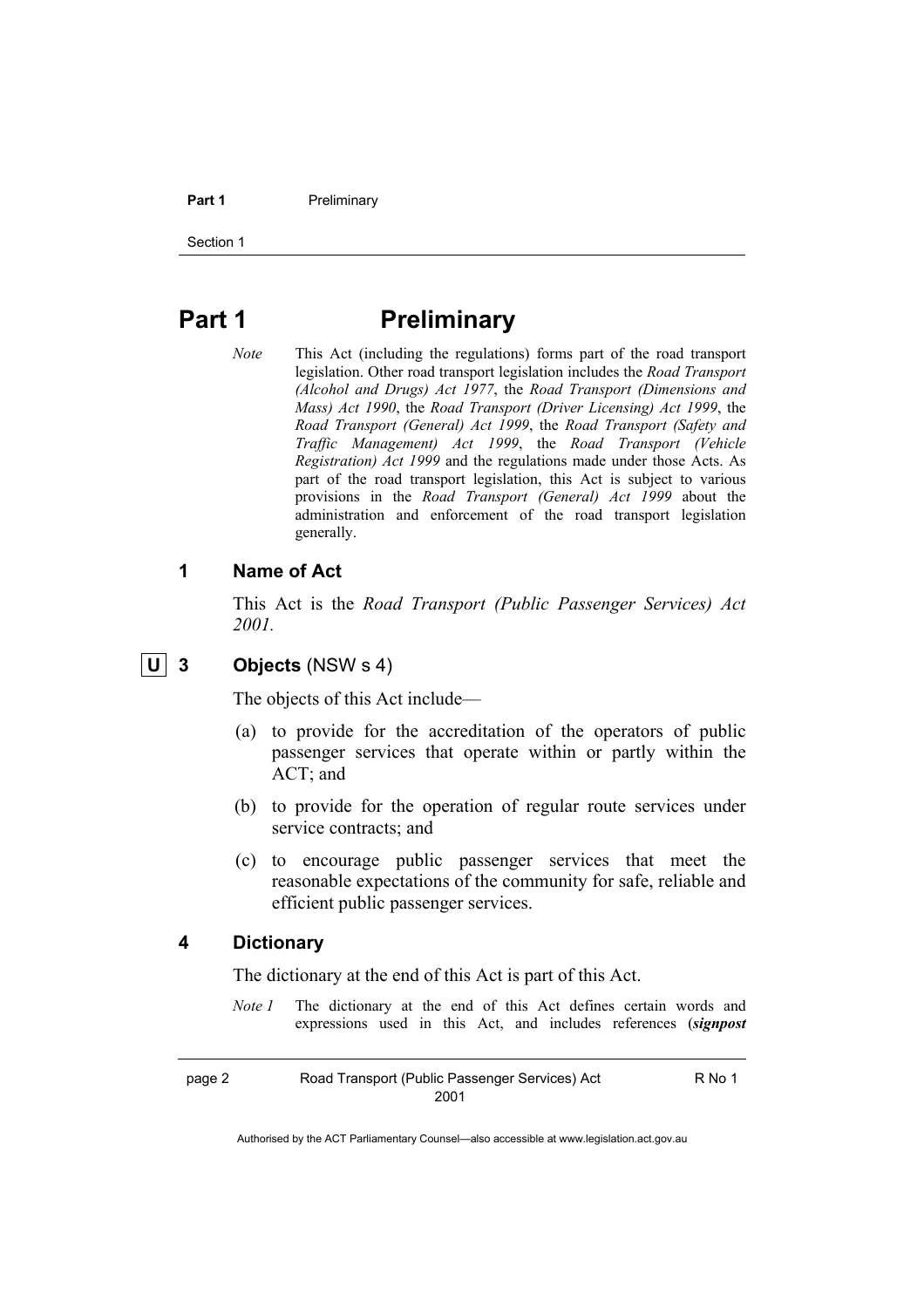# Part 1 Preliminary

*Note* This Act (including the regulations) forms part of the road transport legislation. Other road transport legislation includes the *Road Transport (Alcohol and Drugs) Act 1977*, the *Road Transport (Dimensions and Mass) Act 1990*, the *Road Transport (Driver Licensing) Act 1999*, the *Road Transport (General) Act 1999*, the *Road Transport (Safety and Traffic Management) Act 1999*, the *Road Transport (Vehicle Registration) Act 1999* and the regulations made under those Acts. As part of the road transport legislation, this Act is subject to various provisions in the *Road Transport (General) Act 1999* about the administration and enforcement of the road transport legislation generally.

### 1 Name of Act

This Act is the *Road Transport (Public Passenger Services) Act 2001.*

### U 3 Objects (NSW s 4)

The objects of this Act include—

(a) to provide for the accreditation of the operators of public passenger services that operate within or partly within the ACT; and

(b) to provide for the operation of regular route services under service contracts; and

(c) to encourage public passenger services that meet the reasonable expectations of the community for safe, reliable and efficient public passenger services.

### 4 Dictionary

The dictionary at the end of this Act is part of this Act.

*Note 1* The dictionary at the end of this Act defines certain words and expressions used in this Act, and includes references (***signpost***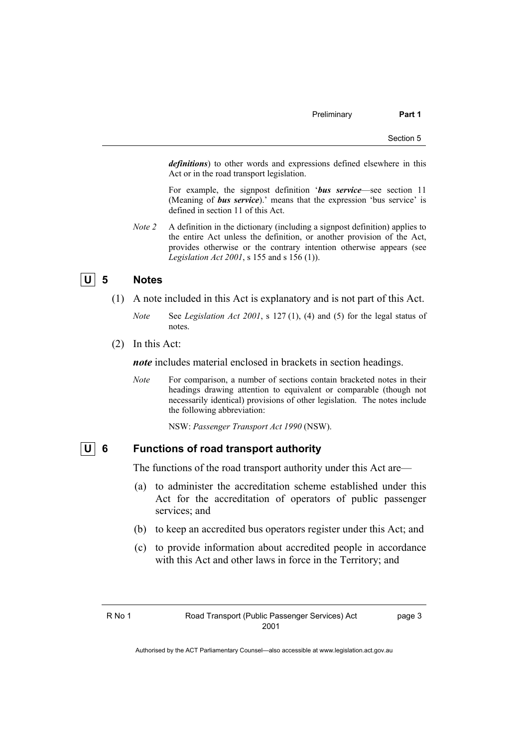***definitions***) to other words and expressions defined elsewhere in this Act or in the road transport legislation.

For example, the signpost definition '***bus service***—see section 11 (Meaning of ***bus service***).' means that the expression 'bus service' is defined in section 11 of this Act.

*Note 2* A definition in the dictionary (including a signpost definition) applies to the entire Act unless the definition, or another provision of the Act, provides otherwise or the contrary intention otherwise appears (see *Legislation Act 2001*, s 155 and s 156 (1)).

## U 5 Notes

(1) A note included in this Act is explanatory and is not part of this Act.

*Note* See *Legislation Act 2001*, s 127 (1), (4) and (5) for the legal status of notes.

(2) In this Act:

***note*** includes material enclosed in brackets in section headings.

*Note* For comparison, a number of sections contain bracketed notes in their headings drawing attention to equivalent or comparable (though not necessarily identical) provisions of other legislation. The notes include the following abbreviation:

NSW: *Passenger Transport Act 1990* (NSW).

## U 6 Functions of road transport authority

The functions of the road transport authority under this Act are—

(a) to administer the accreditation scheme established under this Act for the accreditation of operators of public passenger services; and

(b) to keep an accredited bus operators register under this Act; and

(c) to provide information about accredited people in accordance with this Act and other laws in force in the Territory; and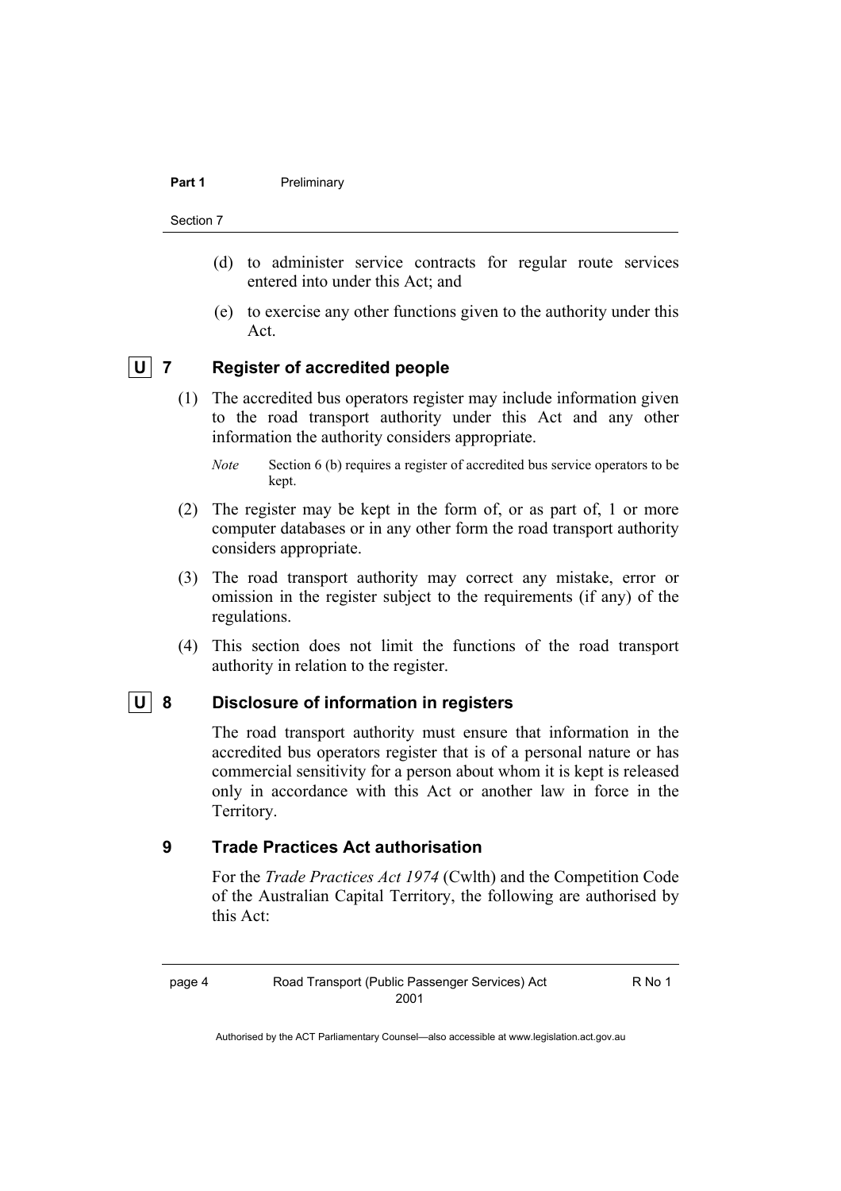(d) to administer service contracts for regular route services entered into under this Act; and

(e) to exercise any other functions given to the authority under this Act.

### U 7 Register of accredited people

(1) The accredited bus operators register may include information given to the road transport authority under this Act and any other information the authority considers appropriate.

*Note* Section 6 (b) requires a register of accredited bus service operators to be kept.

(2) The register may be kept in the form of, or as part of, 1 or more computer databases or in any other form the road transport authority considers appropriate.

(3) The road transport authority may correct any mistake, error or omission in the register subject to the requirements (if any) of the regulations.

(4) This section does not limit the functions of the road transport authority in relation to the register.

### U 8 Disclosure of information in registers

The road transport authority must ensure that information in the accredited bus operators register that is of a personal nature or has commercial sensitivity for a person about whom it is kept is released only in accordance with this Act or another law in force in the Territory.

### 9 Trade Practices Act authorisation

For the *Trade Practices Act 1974* (Cwlth) and the Competition Code of the Australian Capital Territory, the following are authorised by this Act: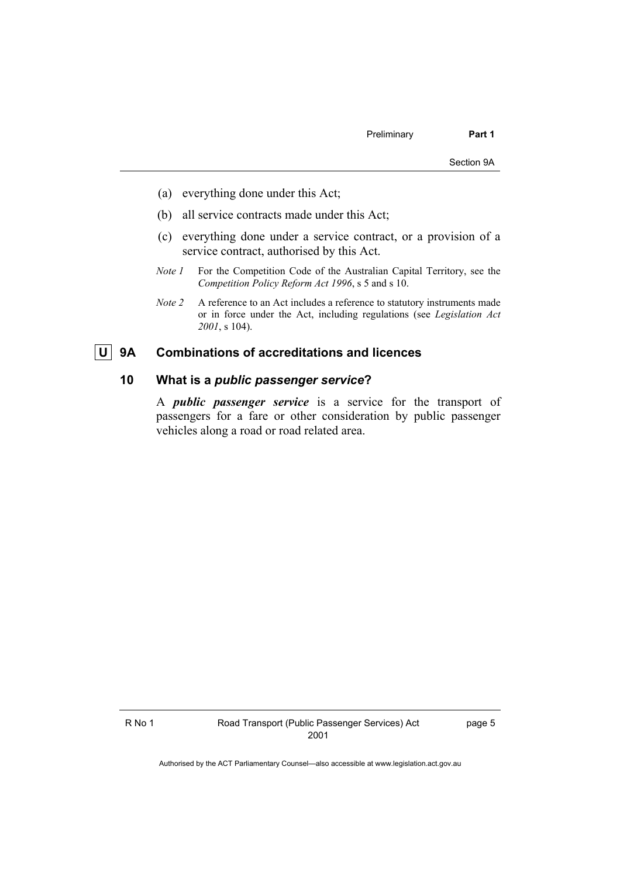(a) everything done under this Act;

(b) all service contracts made under this Act;

(c) everything done under a service contract, or a provision of a service contract, authorised by this Act.

*Note 1* For the Competition Code of the Australian Capital Territory, see the *Competition Policy Reform Act 1996*, s 5 and s 10.

*Note 2* A reference to an Act includes a reference to statutory instruments made or in force under the Act, including regulations (see *Legislation Act 2001*, s 104).

## U 9A Combinations of accreditations and licences

## 10 What is a *public passenger service*?

A ***public passenger service*** is a service for the transport of passengers for a fare or other consideration by public passenger vehicles along a road or road related area.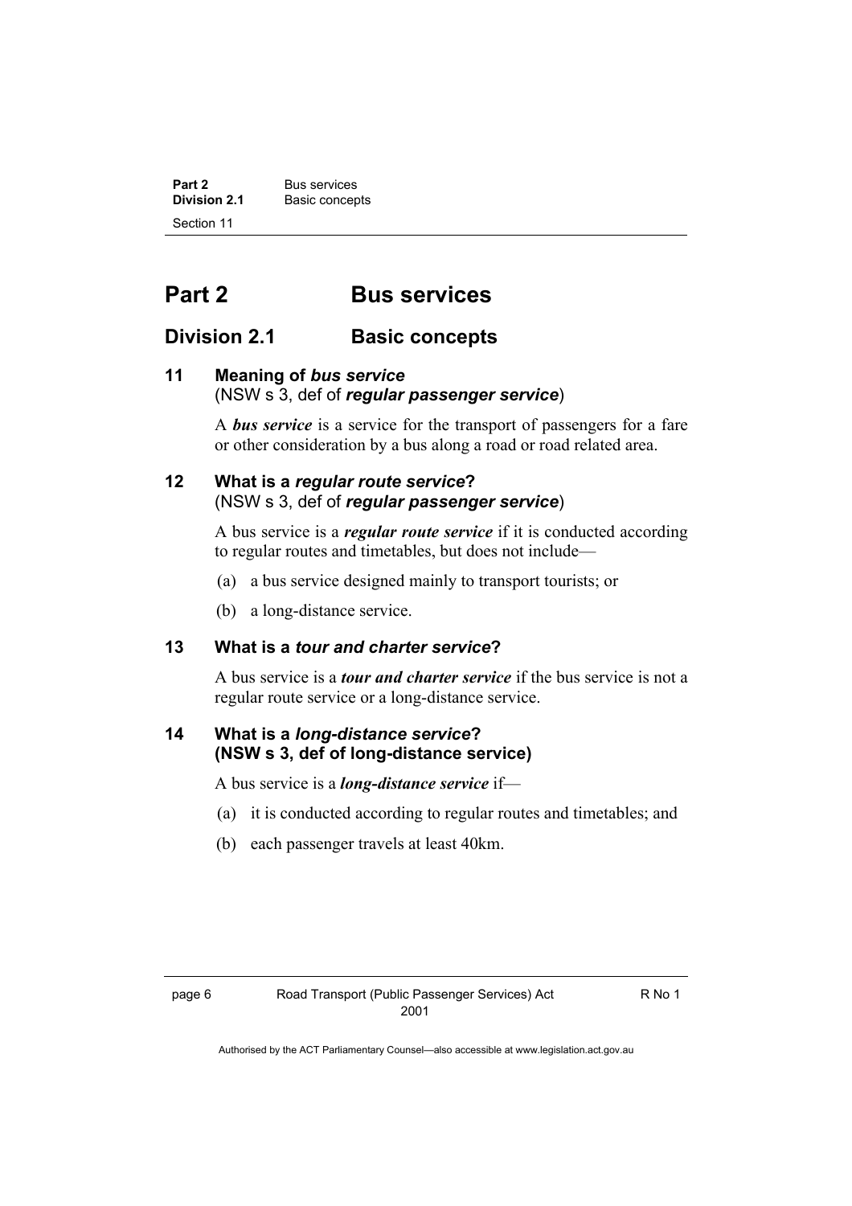# Part 2 Bus services

## Division 2.1 Basic concepts

### 11 Meaning of *bus service*
(NSW s 3, def of ***regular passenger service***)

A ***bus service*** is a service for the transport of passengers for a fare or other consideration by a bus along a road or road related area.

### 12 What is a *regular route service*?
(NSW s 3, def of ***regular passenger service***)

A bus service is a ***regular route service*** if it is conducted according to regular routes and timetables, but does not include—

(a) a bus service designed mainly to transport tourists; or

(b) a long-distance service.

### 13 What is a *tour and charter service*?

A bus service is a ***tour and charter service*** if the bus service is not a regular route service or a long-distance service.

### 14 What is a *long-distance service*? (NSW s 3, def of long-distance service)

A bus service is a ***long-distance service*** if—

(a) it is conducted according to regular routes and timetables; and

(b) each passenger travels at least 40km.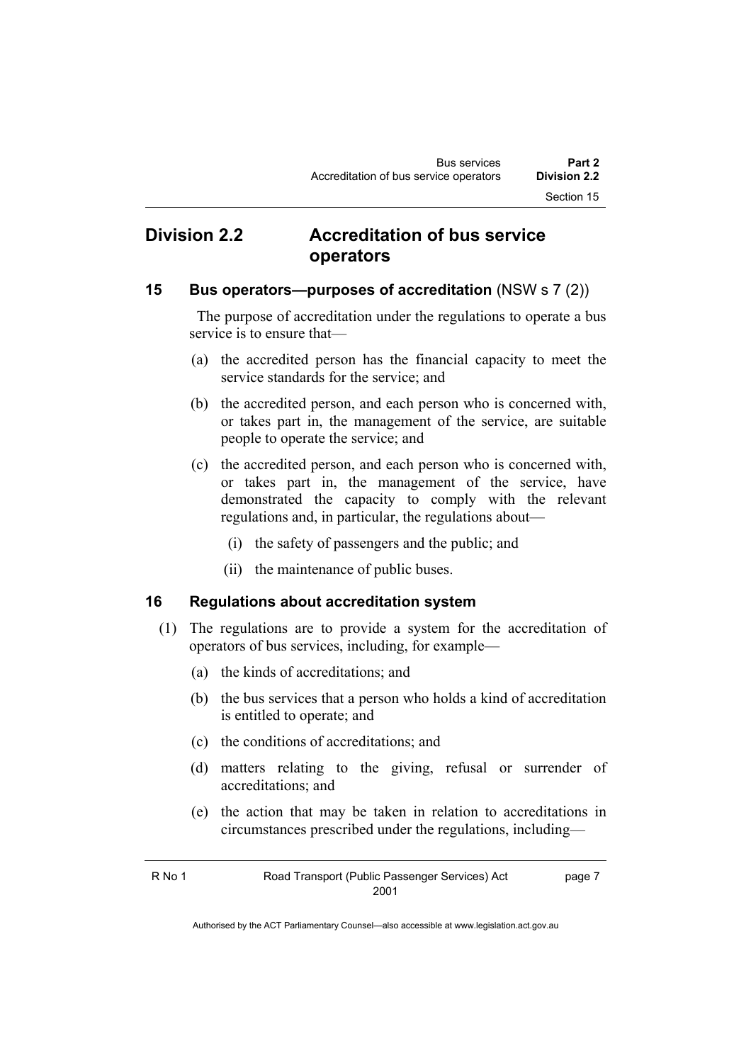## Division 2.2 Accreditation of bus service operators

### 15 Bus operators—purposes of accreditation (NSW s 7 (2))

The purpose of accreditation under the regulations to operate a bus service is to ensure that—

(a) the accredited person has the financial capacity to meet the service standards for the service; and

(b) the accredited person, and each person who is concerned with, or takes part in, the management of the service, are suitable people to operate the service; and

(c) the accredited person, and each person who is concerned with, or takes part in, the management of the service, have demonstrated the capacity to comply with the relevant regulations and, in particular, the regulations about—

  (i) the safety of passengers and the public; and

  (ii) the maintenance of public buses.

### 16 Regulations about accreditation system

(1) The regulations are to provide a system for the accreditation of operators of bus services, including, for example—

  (a) the kinds of accreditations; and

  (b) the bus services that a person who holds a kind of accreditation is entitled to operate; and

  (c) the conditions of accreditations; and

  (d) matters relating to the giving, refusal or surrender of accreditations; and

  (e) the action that may be taken in relation to accreditations in circumstances prescribed under the regulations, including—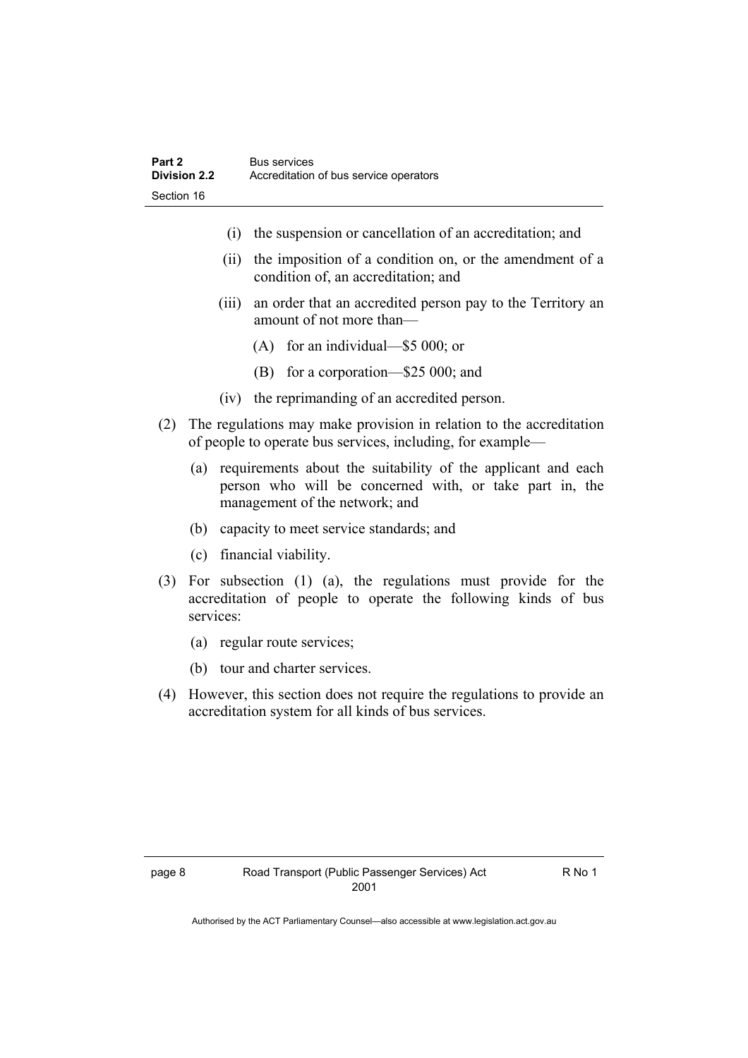(i) the suspension or cancellation of an accreditation; and

(ii) the imposition of a condition on, or the amendment of a condition of, an accreditation; and

(iii) an order that an accredited person pay to the Territory an amount of not more than—

(A) for an individual—$5 000; or

(B) for a corporation—$25 000; and

(iv) the reprimanding of an accredited person.

(2) The regulations may make provision in relation to the accreditation of people to operate bus services, including, for example—

(a) requirements about the suitability of the applicant and each person who will be concerned with, or take part in, the management of the network; and

(b) capacity to meet service standards; and

(c) financial viability.

(3) For subsection (1) (a), the regulations must provide for the accreditation of people to operate the following kinds of bus services:

(a) regular route services;

(b) tour and charter services.

(4) However, this section does not require the regulations to provide an accreditation system for all kinds of bus services.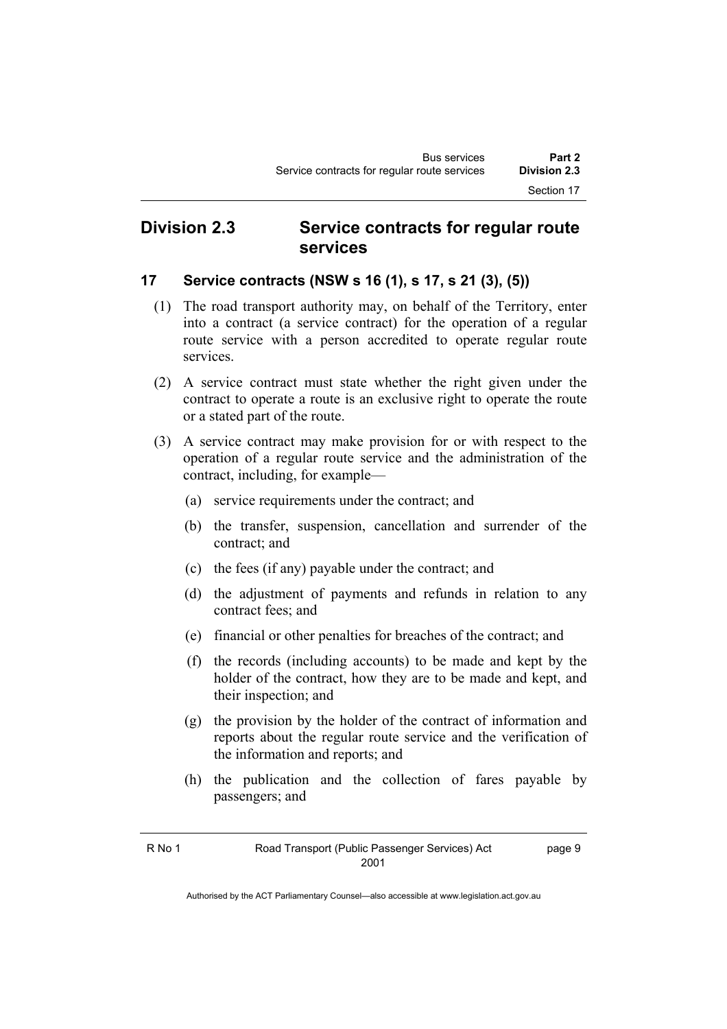## Division 2.3 Service contracts for regular route services

### 17 Service contracts (NSW s 16 (1), s 17, s 21 (3), (5))

(1) The road transport authority may, on behalf of the Territory, enter into a contract (a service contract) for the operation of a regular route service with a person accredited to operate regular route services.

(2) A service contract must state whether the right given under the contract to operate a route is an exclusive right to operate the route or a stated part of the route.

(3) A service contract may make provision for or with respect to the operation of a regular route service and the administration of the contract, including, for example—

(a) service requirements under the contract; and

(b) the transfer, suspension, cancellation and surrender of the contract; and

(c) the fees (if any) payable under the contract; and

(d) the adjustment of payments and refunds in relation to any contract fees; and

(e) financial or other penalties for breaches of the contract; and

(f) the records (including accounts) to be made and kept by the holder of the contract, how they are to be made and kept, and their inspection; and

(g) the provision by the holder of the contract of information and reports about the regular route service and the verification of the information and reports; and

(h) the publication and the collection of fares payable by passengers; and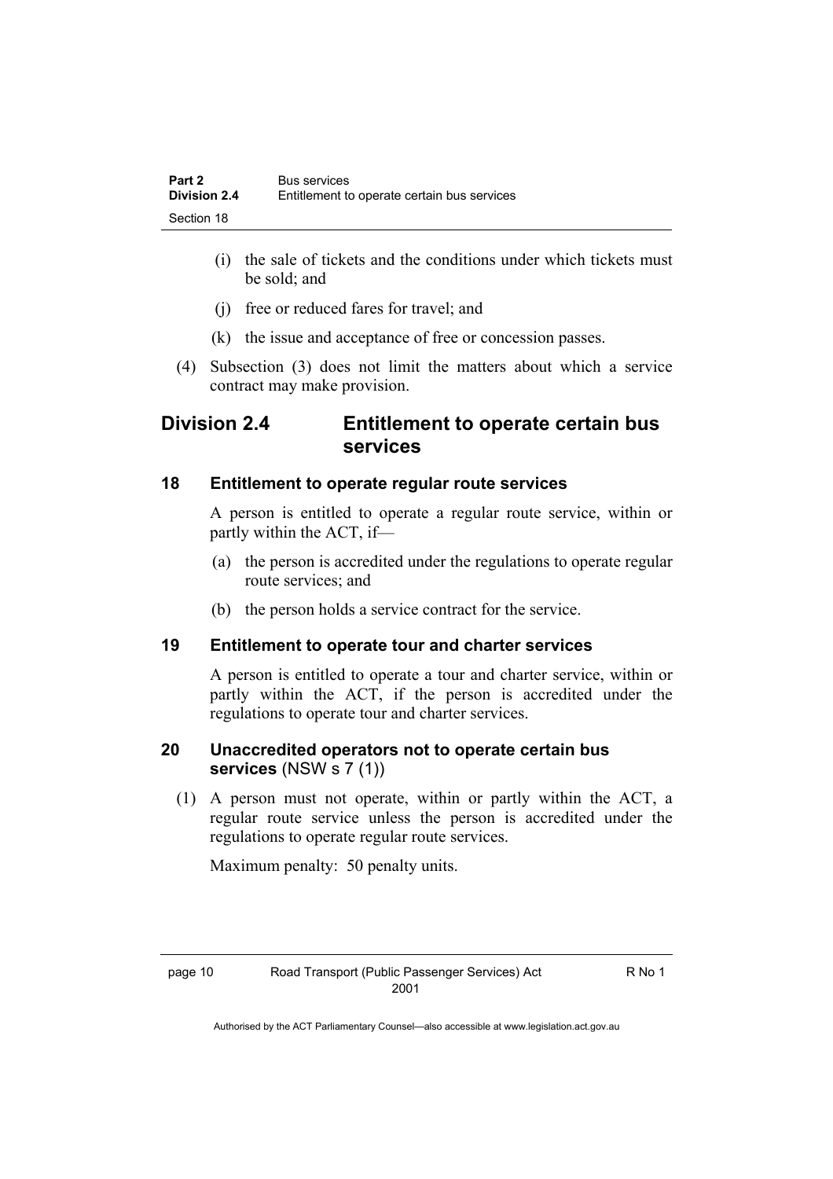(i) the sale of tickets and the conditions under which tickets must be sold; and

(j) free or reduced fares for travel; and

(k) the issue and acceptance of free or concession passes.

(4) Subsection (3) does not limit the matters about which a service contract may make provision.

## Division 2.4 Entitlement to operate certain bus services

### 18 Entitlement to operate regular route services

A person is entitled to operate a regular route service, within or partly within the ACT, if—

(a) the person is accredited under the regulations to operate regular route services; and

(b) the person holds a service contract for the service.

### 19 Entitlement to operate tour and charter services

A person is entitled to operate a tour and charter service, within or partly within the ACT, if the person is accredited under the regulations to operate tour and charter services.

### 20 Unaccredited operators not to operate certain bus services (NSW s 7 (1))

(1) A person must not operate, within or partly within the ACT, a regular route service unless the person is accredited under the regulations to operate regular route services.

Maximum penalty: 50 penalty units.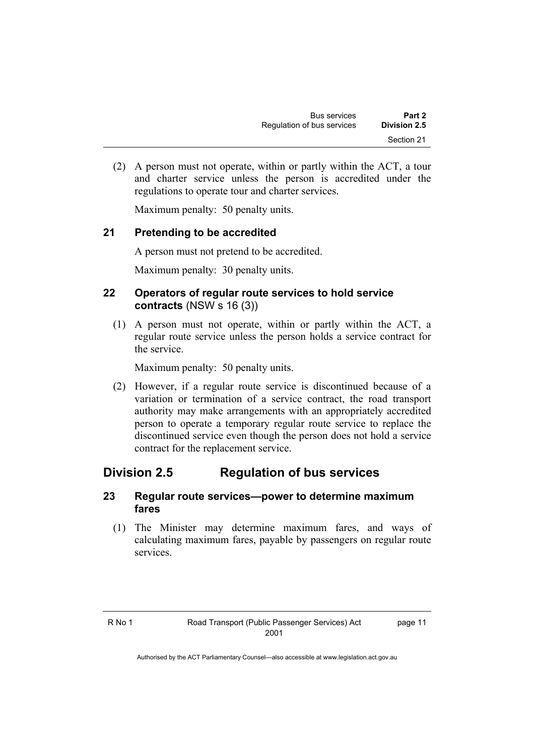(2) A person must not operate, within or partly within the ACT, a tour and charter service unless the person is accredited under the regulations to operate tour and charter services.

Maximum penalty: 50 penalty units.

### 21 Pretending to be accredited

A person must not pretend to be accredited.

Maximum penalty: 30 penalty units.

### 22 Operators of regular route services to hold service contracts (NSW s 16 (3))

(1) A person must not operate, within or partly within the ACT, a regular route service unless the person holds a service contract for the service.

Maximum penalty: 50 penalty units.

(2) However, if a regular route service is discontinued because of a variation or termination of a service contract, the road transport authority may make arrangements with an appropriately accredited person to operate a temporary regular route service to replace the discontinued service even though the person does not hold a service contract for the replacement service.

## Division 2.5 Regulation of bus services

### 23 Regular route services—power to determine maximum fares

(1) The Minister may determine maximum fares, and ways of calculating maximum fares, payable by passengers on regular route services.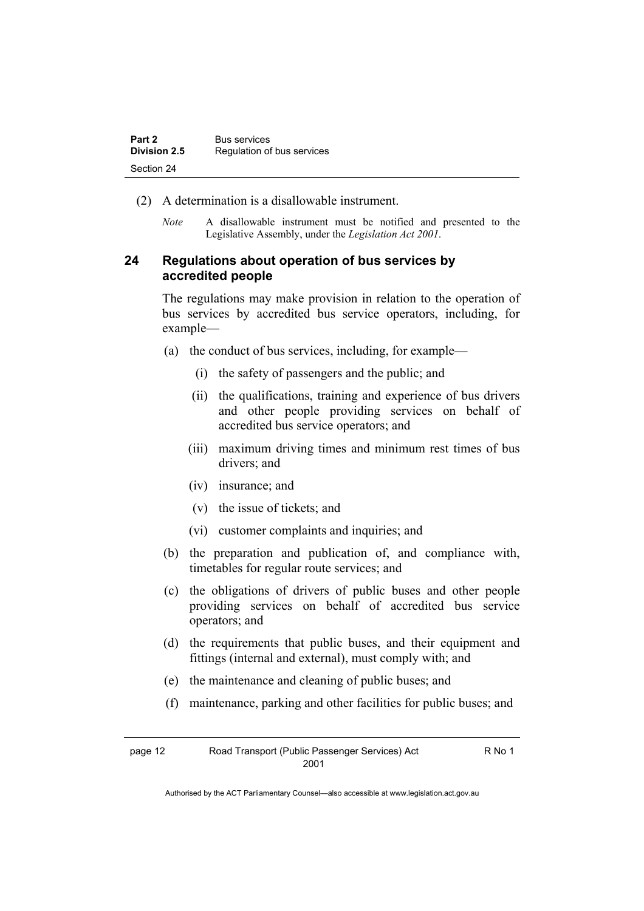(2) A determination is a disallowable instrument.

*Note* A disallowable instrument must be notified and presented to the Legislative Assembly, under the *Legislation Act 2001*.

## 24 Regulations about operation of bus services by accredited people

The regulations may make provision in relation to the operation of bus services by accredited bus service operators, including, for example—

(a) the conduct of bus services, including, for example—

(i) the safety of passengers and the public; and

(ii) the qualifications, training and experience of bus drivers and other people providing services on behalf of accredited bus service operators; and

(iii) maximum driving times and minimum rest times of bus drivers; and

(iv) insurance; and

(v) the issue of tickets; and

(vi) customer complaints and inquiries; and

(b) the preparation and publication of, and compliance with, timetables for regular route services; and

(c) the obligations of drivers of public buses and other people providing services on behalf of accredited bus service operators; and

(d) the requirements that public buses, and their equipment and fittings (internal and external), must comply with; and

(e) the maintenance and cleaning of public buses; and

(f) maintenance, parking and other facilities for public buses; and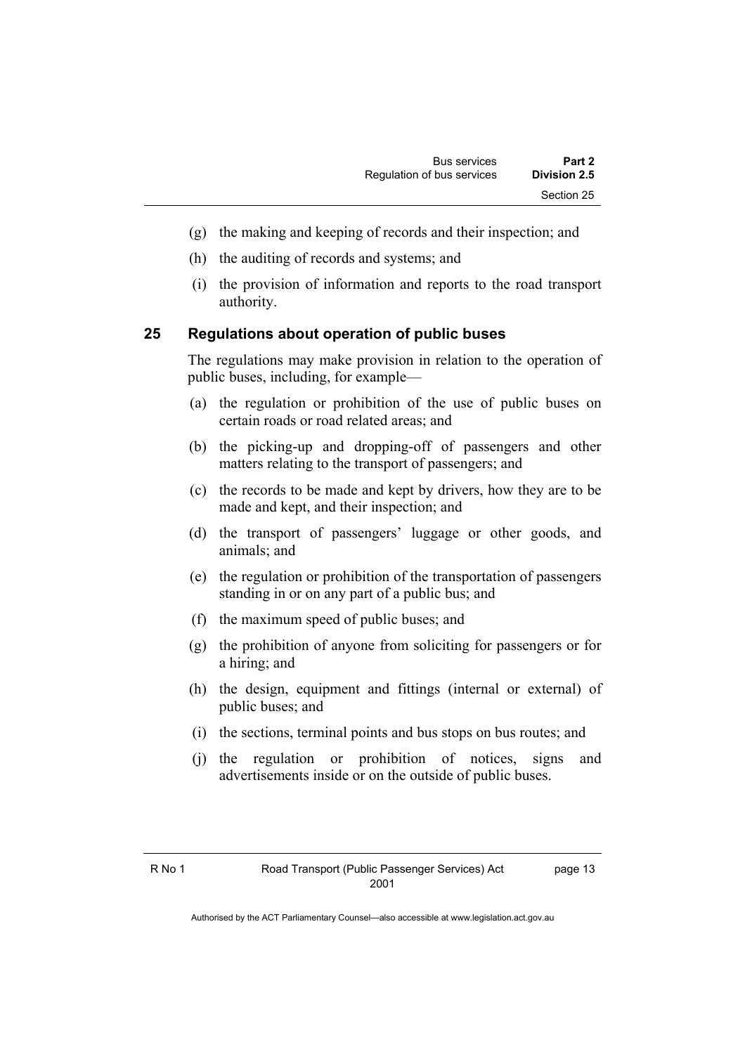(g) the making and keeping of records and their inspection; and

(h) the auditing of records and systems; and

(i) the provision of information and reports to the road transport authority.

## 25 Regulations about operation of public buses

The regulations may make provision in relation to the operation of public buses, including, for example—

(a) the regulation or prohibition of the use of public buses on certain roads or road related areas; and

(b) the picking-up and dropping-off of passengers and other matters relating to the transport of passengers; and

(c) the records to be made and kept by drivers, how they are to be made and kept, and their inspection; and

(d) the transport of passengers' luggage or other goods, and animals; and

(e) the regulation or prohibition of the transportation of passengers standing in or on any part of a public bus; and

(f) the maximum speed of public buses; and

(g) the prohibition of anyone from soliciting for passengers or for a hiring; and

(h) the design, equipment and fittings (internal or external) of public buses; and

(i) the sections, terminal points and bus stops on bus routes; and

(j) the regulation or prohibition of notices, signs and advertisements inside or on the outside of public buses.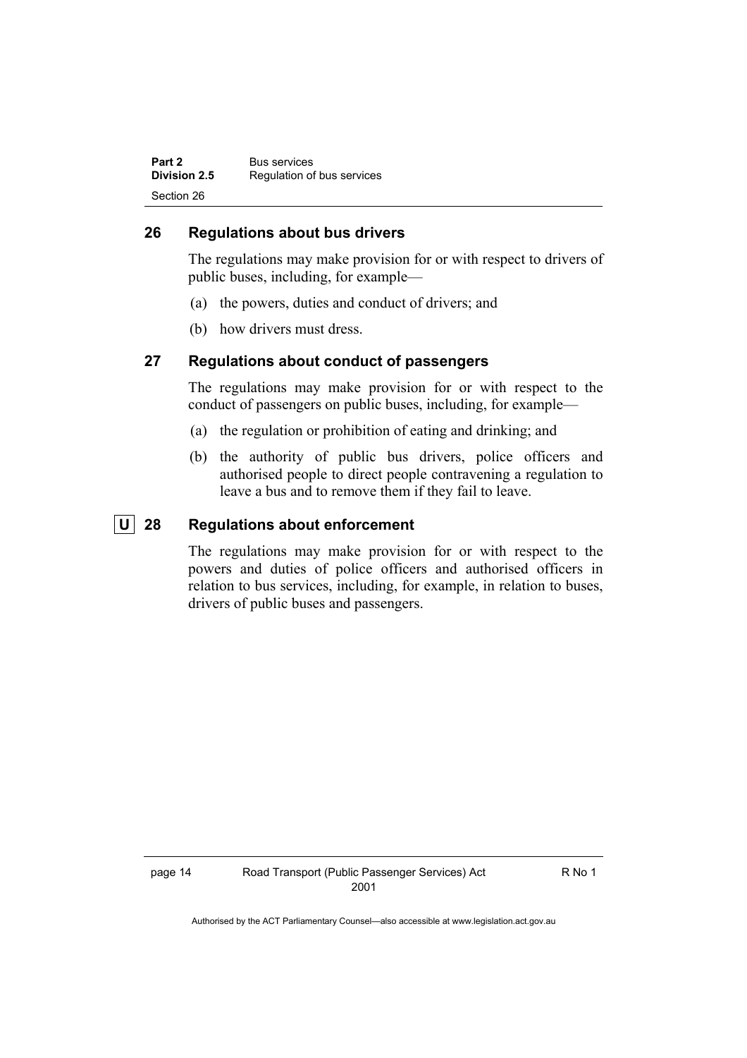### 26 Regulations about bus drivers

The regulations may make provision for or with respect to drivers of public buses, including, for example—

(a) the powers, duties and conduct of drivers; and

(b) how drivers must dress.

### 27 Regulations about conduct of passengers

The regulations may make provision for or with respect to the conduct of passengers on public buses, including, for example—

(a) the regulation or prohibition of eating and drinking; and

(b) the authority of public bus drivers, police officers and authorised people to direct people contravening a regulation to leave a bus and to remove them if they fail to leave.

### U 28 Regulations about enforcement

The regulations may make provision for or with respect to the powers and duties of police officers and authorised officers in relation to bus services, including, for example, in relation to buses, drivers of public buses and passengers.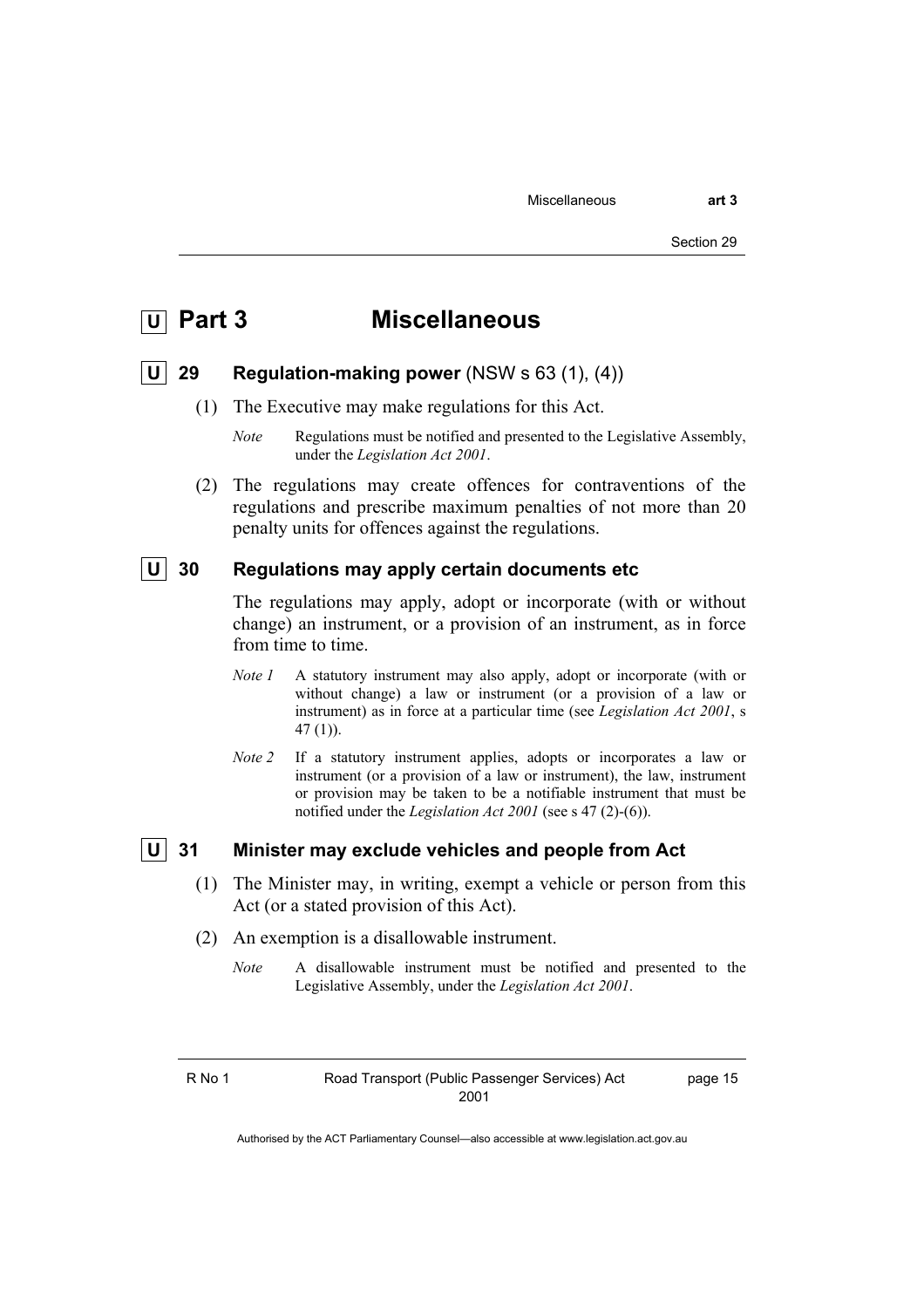# U Part 3 Miscellaneous

## U 29 Regulation-making power (NSW s 63 (1), (4))

(1) The Executive may make regulations for this Act.

*Note* Regulations must be notified and presented to the Legislative Assembly, under the *Legislation Act 2001*.

(2) The regulations may create offences for contraventions of the regulations and prescribe maximum penalties of not more than 20 penalty units for offences against the regulations.

## U 30 Regulations may apply certain documents etc

The regulations may apply, adopt or incorporate (with or without change) an instrument, or a provision of an instrument, as in force from time to time.

*Note 1* A statutory instrument may also apply, adopt or incorporate (with or without change) a law or instrument (or a provision of a law or instrument) as in force at a particular time (see *Legislation Act 2001*, s 47 (1)).

*Note 2* If a statutory instrument applies, adopts or incorporates a law or instrument (or a provision of a law or instrument), the law, instrument or provision may be taken to be a notifiable instrument that must be notified under the *Legislation Act 2001* (see s 47 (2)-(6)).

## U 31 Minister may exclude vehicles and people from Act

(1) The Minister may, in writing, exempt a vehicle or person from this Act (or a stated provision of this Act).

(2) An exemption is a disallowable instrument.

*Note* A disallowable instrument must be notified and presented to the Legislative Assembly, under the *Legislation Act 2001*.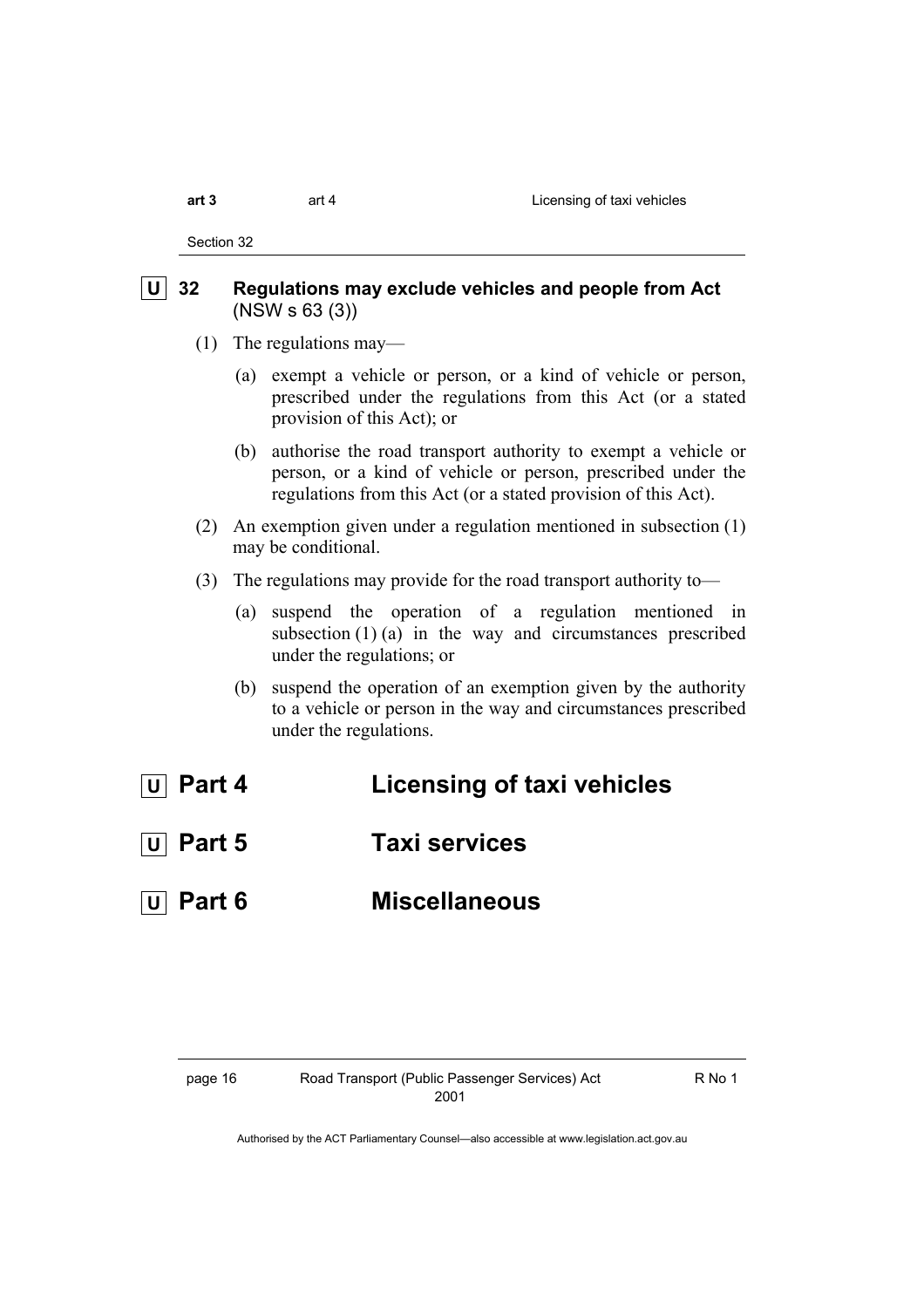## U 32 Regulations may exclude vehicles and people from Act (NSW s 63 (3))

(1) The regulations may—

(a) exempt a vehicle or person, or a kind of vehicle or person, prescribed under the regulations from this Act (or a stated provision of this Act); or

(b) authorise the road transport authority to exempt a vehicle or person, or a kind of vehicle or person, prescribed under the regulations from this Act (or a stated provision of this Act).

(2) An exemption given under a regulation mentioned in subsection (1) may be conditional.

(3) The regulations may provide for the road transport authority to—

(a) suspend the operation of a regulation mentioned in subsection (1) (a) in the way and circumstances prescribed under the regulations; or

(b) suspend the operation of an exemption given by the authority to a vehicle or person in the way and circumstances prescribed under the regulations.

# U Part 4 Licensing of taxi vehicles

# U Part 5 Taxi services

# U Part 6 Miscellaneous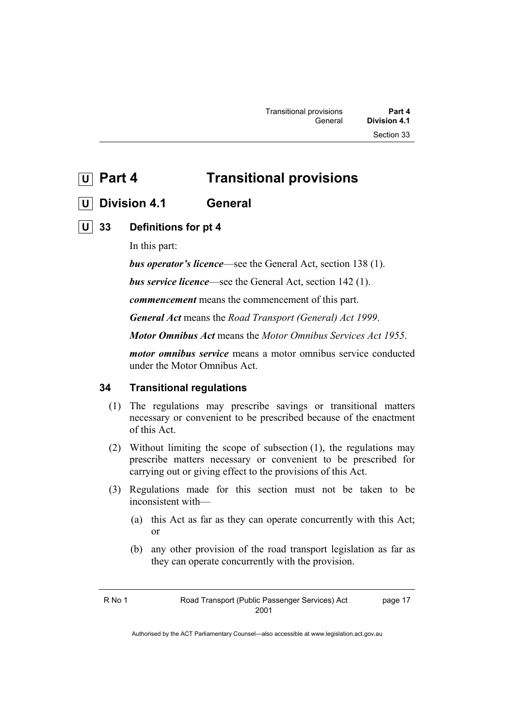# U Part 4 Transitional provisions

## U Division 4.1 General

### U 33 Definitions for pt 4

In this part:

***bus operator's licence***—see the General Act, section 138 (1).

***bus service licence***—see the General Act, section 142 (1).

***commencement*** means the commencement of this part.

***General Act*** means the *Road Transport (General) Act 1999*.

***Motor Omnibus Act*** means the *Motor Omnibus Services Act 1955*.

***motor omnibus service*** means a motor omnibus service conducted under the Motor Omnibus Act.

### 34 Transitional regulations

(1) The regulations may prescribe savings or transitional matters necessary or convenient to be prescribed because of the enactment of this Act.

(2) Without limiting the scope of subsection (1), the regulations may prescribe matters necessary or convenient to be prescribed for carrying out or giving effect to the provisions of this Act.

(3) Regulations made for this section must not be taken to be inconsistent with—

(a) this Act as far as they can operate concurrently with this Act; or

(b) any other provision of the road transport legislation as far as they can operate concurrently with the provision.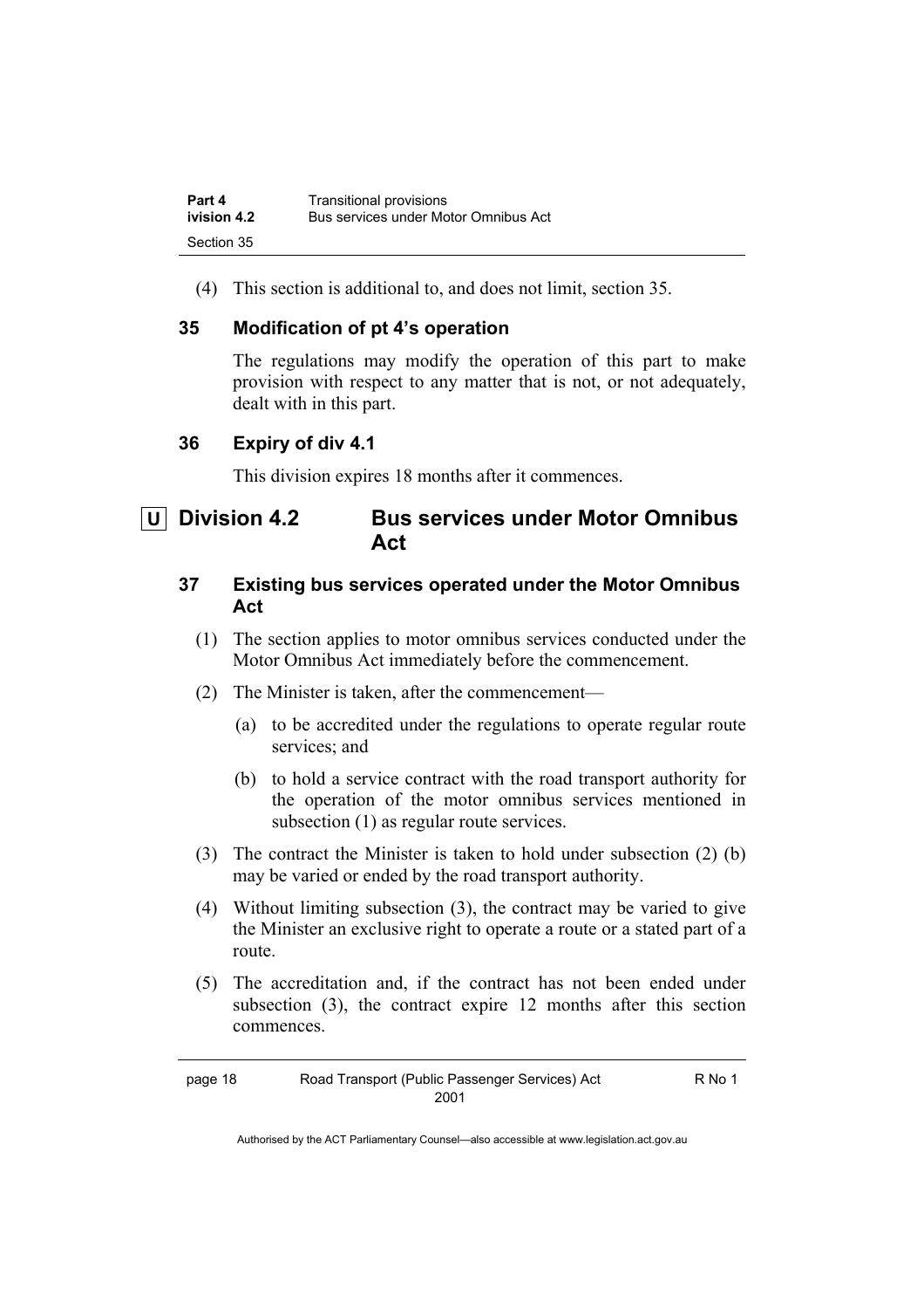(4) This section is additional to, and does not limit, section 35.

### 35 Modification of pt 4's operation

The regulations may modify the operation of this part to make provision with respect to any matter that is not, or not adequately, dealt with in this part.

### 36 Expiry of div 4.1

This division expires 18 months after it commences.

## U Division 4.2 Bus services under Motor Omnibus Act

### 37 Existing bus services operated under the Motor Omnibus Act

(1) The section applies to motor omnibus services conducted under the Motor Omnibus Act immediately before the commencement.

(2) The Minister is taken, after the commencement—

(a) to be accredited under the regulations to operate regular route services; and

(b) to hold a service contract with the road transport authority for the operation of the motor omnibus services mentioned in subsection (1) as regular route services.

(3) The contract the Minister is taken to hold under subsection (2) (b) may be varied or ended by the road transport authority.

(4) Without limiting subsection (3), the contract may be varied to give the Minister an exclusive right to operate a route or a stated part of a route.

(5) The accreditation and, if the contract has not been ended under subsection (3), the contract expire 12 months after this section commences.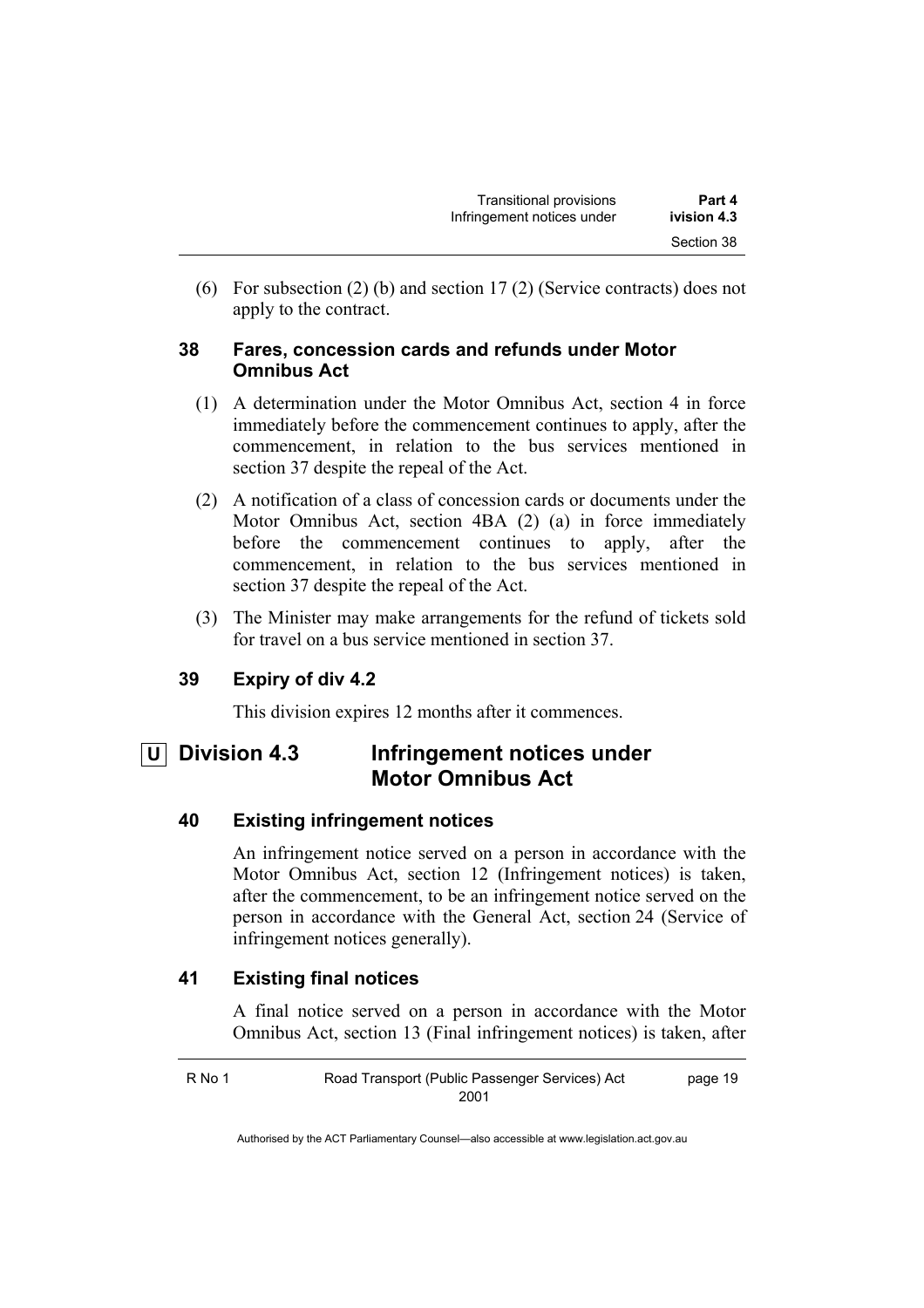(6) For subsection (2) (b) and section 17 (2) (Service contracts) does not apply to the contract.

### 38 Fares, concession cards and refunds under Motor Omnibus Act

(1) A determination under the Motor Omnibus Act, section 4 in force immediately before the commencement continues to apply, after the commencement, in relation to the bus services mentioned in section 37 despite the repeal of the Act.

(2) A notification of a class of concession cards or documents under the Motor Omnibus Act, section 4BA (2) (a) in force immediately before the commencement continues to apply, after the commencement, in relation to the bus services mentioned in section 37 despite the repeal of the Act.

(3) The Minister may make arrangements for the refund of tickets sold for travel on a bus service mentioned in section 37.

### 39 Expiry of div 4.2

This division expires 12 months after it commences.

## U Division 4.3 Infringement notices under Motor Omnibus Act

### 40 Existing infringement notices

An infringement notice served on a person in accordance with the Motor Omnibus Act, section 12 (Infringement notices) is taken, after the commencement, to be an infringement notice served on the person in accordance with the General Act, section 24 (Service of infringement notices generally).

### 41 Existing final notices

A final notice served on a person in accordance with the Motor Omnibus Act, section 13 (Final infringement notices) is taken, after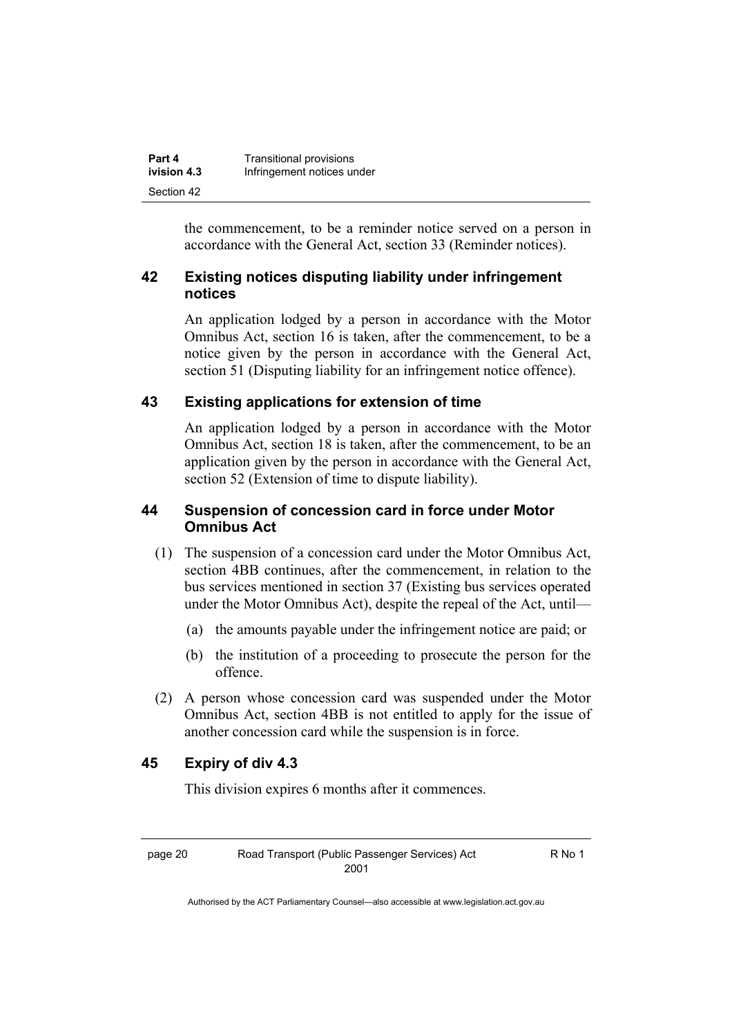the commencement, to be a reminder notice served on a person in accordance with the General Act, section 33 (Reminder notices).

### 42 Existing notices disputing liability under infringement notices

An application lodged by a person in accordance with the Motor Omnibus Act, section 16 is taken, after the commencement, to be a notice given by the person in accordance with the General Act, section 51 (Disputing liability for an infringement notice offence).

### 43 Existing applications for extension of time

An application lodged by a person in accordance with the Motor Omnibus Act, section 18 is taken, after the commencement, to be an application given by the person in accordance with the General Act, section 52 (Extension of time to dispute liability).

### 44 Suspension of concession card in force under Motor Omnibus Act

(1) The suspension of a concession card under the Motor Omnibus Act, section 4BB continues, after the commencement, in relation to the bus services mentioned in section 37 (Existing bus services operated under the Motor Omnibus Act), despite the repeal of the Act, until—

(a) the amounts payable under the infringement notice are paid; or

(b) the institution of a proceeding to prosecute the person for the offence.

(2) A person whose concession card was suspended under the Motor Omnibus Act, section 4BB is not entitled to apply for the issue of another concession card while the suspension is in force.

### 45 Expiry of div 4.3

This division expires 6 months after it commences.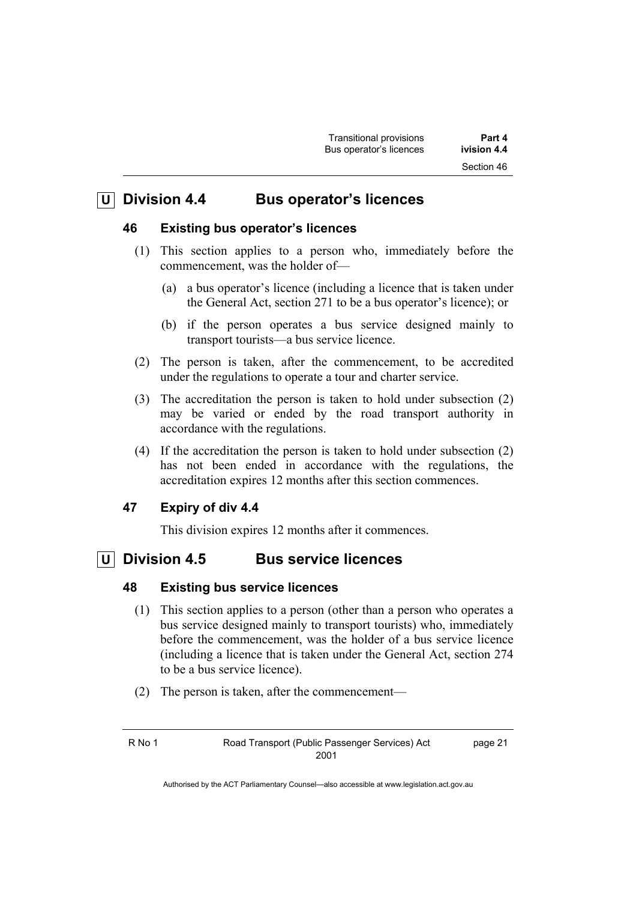## U Division 4.4 Bus operator's licences

### 46 Existing bus operator's licences

(1) This section applies to a person who, immediately before the commencement, was the holder of—

(a) a bus operator's licence (including a licence that is taken under the General Act, section 271 to be a bus operator's licence); or

(b) if the person operates a bus service designed mainly to transport tourists—a bus service licence.

(2) The person is taken, after the commencement, to be accredited under the regulations to operate a tour and charter service.

(3) The accreditation the person is taken to hold under subsection (2) may be varied or ended by the road transport authority in accordance with the regulations.

(4) If the accreditation the person is taken to hold under subsection (2) has not been ended in accordance with the regulations, the accreditation expires 12 months after this section commences.

### 47 Expiry of div 4.4

This division expires 12 months after it commences.

## U Division 4.5 Bus service licences

### 48 Existing bus service licences

(1) This section applies to a person (other than a person who operates a bus service designed mainly to transport tourists) who, immediately before the commencement, was the holder of a bus service licence (including a licence that is taken under the General Act, section 274 to be a bus service licence).

(2) The person is taken, after the commencement—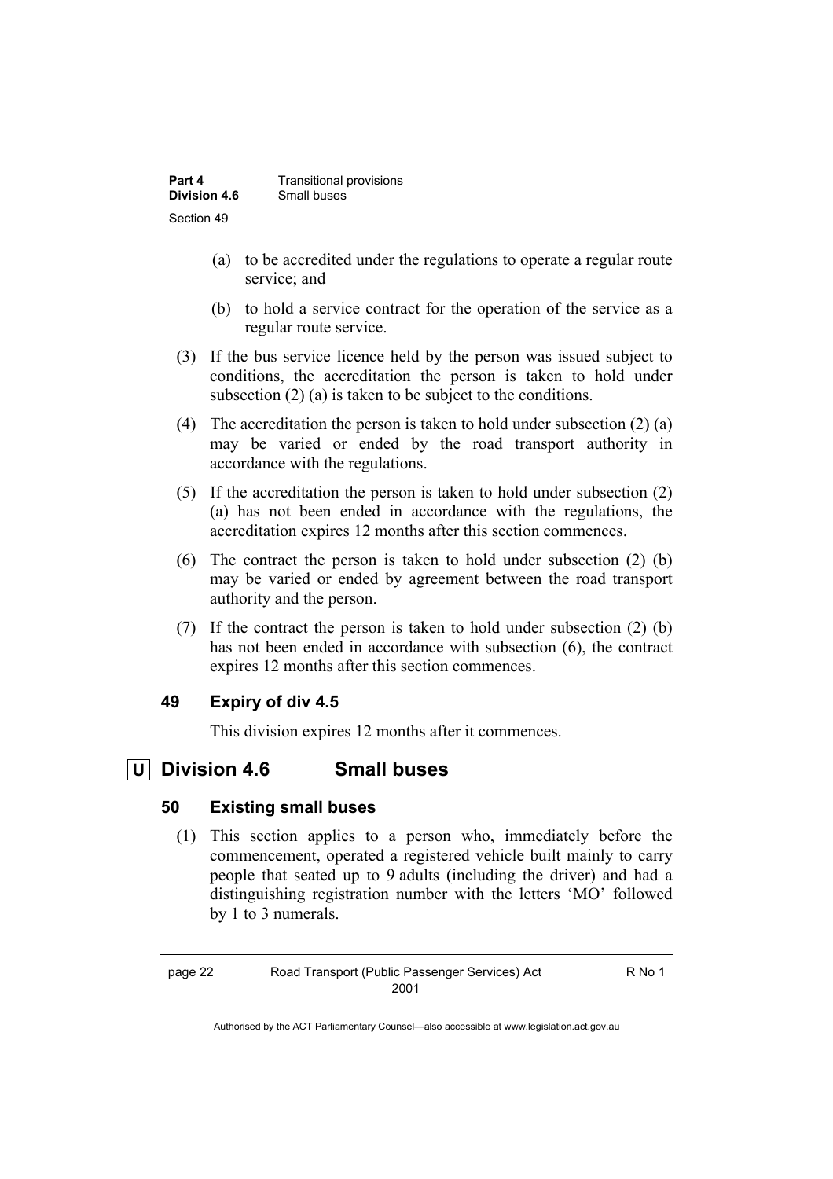(a) to be accredited under the regulations to operate a regular route service; and

(b) to hold a service contract for the operation of the service as a regular route service.

(3) If the bus service licence held by the person was issued subject to conditions, the accreditation the person is taken to hold under subsection (2) (a) is taken to be subject to the conditions.

(4) The accreditation the person is taken to hold under subsection (2) (a) may be varied or ended by the road transport authority in accordance with the regulations.

(5) If the accreditation the person is taken to hold under subsection (2) (a) has not been ended in accordance with the regulations, the accreditation expires 12 months after this section commences.

(6) The contract the person is taken to hold under subsection (2) (b) may be varied or ended by agreement between the road transport authority and the person.

(7) If the contract the person is taken to hold under subsection (2) (b) has not been ended in accordance with subsection (6), the contract expires 12 months after this section commences.

### 49 Expiry of div 4.5

This division expires 12 months after it commences.

## U Division 4.6 Small buses

### 50 Existing small buses

(1) This section applies to a person who, immediately before the commencement, operated a registered vehicle built mainly to carry people that seated up to 9 adults (including the driver) and had a distinguishing registration number with the letters 'MO' followed by 1 to 3 numerals.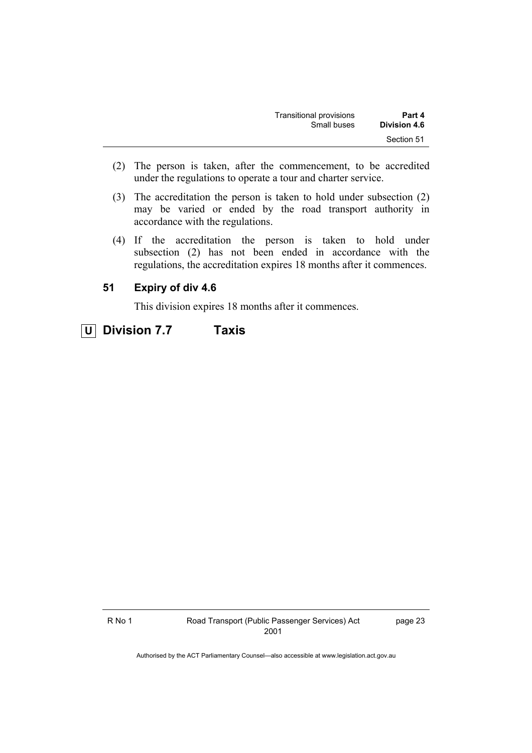(2) The person is taken, after the commencement, to be accredited under the regulations to operate a tour and charter service.

(3) The accreditation the person is taken to hold under subsection (2) may be varied or ended by the road transport authority in accordance with the regulations.

(4) If the accreditation the person is taken to hold under subsection (2) has not been ended in accordance with the regulations, the accreditation expires 18 months after it commences.

### 51 Expiry of div 4.6

This division expires 18 months after it commences.

## U Division 7.7 Taxis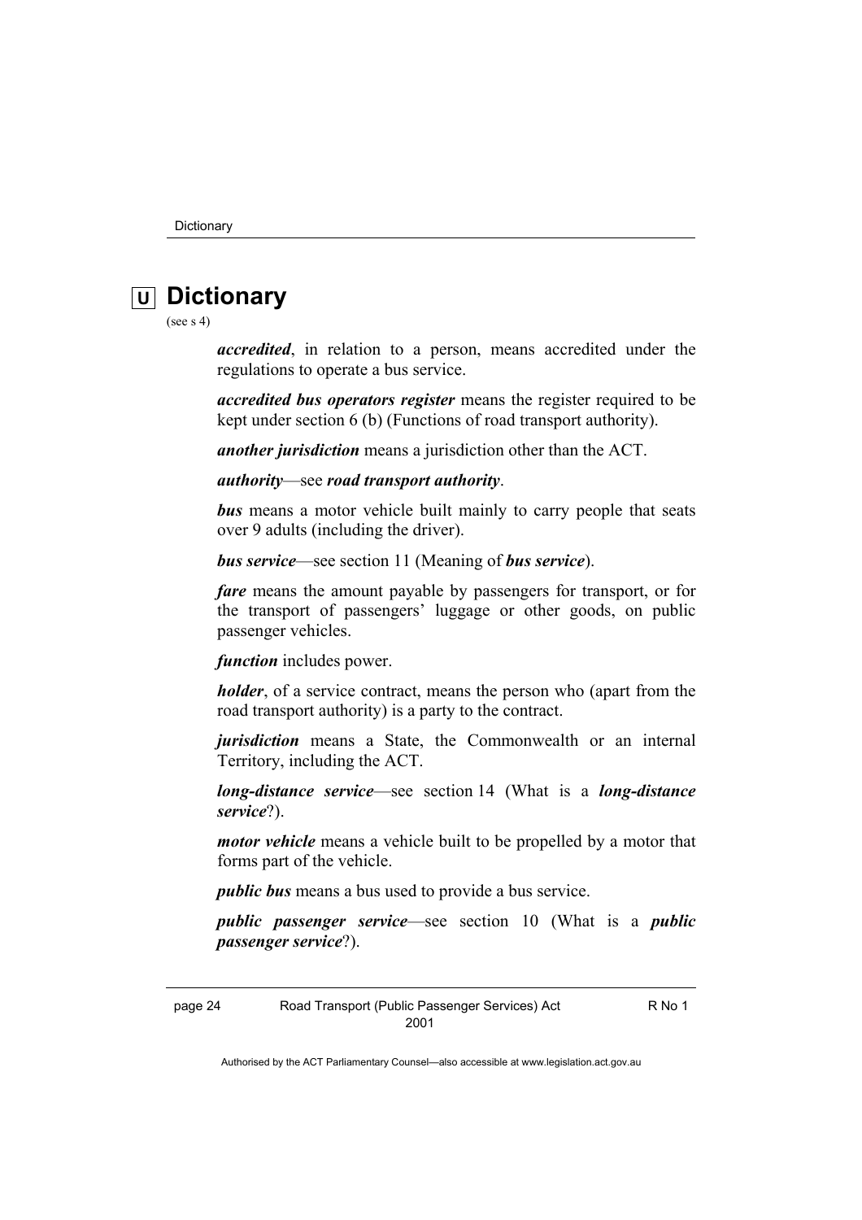# Dictionary

(see s 4)

***accredited***, in relation to a person, means accredited under the regulations to operate a bus service.

***accredited bus operators register*** means the register required to be kept under section 6 (b) (Functions of road transport authority).

***another jurisdiction*** means a jurisdiction other than the ACT.

***authority***—see ***road transport authority***.

***bus*** means a motor vehicle built mainly to carry people that seats over 9 adults (including the driver).

***bus service***—see section 11 (Meaning of ***bus service***).

***fare*** means the amount payable by passengers for transport, or for the transport of passengers' luggage or other goods, on public passenger vehicles.

***function*** includes power.

***holder***, of a service contract, means the person who (apart from the road transport authority) is a party to the contract.

***jurisdiction*** means a State, the Commonwealth or an internal Territory, including the ACT.

***long-distance service***—see section 14 (What is a ***long-distance service***?).

***motor vehicle*** means a vehicle built to be propelled by a motor that forms part of the vehicle.

***public bus*** means a bus used to provide a bus service.

***public passenger service***—see section 10 (What is a ***public passenger service***?).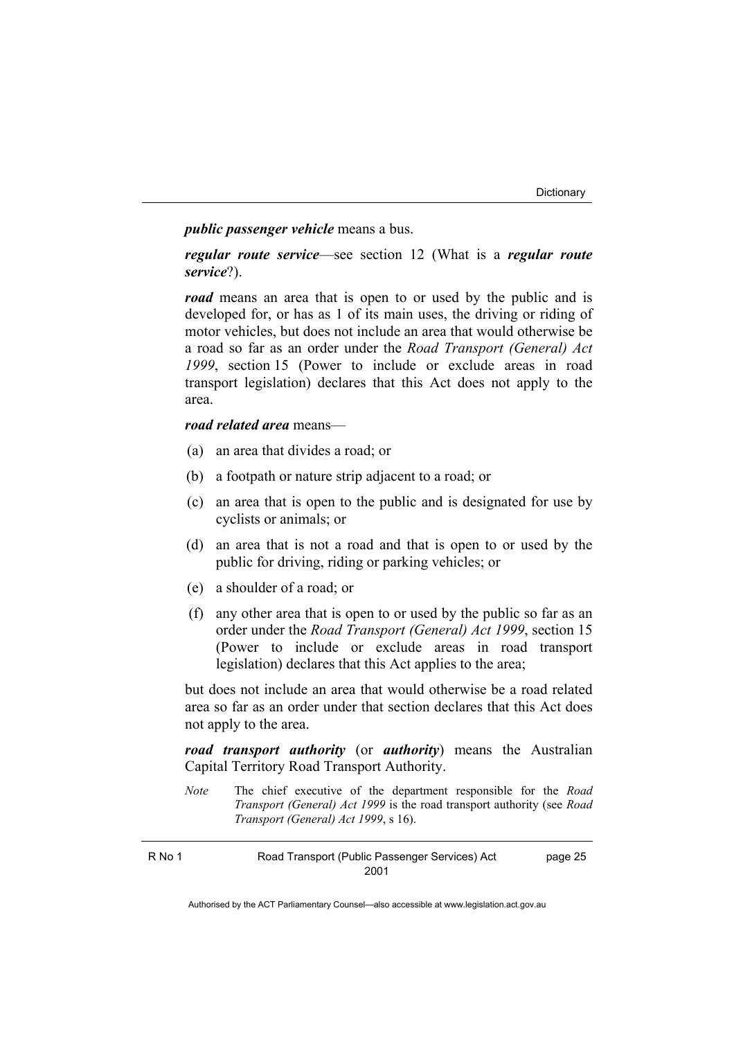***public passenger vehicle*** means a bus.

***regular route service***—see section 12 (What is a ***regular route service***?).

***road*** means an area that is open to or used by the public and is developed for, or has as 1 of its main uses, the driving or riding of motor vehicles, but does not include an area that would otherwise be a road so far as an order under the *Road Transport (General) Act 1999*, section 15 (Power to include or exclude areas in road transport legislation) declares that this Act does not apply to the area.

***road related area*** means—

(a) an area that divides a road; or

(b) a footpath or nature strip adjacent to a road; or

(c) an area that is open to the public and is designated for use by cyclists or animals; or

(d) an area that is not a road and that is open to or used by the public for driving, riding or parking vehicles; or

(e) a shoulder of a road; or

(f) any other area that is open to or used by the public so far as an order under the *Road Transport (General) Act 1999*, section 15 (Power to include or exclude areas in road transport legislation) declares that this Act applies to the area;

but does not include an area that would otherwise be a road related area so far as an order under that section declares that this Act does not apply to the area.

***road transport authority*** (or ***authority***) means the Australian Capital Territory Road Transport Authority.

*Note* The chief executive of the department responsible for the *Road Transport (General) Act 1999* is the road transport authority (see *Road Transport (General) Act 1999*, s 16).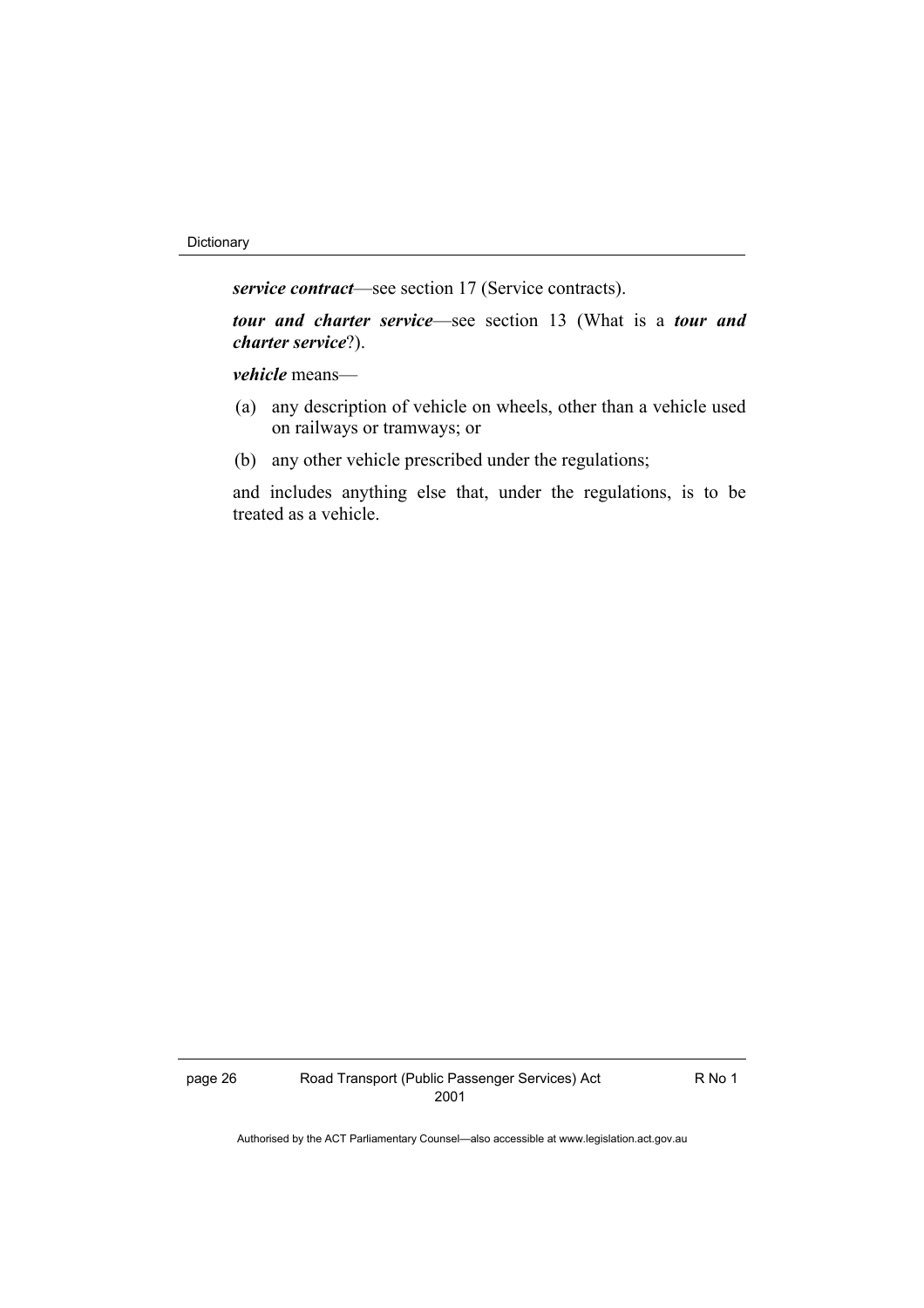***service contract***—see section 17 (Service contracts).

***tour and charter service***—see section 13 (What is a ***tour and charter service***?).

***vehicle*** means—

(a) any description of vehicle on wheels, other than a vehicle used on railways or tramways; or

(b) any other vehicle prescribed under the regulations;

and includes anything else that, under the regulations, is to be treated as a vehicle.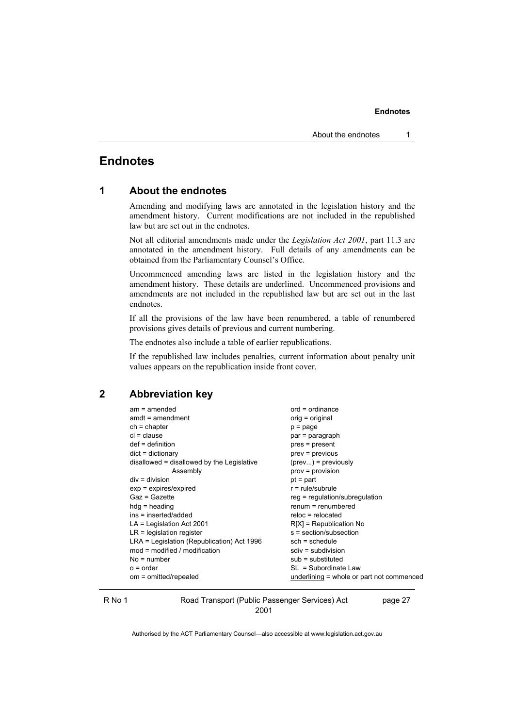# Endnotes

## 1 About the endnotes

Amending and modifying laws are annotated in the legislation history and the amendment history. Current modifications are not included in the republished law but are set out in the endnotes.

Not all editorial amendments made under the *Legislation Act 2001*, part 11.3 are annotated in the amendment history. Full details of any amendments can be obtained from the Parliamentary Counsel's Office.

Uncommenced amending laws are listed in the legislation history and the amendment history. These details are underlined. Uncommenced provisions and amendments are not included in the republished law but are set out in the last endnotes.

If all the provisions of the law have been renumbered, a table of renumbered provisions gives details of previous and current numbering.

The endnotes also include a table of earlier republications.

If the republished law includes penalties, current information about penalty unit values appears on the republication inside front cover.

## 2 Abbreviation key

am = amended
amdt = amendment
ch = chapter
cl = clause
def = definition
dict = dictionary
disallowed = disallowed by the Legislative Assembly
div = division
exp = expires/expired
Gaz = Gazette
hdg = heading
ins = inserted/added
LA = Legislation Act 2001
LR = legislation register
LRA = Legislation (Republication) Act 1996
mod = modified / modification
No = number
o = order
om = omitted/repealed
ord = ordinance
orig = original
p = page
par = paragraph
pres = present
prev = previous
(prev...) = previously
prov = provision
pt = part
r = rule/subrule
reg = regulation/subregulation
renum = renumbered
reloc = relocated
R[X] = Republication No
s = section/subsection
sch = schedule
sdiv = subdivision
sub = substituted
SL = Subordinate Law
<u>underlining</u> = whole or part not commenced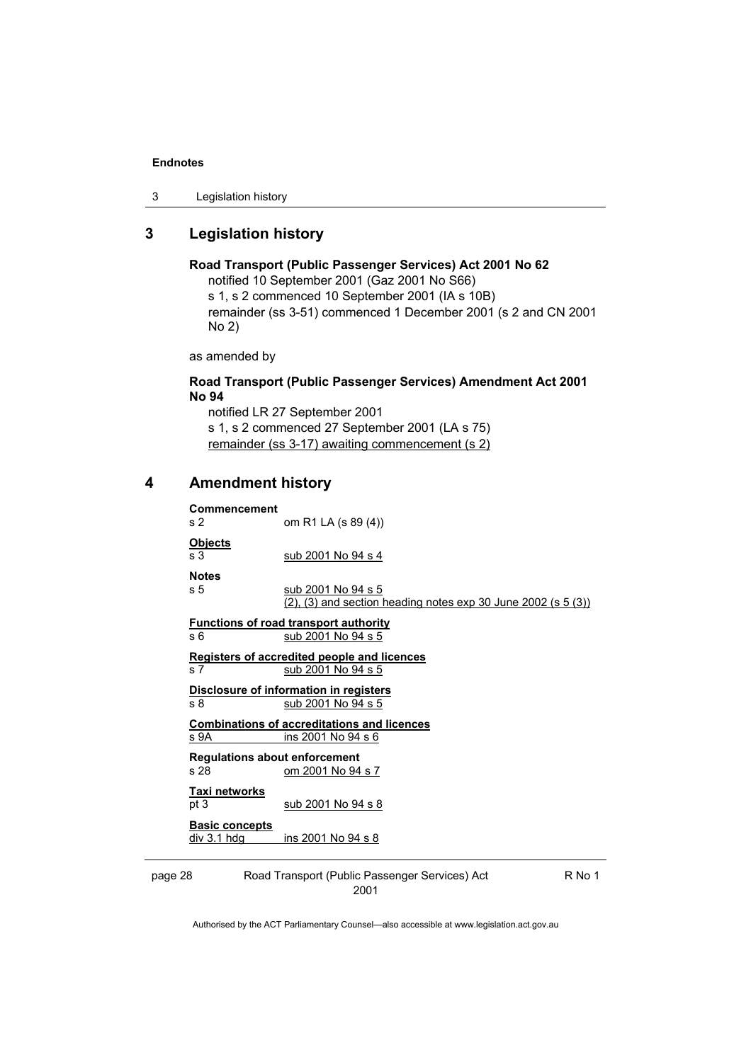## 3 Legislation history

**Road Transport (Public Passenger Services) Act 2001 No 62**
notified 10 September 2001 (Gaz 2001 No S66)
s 1, s 2 commenced 10 September 2001 (IA s 10B)
remainder (ss 3-51) commenced 1 December 2001 (s 2 and CN 2001 No 2)

as amended by

**Road Transport (Public Passenger Services) Amendment Act 2001 No 94**
notified LR 27 September 2001
s 1, s 2 commenced 27 September 2001 (LA s 75)
remainder (ss 3-17) awaiting commencement (s 2)

## 4 Amendment history

**Commencement**
s 2 om R1 LA (s 89 (4))

**Objects**
s 3 sub 2001 No 94 s 4

**Notes**
s 5 sub 2001 No 94 s 5
(2), (3) and section heading notes exp 30 June 2002 (s 5 (3))

**Functions of road transport authority**
s 6 sub 2001 No 94 s 5

**Registers of accredited people and licences**
s 7 sub 2001 No 94 s 5

**Disclosure of information in registers**
s 8 sub 2001 No 94 s 5

**Combinations of accreditations and licences**
s 9A ins 2001 No 94 s 6

**Regulations about enforcement**
s 28 om 2001 No 94 s 7

**Taxi networks**
pt 3 sub 2001 No 94 s 8

**Basic concepts**
div 3.1 hdg ins 2001 No 94 s 8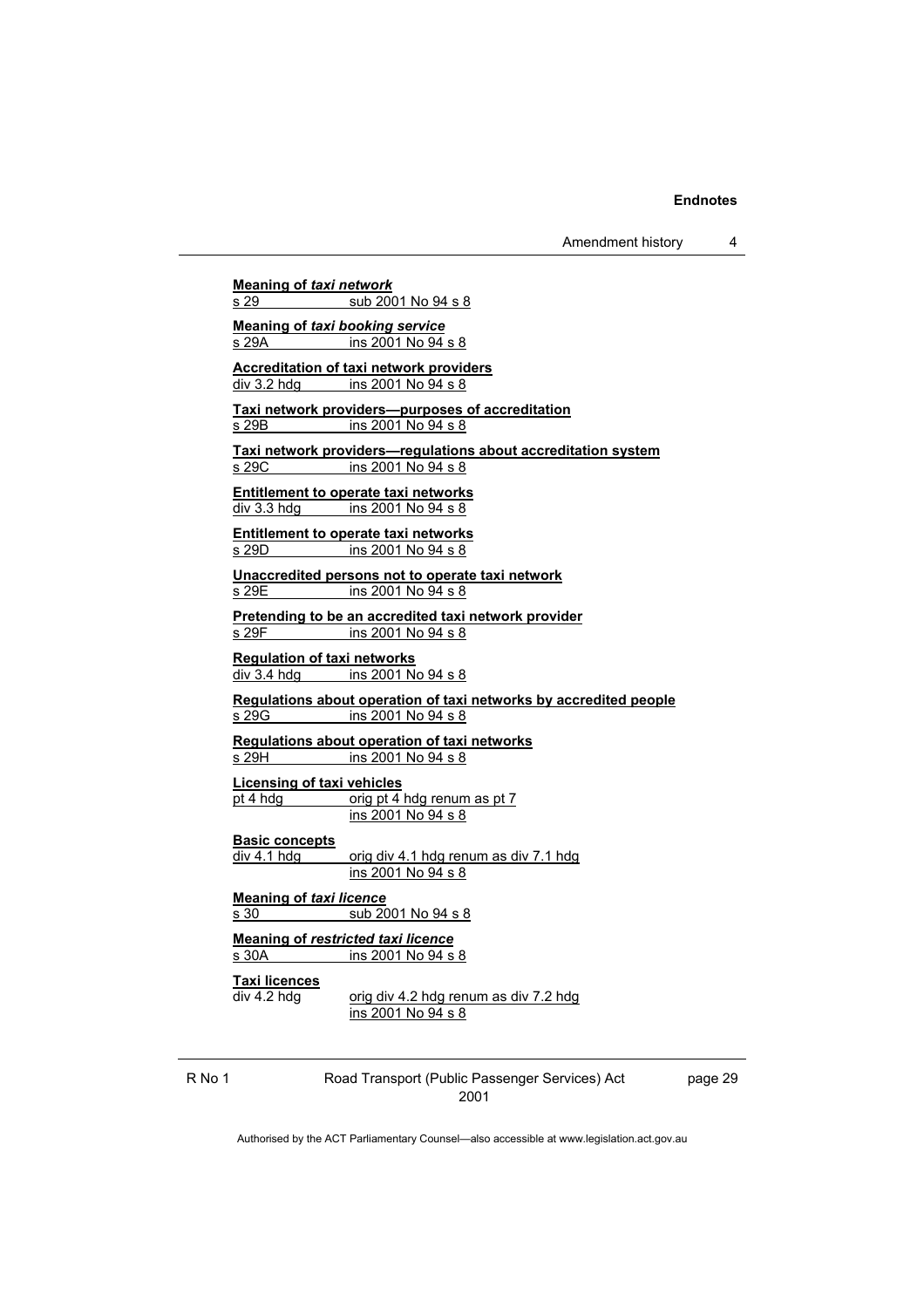**Meaning of *taxi network***

s 29 sub 2001 No 94 s 8

**Meaning of *taxi booking service***

s 29A ins 2001 No 94 s 8

**Accreditation of taxi network providers**

div 3.2 hdg ins 2001 No 94 s 8

**Taxi network providers—purposes of accreditation**

s 29B ins 2001 No 94 s 8

**Taxi network providers—regulations about accreditation system**

s 29C ins 2001 No 94 s 8

**Entitlement to operate taxi networks**

div 3.3 hdg ins 2001 No 94 s 8

**Entitlement to operate taxi networks**

s 29D ins 2001 No 94 s 8

**Unaccredited persons not to operate taxi network**

s 29E ins 2001 No 94 s 8

**Pretending to be an accredited taxi network provider**

s 29F ins 2001 No 94 s 8

**Regulation of taxi networks**

div 3.4 hdg ins 2001 No 94 s 8

**Regulations about operation of taxi networks by accredited people**

s 29G ins 2001 No 94 s 8

**Regulations about operation of taxi networks**

s 29H ins 2001 No 94 s 8

**Licensing of taxi vehicles**

pt 4 hdg orig pt 4 hdg renum as pt 7
ins 2001 No 94 s 8

**Basic concepts**

div 4.1 hdg orig div 4.1 hdg renum as div 7.1 hdg
ins 2001 No 94 s 8

**Meaning of *taxi licence***

s 30 sub 2001 No 94 s 8

**Meaning of *restricted taxi licence***

s 30A ins 2001 No 94 s 8

**Taxi licences**

div 4.2 hdg orig div 4.2 hdg renum as div 7.2 hdg
ins 2001 No 94 s 8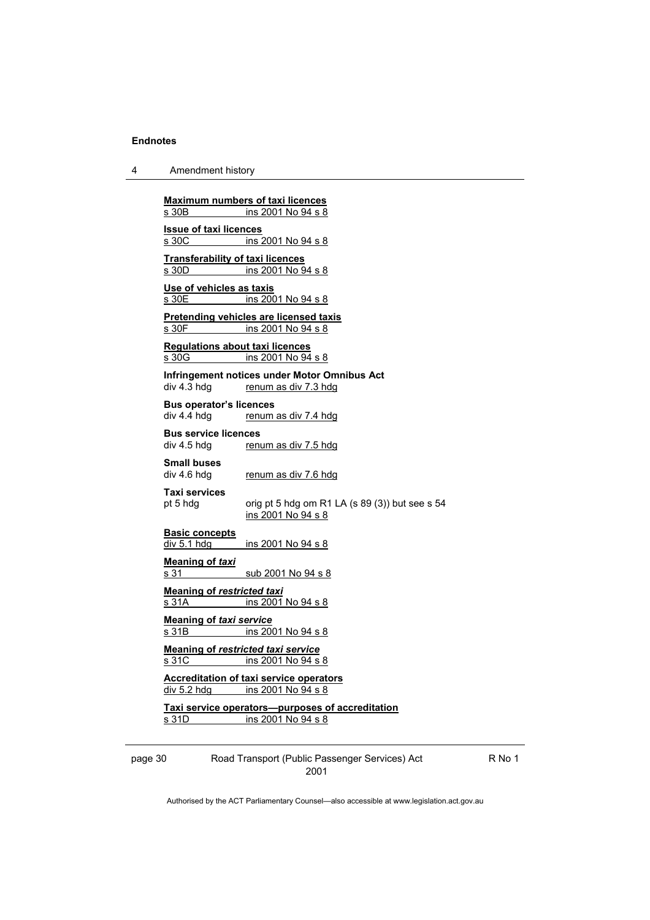**Maximum numbers of taxi licences**
s 30B ins 2001 No 94 s 8

**Issue of taxi licences**
s 30C ins 2001 No 94 s 8

**Transferability of taxi licences**
s 30D ins 2001 No 94 s 8

**Use of vehicles as taxis**
s 30E ins 2001 No 94 s 8

**Pretending vehicles are licensed taxis**
s 30F ins 2001 No 94 s 8

**Regulations about taxi licences**
s 30G ins 2001 No 94 s 8

**Infringement notices under Motor Omnibus Act**
div 4.3 hdg renum as div 7.3 hdg

**Bus operator's licences**
div 4.4 hdg renum as div 7.4 hdg

**Bus service licences**
div 4.5 hdg renum as div 7.5 hdg

**Small buses**
div 4.6 hdg renum as div 7.6 hdg

**Taxi services**
pt 5 hdg orig pt 5 hdg om R1 LA (s 89 (3)) but see s 54
ins 2001 No 94 s 8

**Basic concepts**
div 5.1 hdg ins 2001 No 94 s 8

**Meaning of *taxi***
s 31 sub 2001 No 94 s 8

**Meaning of *restricted taxi***
s 31A ins 2001 No 94 s 8

**Meaning of *taxi service***
s 31B ins 2001 No 94 s 8

**Meaning of *restricted taxi service***
s 31C ins 2001 No 94 s 8

**Accreditation of taxi service operators**
div 5.2 hdg ins 2001 No 94 s 8

**Taxi service operators—purposes of accreditation**
s 31D ins 2001 No 94 s 8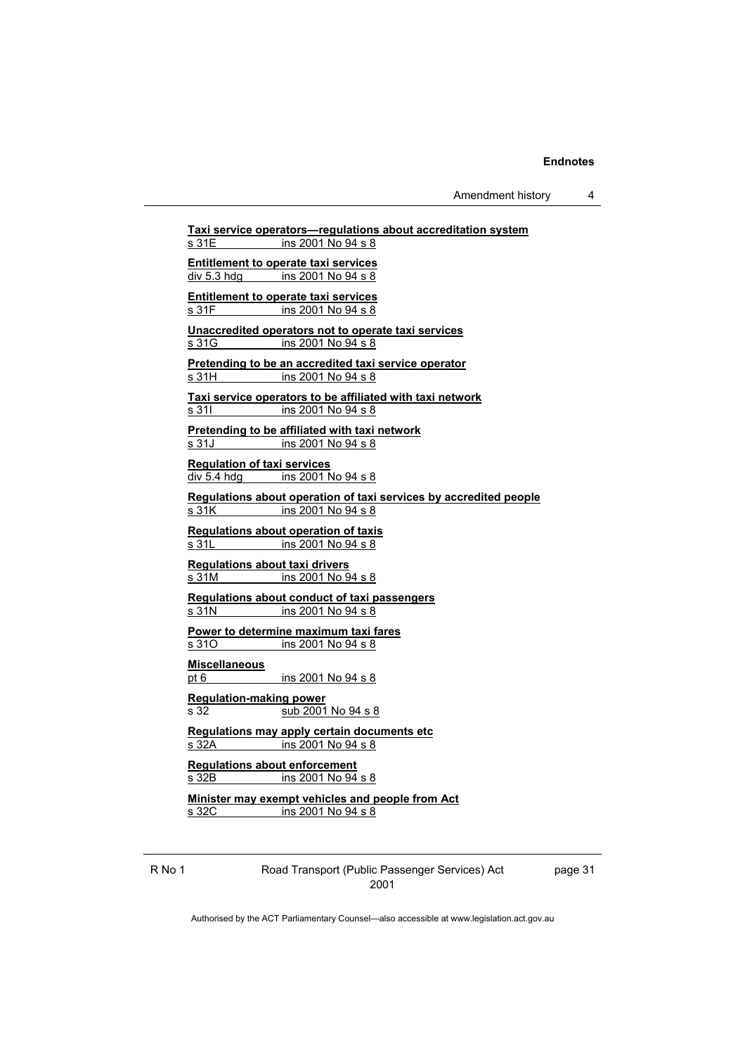**Taxi service operators—regulations about accreditation system**
s 31E ins 2001 No 94 s 8

**Entitlement to operate taxi services**
div 5.3 hdg ins 2001 No 94 s 8

**Entitlement to operate taxi services**
s 31F ins 2001 No 94 s 8

**Unaccredited operators not to operate taxi services**
s 31G ins 2001 No 94 s 8

**Pretending to be an accredited taxi service operator**
s 31H ins 2001 No 94 s 8

**Taxi service operators to be affiliated with taxi network**
s 31I ins 2001 No 94 s 8

**Pretending to be affiliated with taxi network**
s 31J ins 2001 No 94 s 8

**Regulation of taxi services**
div 5.4 hdg ins 2001 No 94 s 8

**Regulations about operation of taxi services by accredited people**
s 31K ins 2001 No 94 s 8

**Regulations about operation of taxis**
s 31L ins 2001 No 94 s 8

**Regulations about taxi drivers**
s 31M ins 2001 No 94 s 8

**Regulations about conduct of taxi passengers**
s 31N ins 2001 No 94 s 8

**Power to determine maximum taxi fares**
s 31O ins 2001 No 94 s 8

**Miscellaneous**
pt 6 ins 2001 No 94 s 8

**Regulation-making power**
s 32 sub 2001 No 94 s 8

**Regulations may apply certain documents etc**
s 32A ins 2001 No 94 s 8

**Regulations about enforcement**
s 32B ins 2001 No 94 s 8

**Minister may exempt vehicles and people from Act**
s 32C ins 2001 No 94 s 8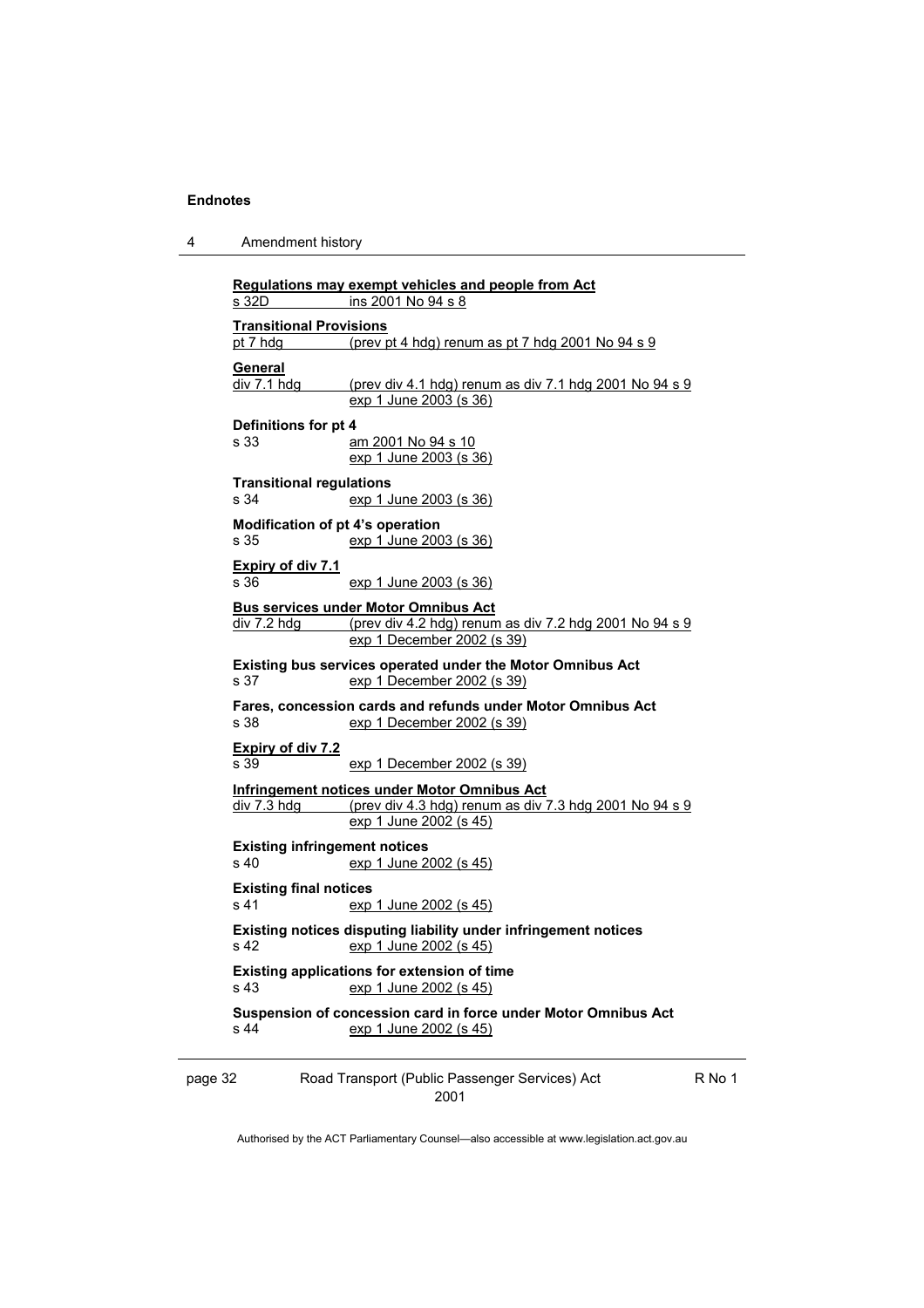**Regulations may exempt vehicles and people from Act**

s 32D ins 2001 No 94 s 8

**Transitional Provisions**

pt 7 hdg (prev pt 4 hdg) renum as pt 7 hdg 2001 No 94 s 9

**General**

div 7.1 hdg (prev div 4.1 hdg) renum as div 7.1 hdg 2001 No 94 s 9
exp 1 June 2003 (s 36)

**Definitions for pt 4**

s 33 am 2001 No 94 s 10
exp 1 June 2003 (s 36)

**Transitional regulations**

s 34 exp 1 June 2003 (s 36)

**Modification of pt 4's operation**

s 35 exp 1 June 2003 (s 36)

**Expiry of div 7.1**

s 36 exp 1 June 2003 (s 36)

**Bus services under Motor Omnibus Act**

div 7.2 hdg (prev div 4.2 hdg) renum as div 7.2 hdg 2001 No 94 s 9
exp 1 December 2002 (s 39)

**Existing bus services operated under the Motor Omnibus Act**

s 37 exp 1 December 2002 (s 39)

**Fares, concession cards and refunds under Motor Omnibus Act**

s 38 exp 1 December 2002 (s 39)

**Expiry of div 7.2**

s 39 exp 1 December 2002 (s 39)

**Infringement notices under Motor Omnibus Act**

div 7.3 hdg (prev div 4.3 hdg) renum as div 7.3 hdg 2001 No 94 s 9
exp 1 June 2002 (s 45)

**Existing infringement notices**

s 40 exp 1 June 2002 (s 45)

**Existing final notices**

s 41 exp 1 June 2002 (s 45)

**Existing notices disputing liability under infringement notices**

s 42 exp 1 June 2002 (s 45)

**Existing applications for extension of time**

s 43 exp 1 June 2002 (s 45)

**Suspension of concession card in force under Motor Omnibus Act**

s 44 exp 1 June 2002 (s 45)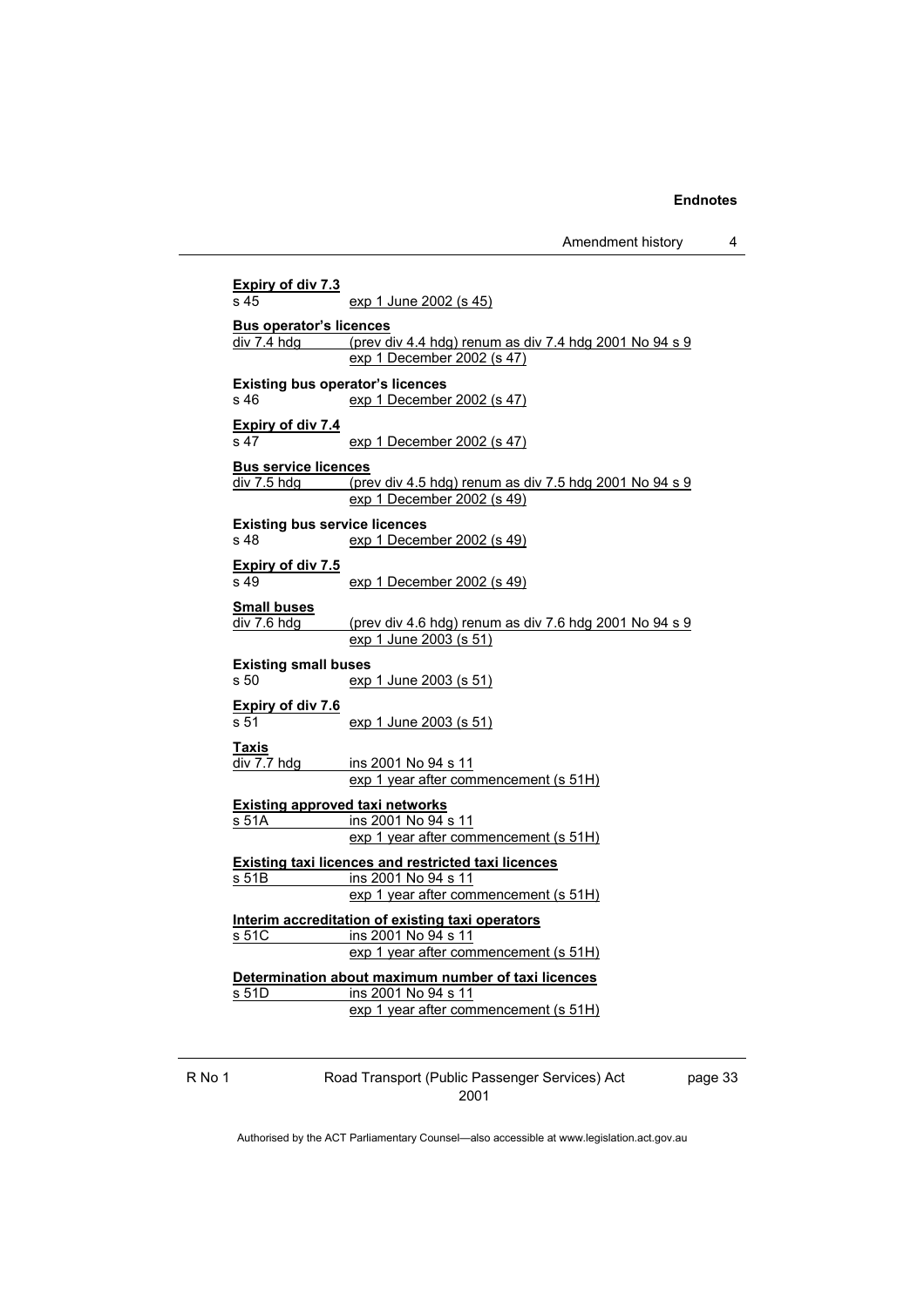**Expiry of div 7.3**
s 45 exp 1 June 2002 (s 45)

**Bus operator's licences**
div 7.4 hdg (prev div 4.4 hdg) renum as div 7.4 hdg 2001 No 94 s 9
exp 1 December 2002 (s 47)

**Existing bus operator's licences**
s 46 exp 1 December 2002 (s 47)

**Expiry of div 7.4**
s 47 exp 1 December 2002 (s 47)

**Bus service licences**
div 7.5 hdg (prev div 4.5 hdg) renum as div 7.5 hdg 2001 No 94 s 9
exp 1 December 2002 (s 49)

**Existing bus service licences**
s 48 exp 1 December 2002 (s 49)

**Expiry of div 7.5**
s 49 exp 1 December 2002 (s 49)

**Small buses**
div 7.6 hdg (prev div 4.6 hdg) renum as div 7.6 hdg 2001 No 94 s 9
exp 1 June 2003 (s 51)

**Existing small buses**
s 50 exp 1 June 2003 (s 51)

**Expiry of div 7.6**
s 51 exp 1 June 2003 (s 51)

**Taxis**
div 7.7 hdg ins 2001 No 94 s 11
exp 1 year after commencement (s 51H)

**Existing approved taxi networks**
s 51A ins 2001 No 94 s 11
exp 1 year after commencement (s 51H)

**Existing taxi licences and restricted taxi licences**
s 51B ins 2001 No 94 s 11
exp 1 year after commencement (s 51H)

**Interim accreditation of existing taxi operators**
s 51C ins 2001 No 94 s 11
exp 1 year after commencement (s 51H)

**Determination about maximum number of taxi licences**
s 51D ins 2001 No 94 s 11
exp 1 year after commencement (s 51H)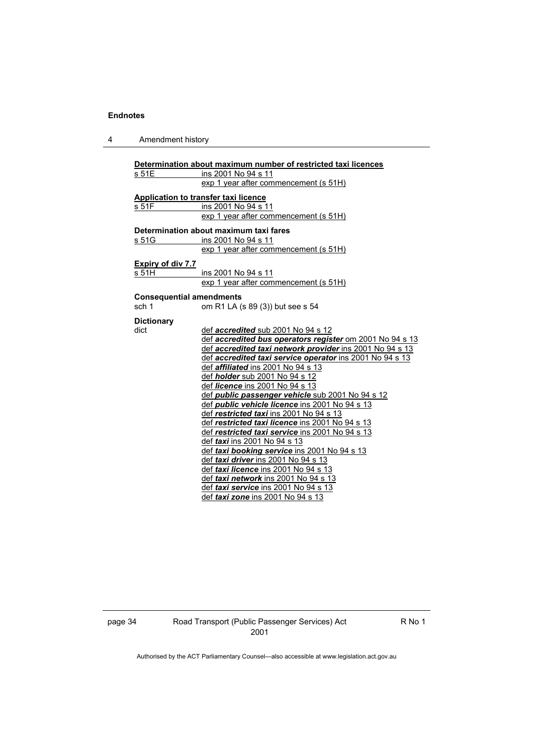**Determination about maximum number of restricted taxi licences**

| | |
|---|---|
| s 51E | ins 2001 No 94 s 11 |
| | exp 1 year after commencement (s 51H) |

**Application to transfer taxi licence**

| | |
|---|---|
| s 51F | ins 2001 No 94 s 11 |
| | exp 1 year after commencement (s 51H) |

**Determination about maximum taxi fares**

| | |
|---|---|
| s 51G | ins 2001 No 94 s 11 |
| | exp 1 year after commencement (s 51H) |

**Expiry of div 7.7**

| | |
|---|---|
| s 51H | ins 2001 No 94 s 11 |
| | exp 1 year after commencement (s 51H) |

**Consequential amendments**

| | |
|---|---|
| sch 1 | om R1 LA (s 89 (3)) but see s 54 |

**Dictionary**

dict
- def ***accredited*** sub 2001 No 94 s 12
- def ***accredited bus operators register*** om 2001 No 94 s 13
- def ***accredited taxi network provider*** ins 2001 No 94 s 13
- def ***accredited taxi service operator*** ins 2001 No 94 s 13
- def ***affiliated*** ins 2001 No 94 s 13
- def ***holder*** sub 2001 No 94 s 12
- def ***licence*** ins 2001 No 94 s 13
- def ***public passenger vehicle*** sub 2001 No 94 s 12
- def ***public vehicle licence*** ins 2001 No 94 s 13
- def ***restricted taxi*** ins 2001 No 94 s 13
- def ***restricted taxi licence*** ins 2001 No 94 s 13
- def ***restricted taxi service*** ins 2001 No 94 s 13
- def ***taxi*** ins 2001 No 94 s 13
- def ***taxi booking service*** ins 2001 No 94 s 13
- def ***taxi driver*** ins 2001 No 94 s 13
- def ***taxi licence*** ins 2001 No 94 s 13
- def ***taxi network*** ins 2001 No 94 s 13
- def ***taxi service*** ins 2001 No 94 s 13
- def ***taxi zone*** ins 2001 No 94 s 13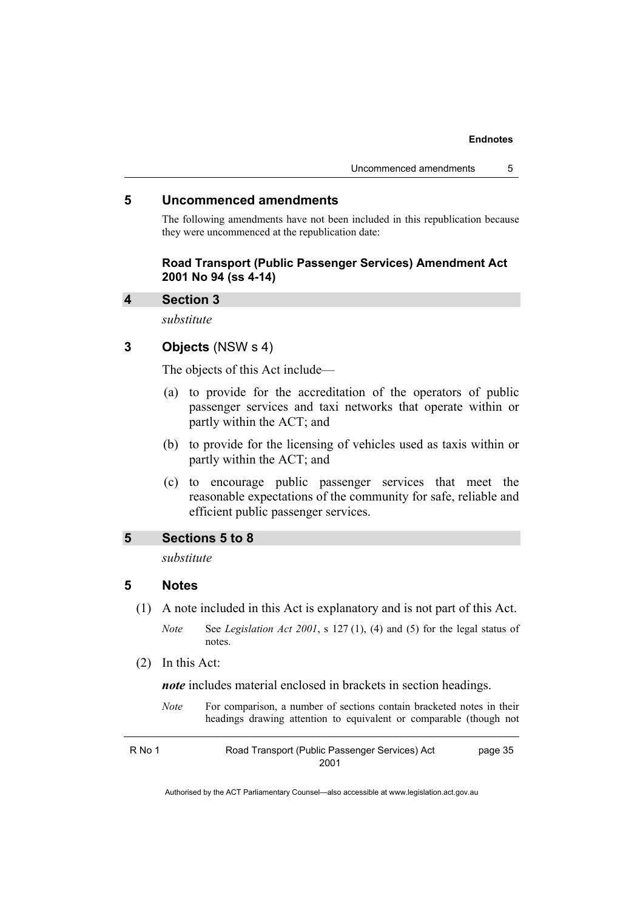## 5 Uncommenced amendments

The following amendments have not been included in this republication because they were uncommenced at the republication date:

**Road Transport (Public Passenger Services) Amendment Act 2001 No 94 (ss 4-14)**

### 4 Section 3

*substitute*

### 3 Objects (NSW s 4)

The objects of this Act include—

(a) to provide for the accreditation of the operators of public passenger services and taxi networks that operate within or partly within the ACT; and

(b) to provide for the licensing of vehicles used as taxis within or partly within the ACT; and

(c) to encourage public passenger services that meet the reasonable expectations of the community for safe, reliable and efficient public passenger services.

### 5 Sections 5 to 8

*substitute*

### 5 Notes

(1) A note included in this Act is explanatory and is not part of this Act.

*Note* See *Legislation Act 2001*, s 127 (1), (4) and (5) for the legal status of notes.

(2) In this Act:

***note*** includes material enclosed in brackets in section headings.

*Note* For comparison, a number of sections contain bracketed notes in their headings drawing attention to equivalent or comparable (though not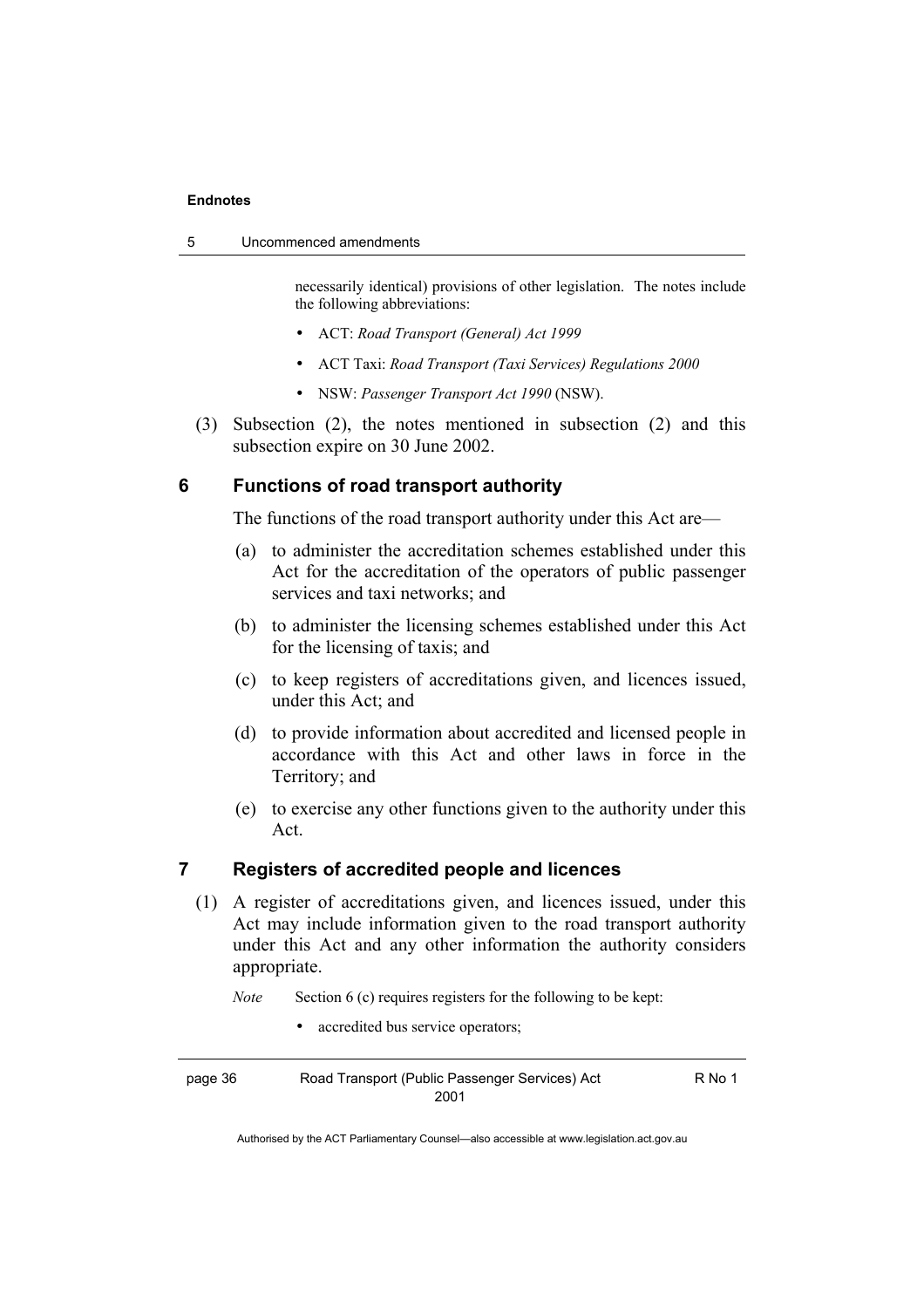necessarily identical) provisions of other legislation. The notes include the following abbreviations:

- ACT: *Road Transport (General) Act 1999*
- ACT Taxi: *Road Transport (Taxi Services) Regulations 2000*
- NSW: *Passenger Transport Act 1990* (NSW).

(3) Subsection (2), the notes mentioned in subsection (2) and this subsection expire on 30 June 2002.

## 6 Functions of road transport authority

The functions of the road transport authority under this Act are—

(a) to administer the accreditation schemes established under this Act for the accreditation of the operators of public passenger services and taxi networks; and

(b) to administer the licensing schemes established under this Act for the licensing of taxis; and

(c) to keep registers of accreditations given, and licences issued, under this Act; and

(d) to provide information about accredited and licensed people in accordance with this Act and other laws in force in the Territory; and

(e) to exercise any other functions given to the authority under this Act.

## 7 Registers of accredited people and licences

(1) A register of accreditations given, and licences issued, under this Act may include information given to the road transport authority under this Act and any other information the authority considers appropriate.

*Note* Section 6 (c) requires registers for the following to be kept:

- accredited bus service operators;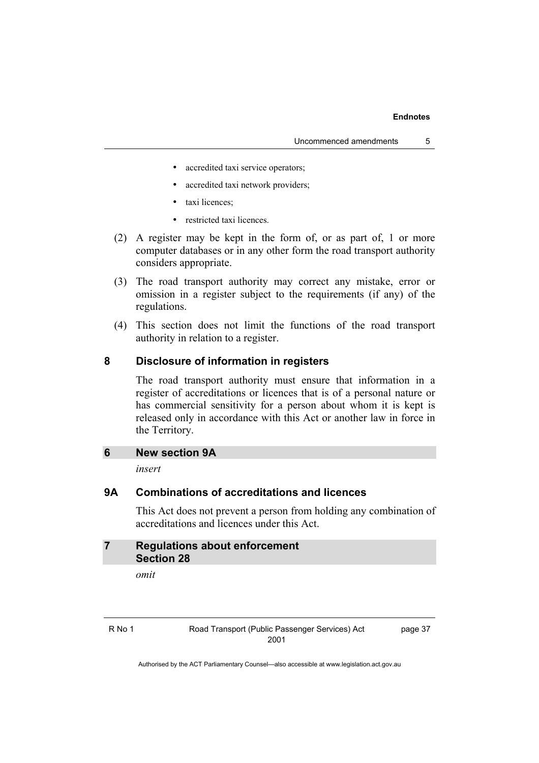- accredited taxi service operators;
- accredited taxi network providers;
- taxi licences;
- restricted taxi licences.

(2) A register may be kept in the form of, or as part of, 1 or more computer databases or in any other form the road transport authority considers appropriate.

(3) The road transport authority may correct any mistake, error or omission in a register subject to the requirements (if any) of the regulations.

(4) This section does not limit the functions of the road transport authority in relation to a register.

### 8 Disclosure of information in registers

The road transport authority must ensure that information in a register of accreditations or licences that is of a personal nature or has commercial sensitivity for a person about whom it is kept is released only in accordance with this Act or another law in force in the Territory.

## 6 New section 9A

*insert*

### 9A Combinations of accreditations and licences

This Act does not prevent a person from holding any combination of accreditations and licences under this Act.

## 7 Regulations about enforcement
## Section 28

*omit*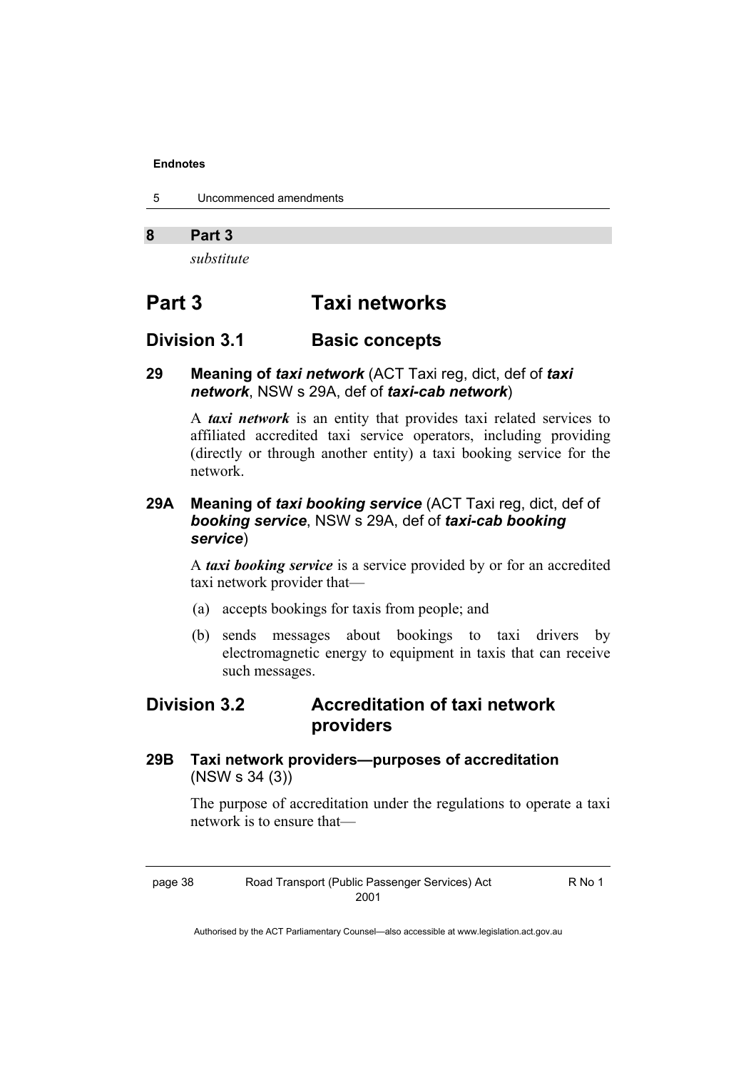## 8 Part 3

*substitute*

# Part 3 Taxi networks

## Division 3.1 Basic concepts

### 29 Meaning of *taxi network* (ACT Taxi reg, dict, def of *taxi network*, NSW s 29A, def of *taxi-cab network*)

A ***taxi network*** is an entity that provides taxi related services to affiliated accredited taxi service operators, including providing (directly or through another entity) a taxi booking service for the network.

### 29A Meaning of *taxi booking service* (ACT Taxi reg, dict, def of *booking service*, NSW s 29A, def of *taxi-cab booking service*)

A ***taxi booking service*** is a service provided by or for an accredited taxi network provider that—

(a) accepts bookings for taxis from people; and

(b) sends messages about bookings to taxi drivers by electromagnetic energy to equipment in taxis that can receive such messages.

## Division 3.2 Accreditation of taxi network providers

### 29B Taxi network providers—purposes of accreditation (NSW s 34 (3))

The purpose of accreditation under the regulations to operate a taxi network is to ensure that—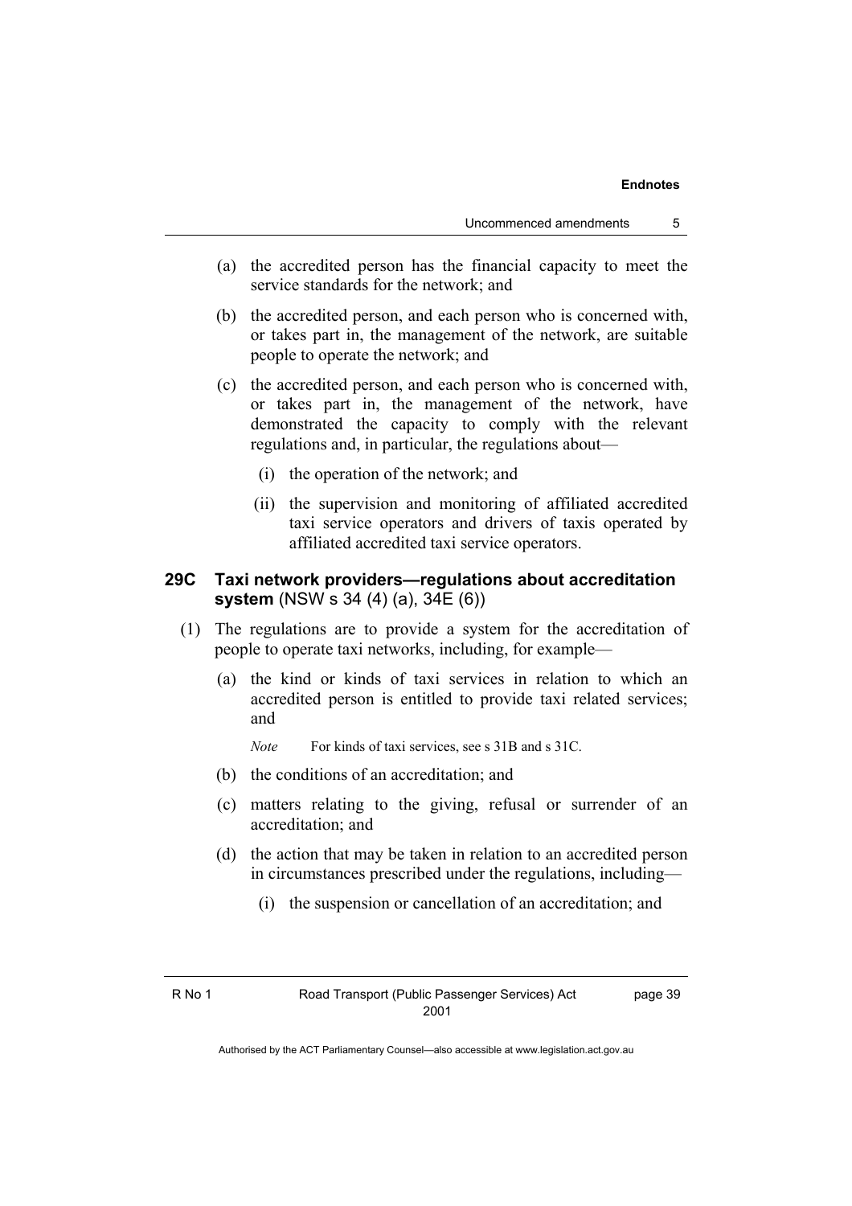(a) the accredited person has the financial capacity to meet the service standards for the network; and

(b) the accredited person, and each person who is concerned with, or takes part in, the management of the network, are suitable people to operate the network; and

(c) the accredited person, and each person who is concerned with, or takes part in, the management of the network, have demonstrated the capacity to comply with the relevant regulations and, in particular, the regulations about—

   (i) the operation of the network; and

   (ii) the supervision and monitoring of affiliated accredited taxi service operators and drivers of taxis operated by affiliated accredited taxi service operators.

### 29C Taxi network providers—regulations about accreditation system (NSW s 34 (4) (a), 34E (6))

(1) The regulations are to provide a system for the accreditation of people to operate taxi networks, including, for example—

(a) the kind or kinds of taxi services in relation to which an accredited person is entitled to provide taxi related services; and

*Note* For kinds of taxi services, see s 31B and s 31C.

(b) the conditions of an accreditation; and

(c) matters relating to the giving, refusal or surrender of an accreditation; and

(d) the action that may be taken in relation to an accredited person in circumstances prescribed under the regulations, including—

   (i) the suspension or cancellation of an accreditation; and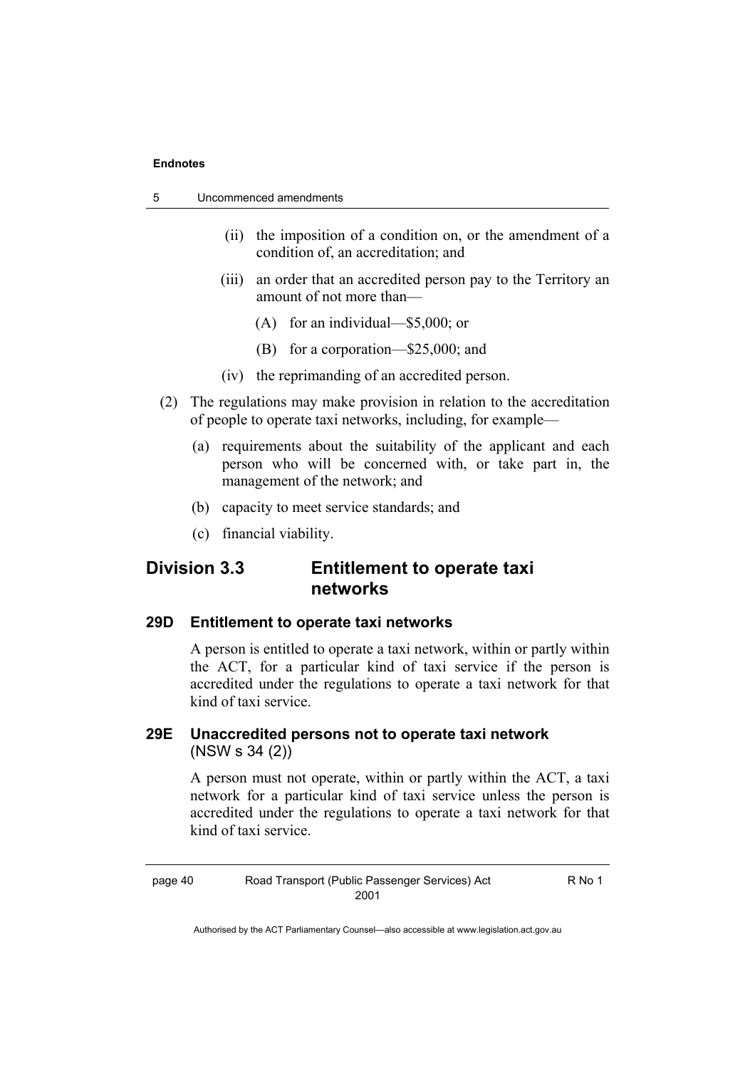(ii) the imposition of a condition on, or the amendment of a condition of, an accreditation; and

(iii) an order that an accredited person pay to the Territory an amount of not more than—

(A) for an individual—$5,000; or

(B) for a corporation—$25,000; and

(iv) the reprimanding of an accredited person.

(2) The regulations may make provision in relation to the accreditation of people to operate taxi networks, including, for example—

(a) requirements about the suitability of the applicant and each person who will be concerned with, or take part in, the management of the network; and

(b) capacity to meet service standards; and

(c) financial viability.

## Division 3.3 Entitlement to operate taxi networks

### 29D Entitlement to operate taxi networks

A person is entitled to operate a taxi network, within or partly within the ACT, for a particular kind of taxi service if the person is accredited under the regulations to operate a taxi network for that kind of taxi service.

### 29E Unaccredited persons not to operate taxi network

(NSW s 34 (2))

A person must not operate, within or partly within the ACT, a taxi network for a particular kind of taxi service unless the person is accredited under the regulations to operate a taxi network for that kind of taxi service.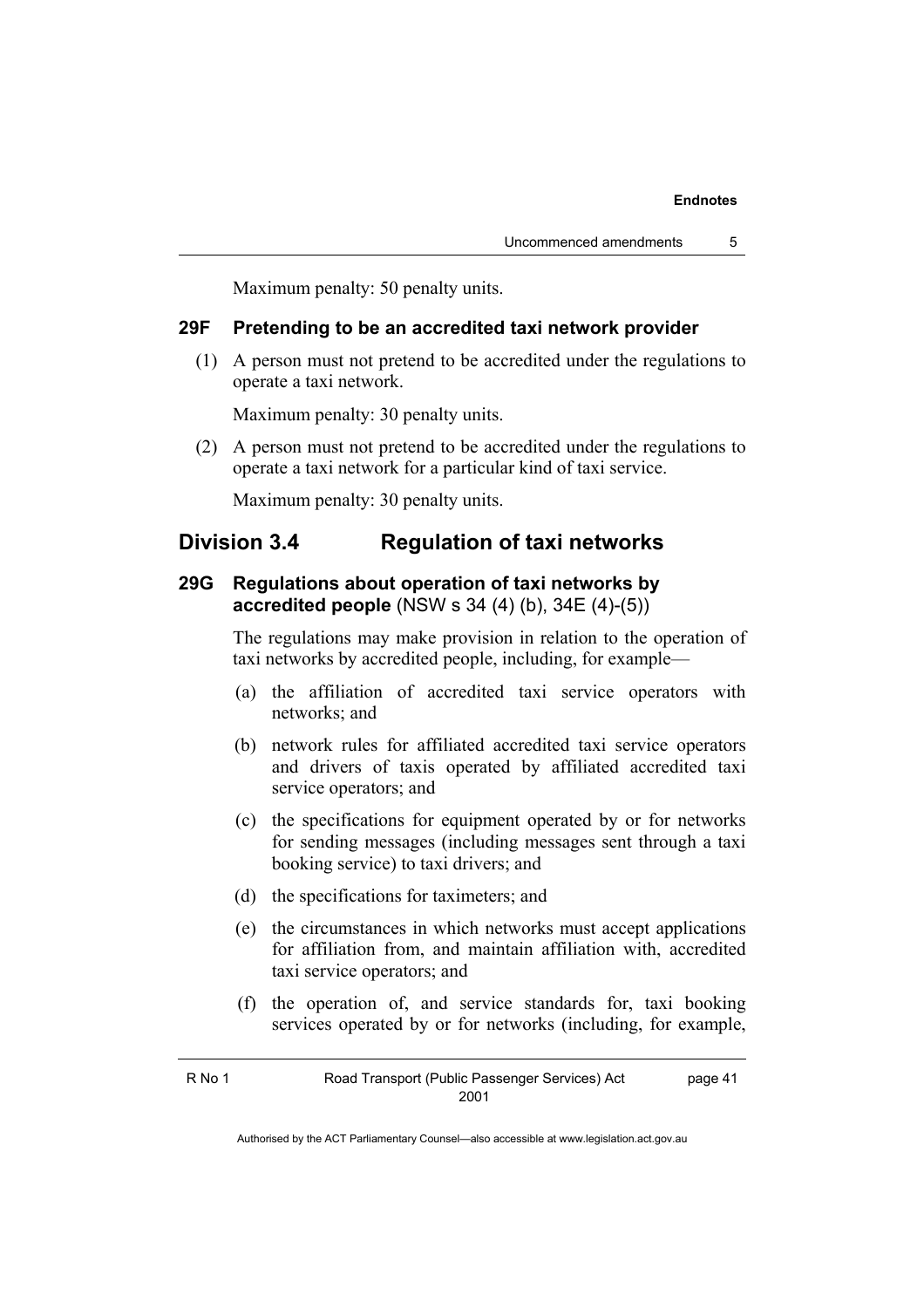Maximum penalty: 50 penalty units.

### 29F Pretending to be an accredited taxi network provider

(1) A person must not pretend to be accredited under the regulations to operate a taxi network.

Maximum penalty: 30 penalty units.

(2) A person must not pretend to be accredited under the regulations to operate a taxi network for a particular kind of taxi service.

Maximum penalty: 30 penalty units.

## Division 3.4 Regulation of taxi networks

### 29G Regulations about operation of taxi networks by accredited people (NSW s 34 (4) (b), 34E (4)-(5))

The regulations may make provision in relation to the operation of taxi networks by accredited people, including, for example—

(a) the affiliation of accredited taxi service operators with networks; and

(b) network rules for affiliated accredited taxi service operators and drivers of taxis operated by affiliated accredited taxi service operators; and

(c) the specifications for equipment operated by or for networks for sending messages (including messages sent through a taxi booking service) to taxi drivers; and

(d) the specifications for taximeters; and

(e) the circumstances in which networks must accept applications for affiliation from, and maintain affiliation with, accredited taxi service operators; and

(f) the operation of, and service standards for, taxi booking services operated by or for networks (including, for example,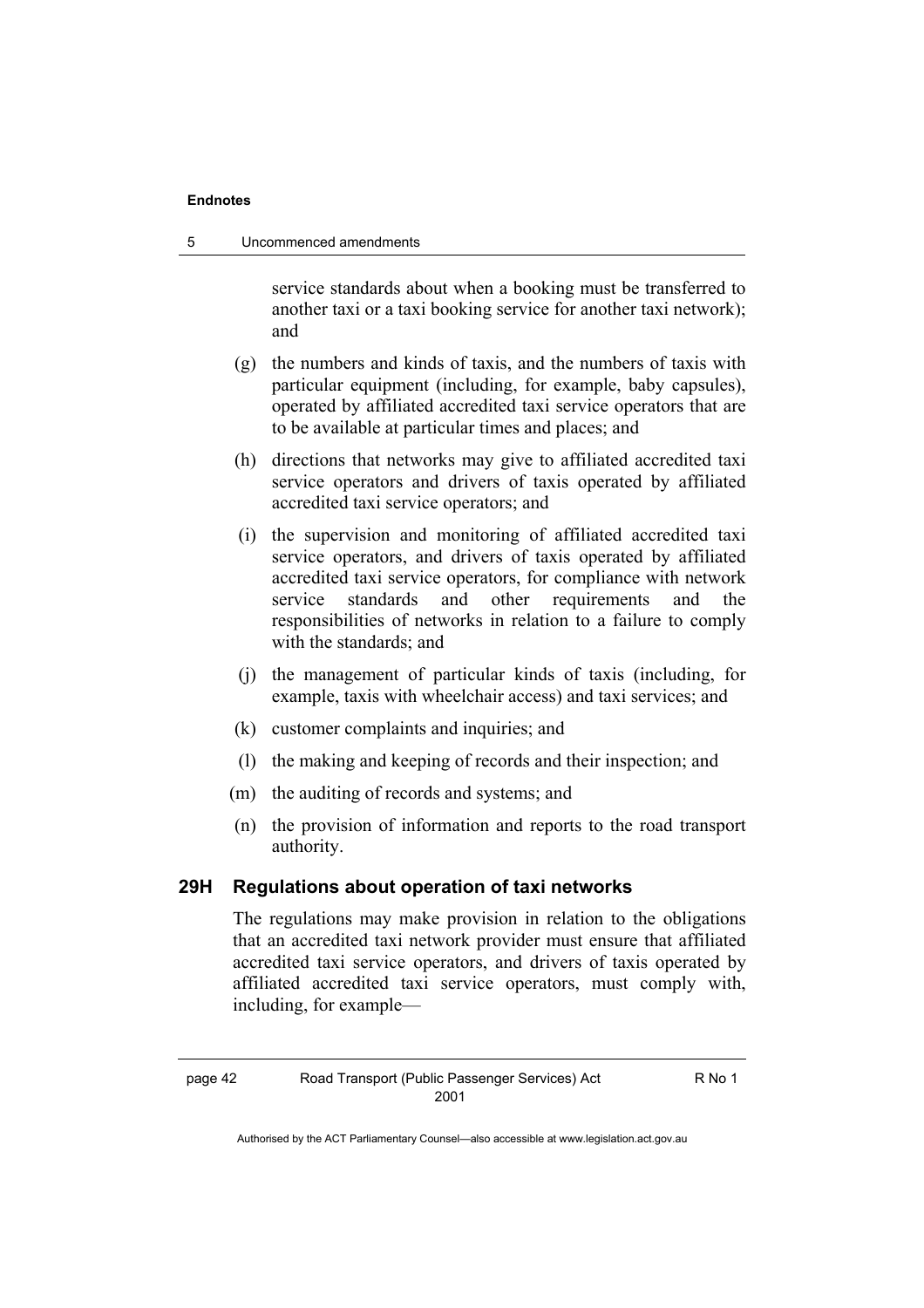service standards about when a booking must be transferred to another taxi or a taxi booking service for another taxi network); and

(g) the numbers and kinds of taxis, and the numbers of taxis with particular equipment (including, for example, baby capsules), operated by affiliated accredited taxi service operators that are to be available at particular times and places; and

(h) directions that networks may give to affiliated accredited taxi service operators and drivers of taxis operated by affiliated accredited taxi service operators; and

(i) the supervision and monitoring of affiliated accredited taxi service operators, and drivers of taxis operated by affiliated accredited taxi service operators, for compliance with network service standards and other requirements and the responsibilities of networks in relation to a failure to comply with the standards; and

(j) the management of particular kinds of taxis (including, for example, taxis with wheelchair access) and taxi services; and

(k) customer complaints and inquiries; and

(l) the making and keeping of records and their inspection; and

(m) the auditing of records and systems; and

(n) the provision of information and reports to the road transport authority.

### 29H Regulations about operation of taxi networks

The regulations may make provision in relation to the obligations that an accredited taxi network provider must ensure that affiliated accredited taxi service operators, and drivers of taxis operated by affiliated accredited taxi service operators, must comply with, including, for example—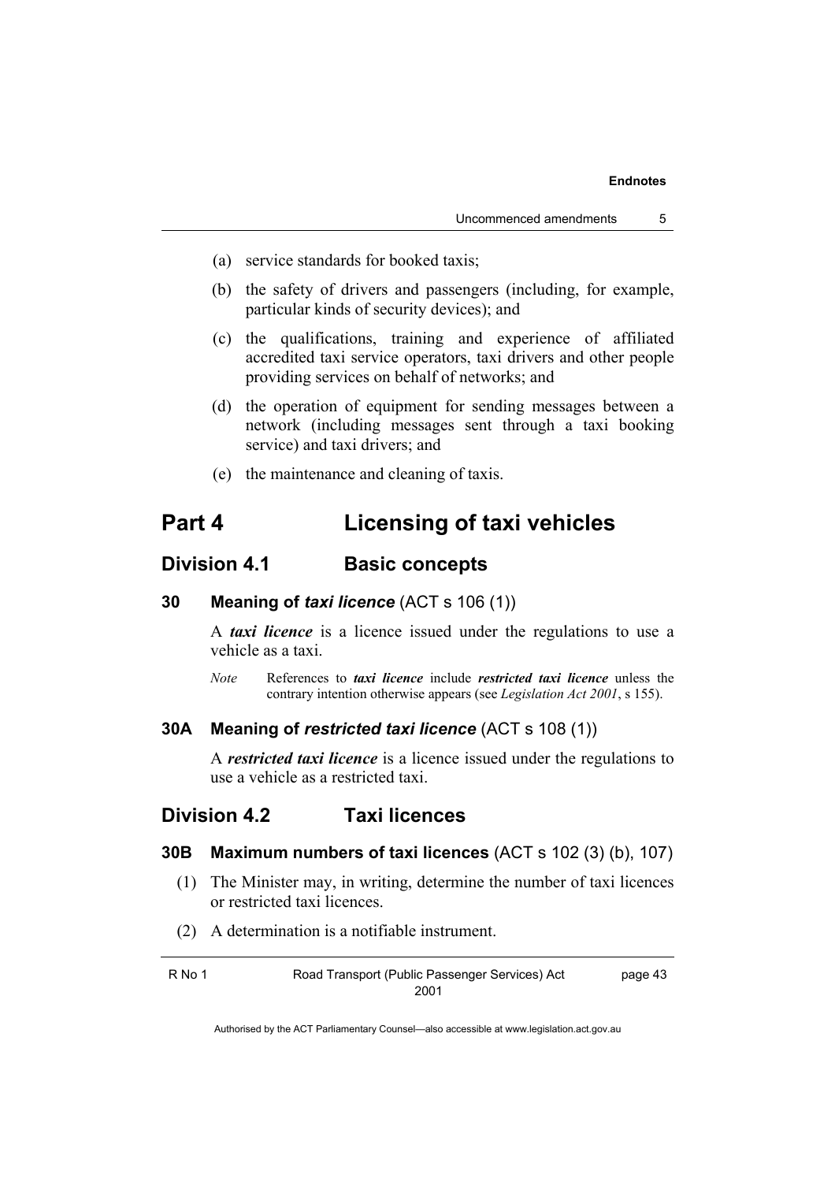(a) service standards for booked taxis;

(b) the safety of drivers and passengers (including, for example, particular kinds of security devices); and

(c) the qualifications, training and experience of affiliated accredited taxi service operators, taxi drivers and other people providing services on behalf of networks; and

(d) the operation of equipment for sending messages between a network (including messages sent through a taxi booking service) and taxi drivers; and

(e) the maintenance and cleaning of taxis.

# Part 4 Licensing of taxi vehicles

## Division 4.1 Basic concepts

### 30 Meaning of *taxi licence* (ACT s 106 (1))

A ***taxi licence*** is a licence issued under the regulations to use a vehicle as a taxi.

*Note* References to ***taxi licence*** include ***restricted taxi licence*** unless the contrary intention otherwise appears (see *Legislation Act 2001*, s 155).

### 30A Meaning of *restricted taxi licence* (ACT s 108 (1))

A ***restricted taxi licence*** is a licence issued under the regulations to use a vehicle as a restricted taxi.

## Division 4.2 Taxi licences

### 30B Maximum numbers of taxi licences (ACT s 102 (3) (b), 107)

(1) The Minister may, in writing, determine the number of taxi licences or restricted taxi licences.

(2) A determination is a notifiable instrument.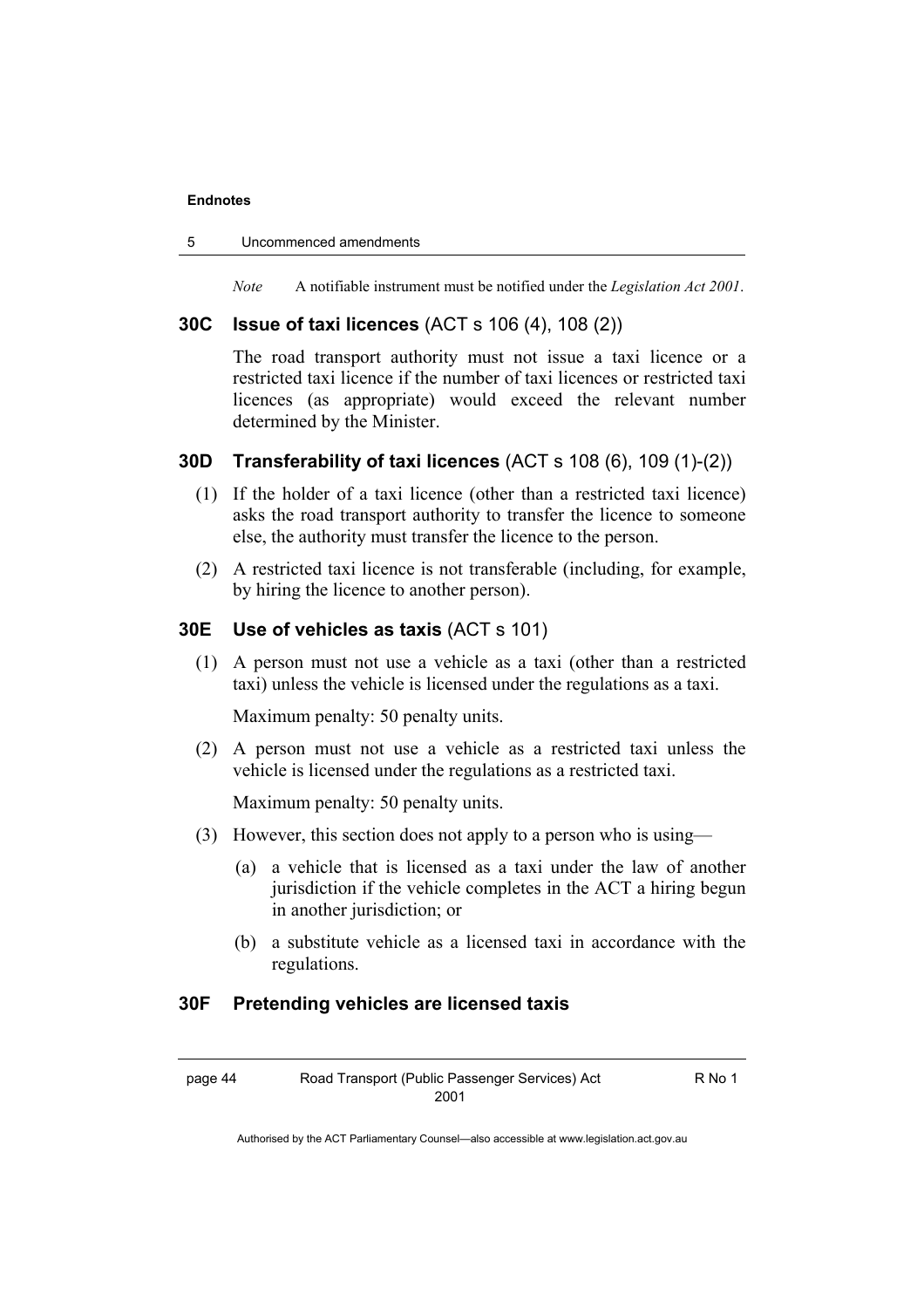*Note* A notifiable instrument must be notified under the *Legislation Act 2001*.

### 30C Issue of taxi licences (ACT s 106 (4), 108 (2))

The road transport authority must not issue a taxi licence or a restricted taxi licence if the number of taxi licences or restricted taxi licences (as appropriate) would exceed the relevant number determined by the Minister.

### 30D Transferability of taxi licences (ACT s 108 (6), 109 (1)-(2))

(1) If the holder of a taxi licence (other than a restricted taxi licence) asks the road transport authority to transfer the licence to someone else, the authority must transfer the licence to the person.

(2) A restricted taxi licence is not transferable (including, for example, by hiring the licence to another person).

### 30E Use of vehicles as taxis (ACT s 101)

(1) A person must not use a vehicle as a taxi (other than a restricted taxi) unless the vehicle is licensed under the regulations as a taxi.

Maximum penalty: 50 penalty units.

(2) A person must not use a vehicle as a restricted taxi unless the vehicle is licensed under the regulations as a restricted taxi.

Maximum penalty: 50 penalty units.

(3) However, this section does not apply to a person who is using—

(a) a vehicle that is licensed as a taxi under the law of another jurisdiction if the vehicle completes in the ACT a hiring begun in another jurisdiction; or

(b) a substitute vehicle as a licensed taxi in accordance with the regulations.

### 30F Pretending vehicles are licensed taxis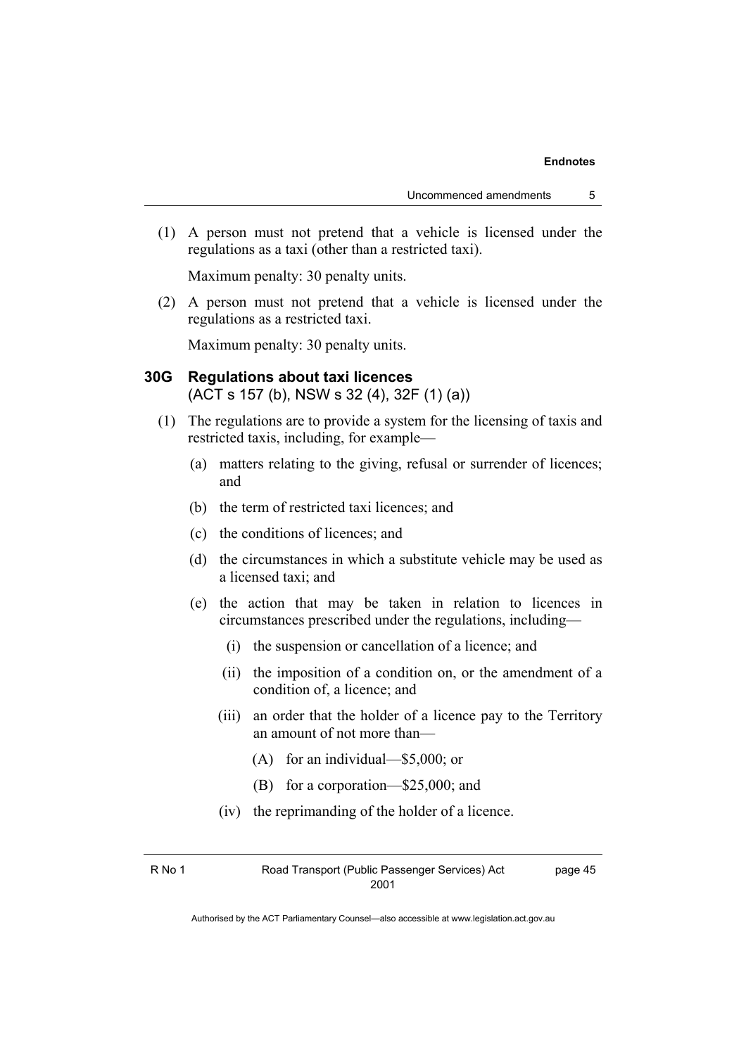(1) A person must not pretend that a vehicle is licensed under the regulations as a taxi (other than a restricted taxi).

Maximum penalty: 30 penalty units.

(2) A person must not pretend that a vehicle is licensed under the regulations as a restricted taxi.

Maximum penalty: 30 penalty units.

### 30G Regulations about taxi licences
(ACT s 157 (b), NSW s 32 (4), 32F (1) (a))

(1) The regulations are to provide a system for the licensing of taxis and restricted taxis, including, for example—

(a) matters relating to the giving, refusal or surrender of licences; and

(b) the term of restricted taxi licences; and

(c) the conditions of licences; and

(d) the circumstances in which a substitute vehicle may be used as a licensed taxi; and

(e) the action that may be taken in relation to licences in circumstances prescribed under the regulations, including—

(i) the suspension or cancellation of a licence; and

(ii) the imposition of a condition on, or the amendment of a condition of, a licence; and

(iii) an order that the holder of a licence pay to the Territory an amount of not more than—

(A) for an individual—$5,000; or

(B) for a corporation—$25,000; and

(iv) the reprimanding of the holder of a licence.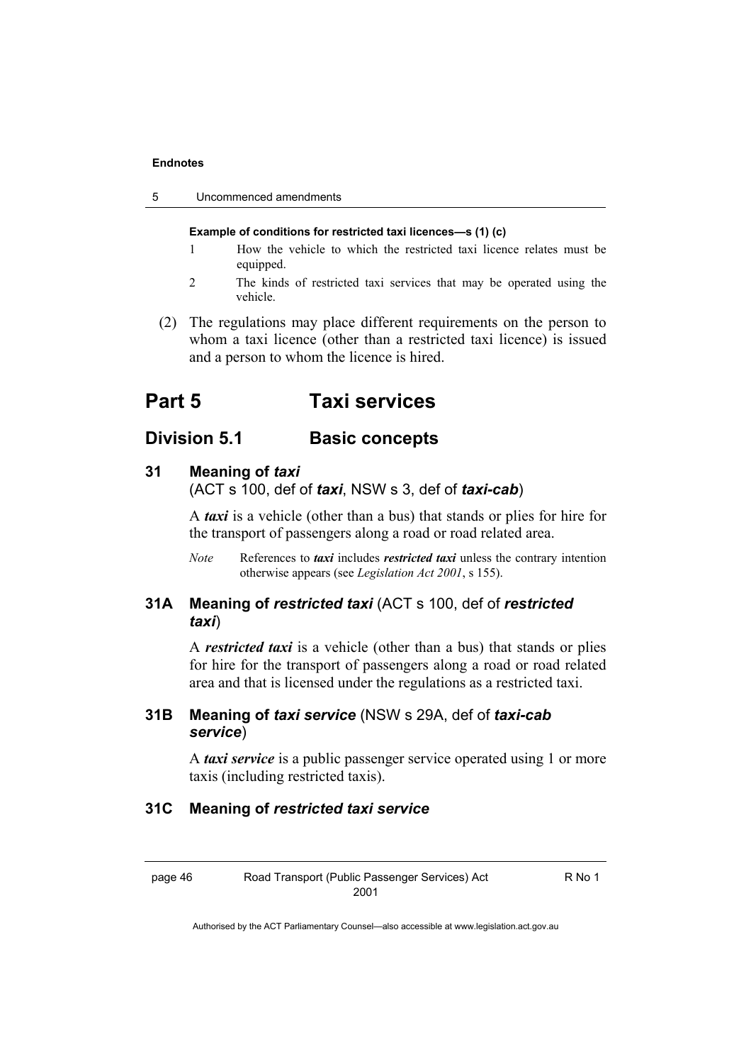**Example of conditions for restricted taxi licences—s (1) (c)**

1 How the vehicle to which the restricted taxi licence relates must be equipped.

2 The kinds of restricted taxi services that may be operated using the vehicle.

(2) The regulations may place different requirements on the person to whom a taxi licence (other than a restricted taxi licence) is issued and a person to whom the licence is hired.

# Part 5 Taxi services

## Division 5.1 Basic concepts

### 31 Meaning of *taxi* (ACT s 100, def of ***taxi***, NSW s 3, def of ***taxi-cab***)

A ***taxi*** is a vehicle (other than a bus) that stands or plies for hire for the transport of passengers along a road or road related area.

*Note* References to ***taxi*** includes ***restricted taxi*** unless the contrary intention otherwise appears (see *Legislation Act 2001*, s 155).

### 31A Meaning of *restricted taxi* (ACT s 100, def of ***restricted taxi***)

A ***restricted taxi*** is a vehicle (other than a bus) that stands or plies for hire for the transport of passengers along a road or road related area and that is licensed under the regulations as a restricted taxi.

### 31B Meaning of *taxi service* (NSW s 29A, def of ***taxi-cab service***)

A ***taxi service*** is a public passenger service operated using 1 or more taxis (including restricted taxis).

### 31C Meaning of *restricted taxi service*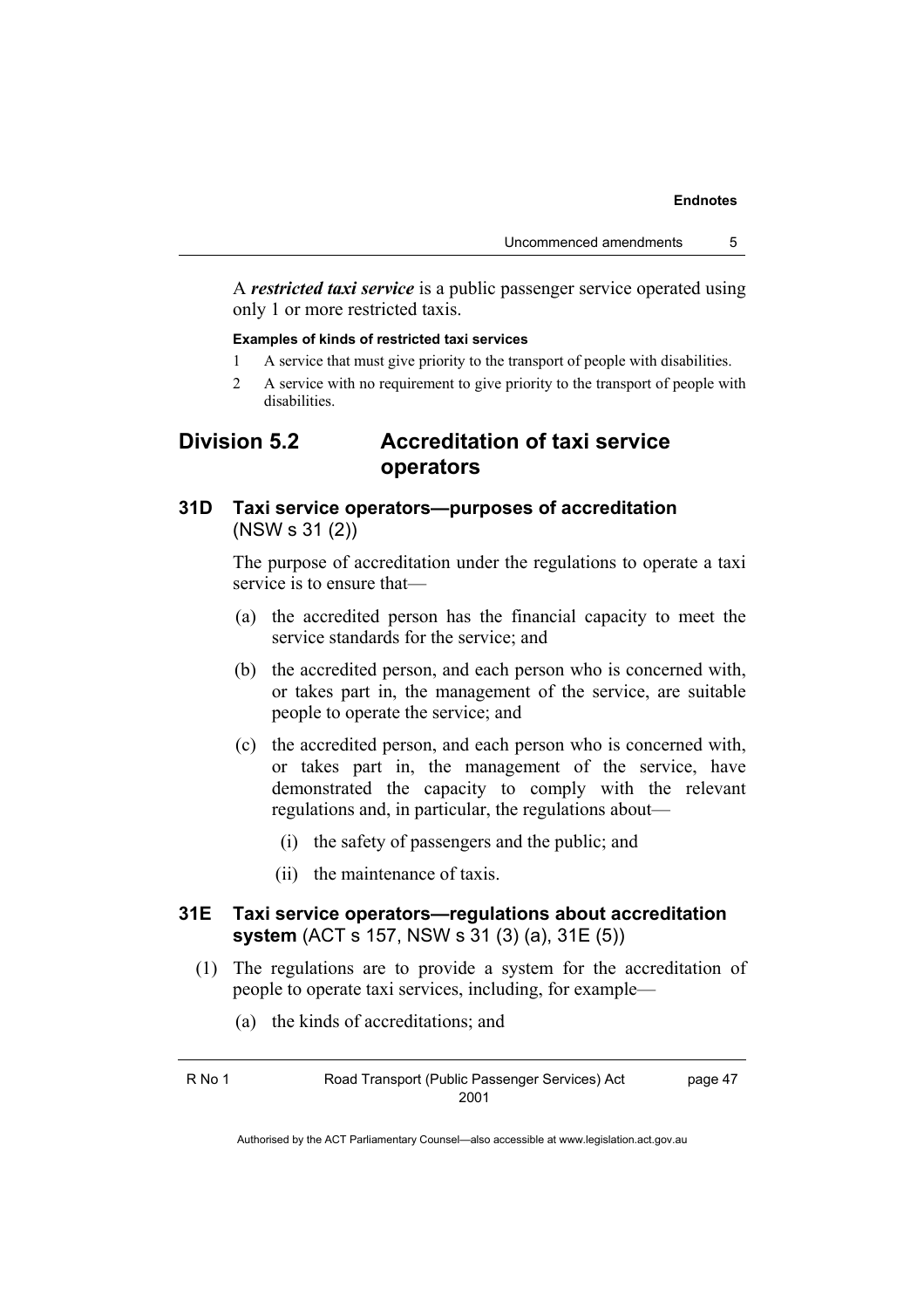A ***restricted taxi service*** is a public passenger service operated using only 1 or more restricted taxis.

**Examples of kinds of restricted taxi services**

1 A service that must give priority to the transport of people with disabilities.

2 A service with no requirement to give priority to the transport of people with disabilities.

## Division 5.2 Accreditation of taxi service operators

### 31D Taxi service operators—purposes of accreditation (NSW s 31 (2))

The purpose of accreditation under the regulations to operate a taxi service is to ensure that—

(a) the accredited person has the financial capacity to meet the service standards for the service; and

(b) the accredited person, and each person who is concerned with, or takes part in, the management of the service, are suitable people to operate the service; and

(c) the accredited person, and each person who is concerned with, or takes part in, the management of the service, have demonstrated the capacity to comply with the relevant regulations and, in particular, the regulations about—

(i) the safety of passengers and the public; and

(ii) the maintenance of taxis.

### 31E Taxi service operators—regulations about accreditation system (ACT s 157, NSW s 31 (3) (a), 31E (5))

(1) The regulations are to provide a system for the accreditation of people to operate taxi services, including, for example—

(a) the kinds of accreditations; and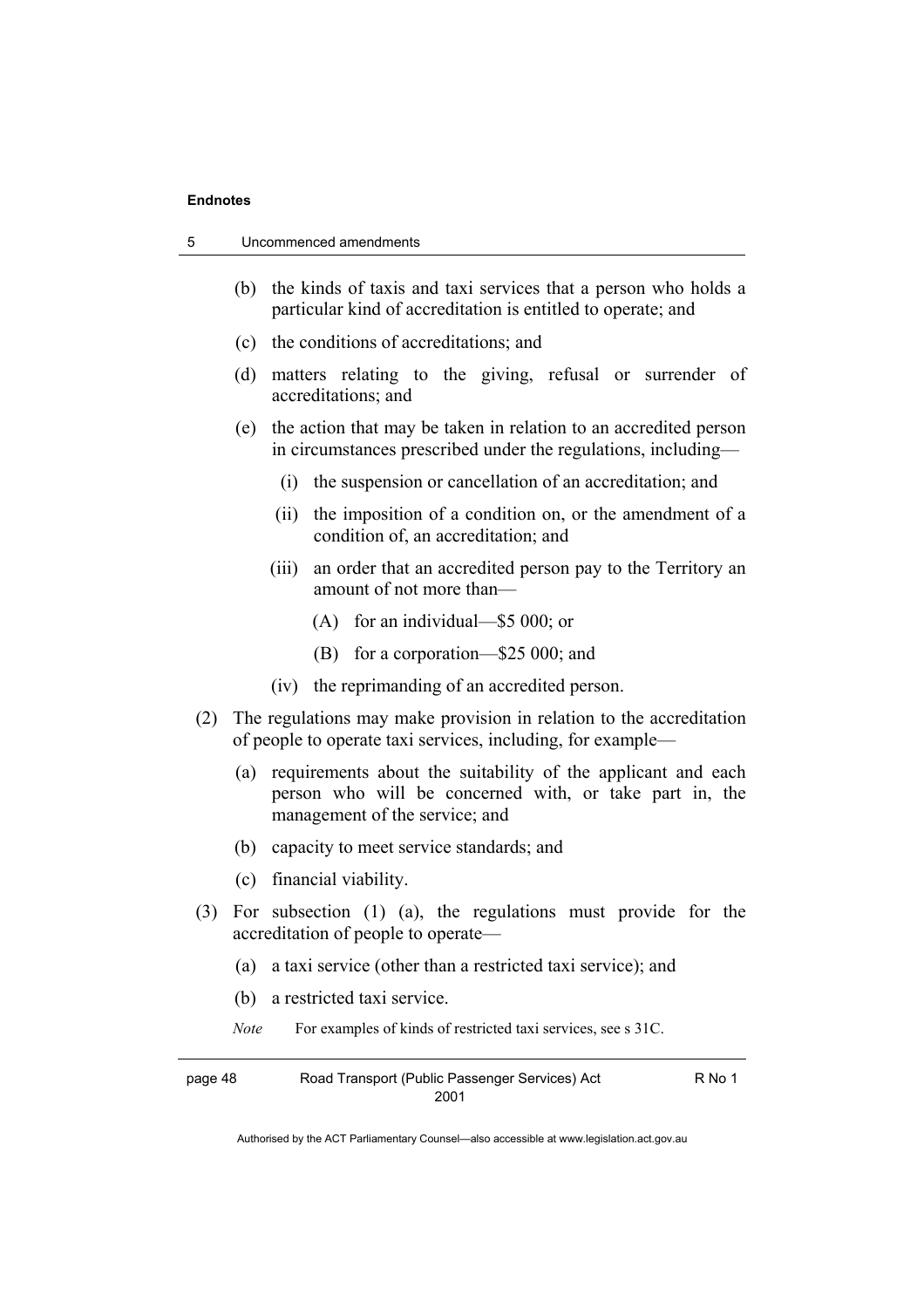- (b) the kinds of taxis and taxi services that a person who holds a particular kind of accreditation is entitled to operate; and
- (c) the conditions of accreditations; and
- (d) matters relating to the giving, refusal or surrender of accreditations; and
- (e) the action that may be taken in relation to an accredited person in circumstances prescribed under the regulations, including—
  - (i) the suspension or cancellation of an accreditation; and
  - (ii) the imposition of a condition on, or the amendment of a condition of, an accreditation; and
  - (iii) an order that an accredited person pay to the Territory an amount of not more than—
    - (A) for an individual—$5 000; or
    - (B) for a corporation—$25 000; and
  - (iv) the reprimanding of an accredited person.

(2) The regulations may make provision in relation to the accreditation of people to operate taxi services, including, for example—

- (a) requirements about the suitability of the applicant and each person who will be concerned with, or take part in, the management of the service; and
- (b) capacity to meet service standards; and
- (c) financial viability.

(3) For subsection (1) (a), the regulations must provide for the accreditation of people to operate—

- (a) a taxi service (other than a restricted taxi service); and
- (b) a restricted taxi service.

*Note* For examples of kinds of restricted taxi services, see s 31C.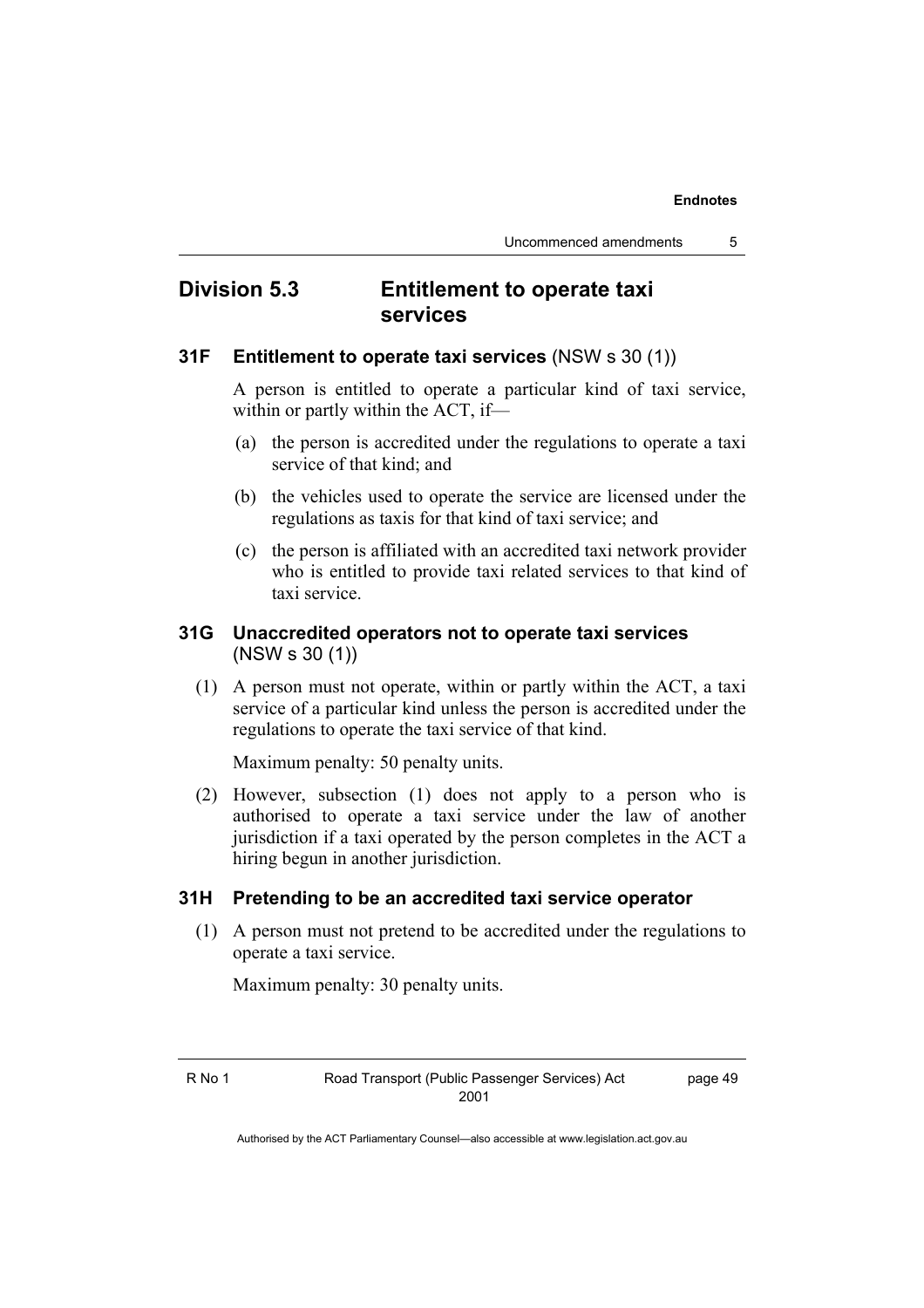## Division 5.3 Entitlement to operate taxi services

### 31F Entitlement to operate taxi services (NSW s 30 (1))

A person is entitled to operate a particular kind of taxi service, within or partly within the ACT, if—

(a) the person is accredited under the regulations to operate a taxi service of that kind; and

(b) the vehicles used to operate the service are licensed under the regulations as taxis for that kind of taxi service; and

(c) the person is affiliated with an accredited taxi network provider who is entitled to provide taxi related services to that kind of taxi service.

### 31G Unaccredited operators not to operate taxi services (NSW s 30 (1))

(1) A person must not operate, within or partly within the ACT, a taxi service of a particular kind unless the person is accredited under the regulations to operate the taxi service of that kind.

Maximum penalty: 50 penalty units.

(2) However, subsection (1) does not apply to a person who is authorised to operate a taxi service under the law of another jurisdiction if a taxi operated by the person completes in the ACT a hiring begun in another jurisdiction.

### 31H Pretending to be an accredited taxi service operator

(1) A person must not pretend to be accredited under the regulations to operate a taxi service.

Maximum penalty: 30 penalty units.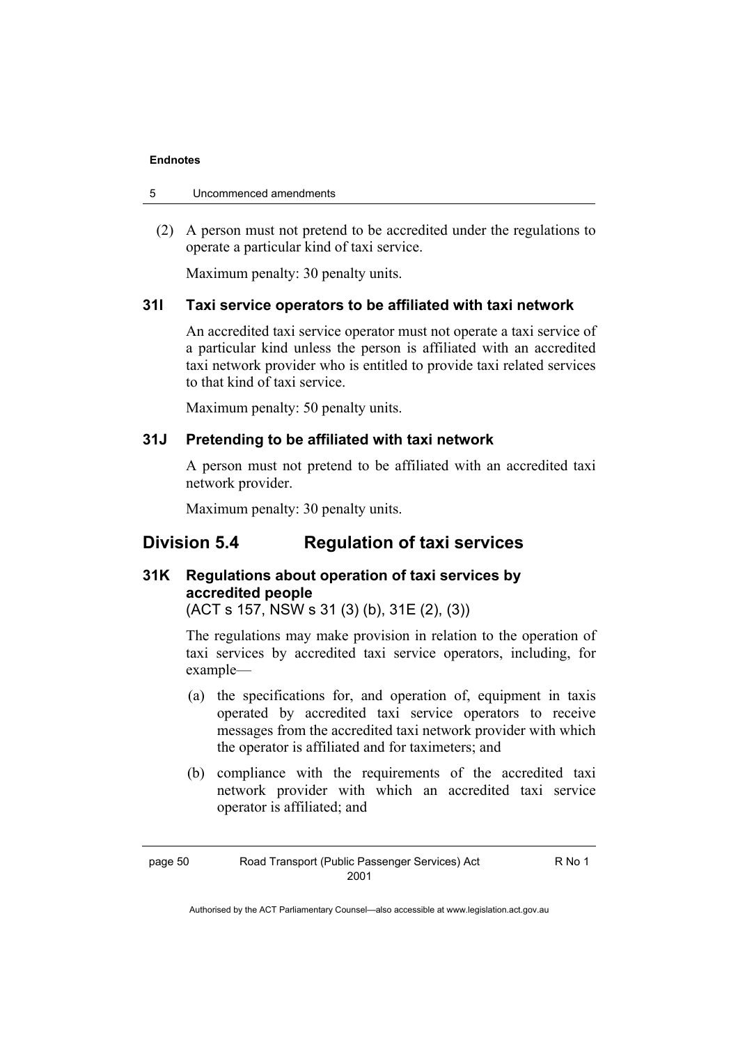(2) A person must not pretend to be accredited under the regulations to operate a particular kind of taxi service.

Maximum penalty: 30 penalty units.

### 31I Taxi service operators to be affiliated with taxi network

An accredited taxi service operator must not operate a taxi service of a particular kind unless the person is affiliated with an accredited taxi network provider who is entitled to provide taxi related services to that kind of taxi service.

Maximum penalty: 50 penalty units.

### 31J Pretending to be affiliated with taxi network

A person must not pretend to be affiliated with an accredited taxi network provider.

Maximum penalty: 30 penalty units.

## Division 5.4 Regulation of taxi services

### 31K Regulations about operation of taxi services by accredited people

(ACT s 157, NSW s 31 (3) (b), 31E (2), (3))

The regulations may make provision in relation to the operation of taxi services by accredited taxi service operators, including, for example—

(a) the specifications for, and operation of, equipment in taxis operated by accredited taxi service operators to receive messages from the accredited taxi network provider with which the operator is affiliated and for taximeters; and

(b) compliance with the requirements of the accredited taxi network provider with which an accredited taxi service operator is affiliated; and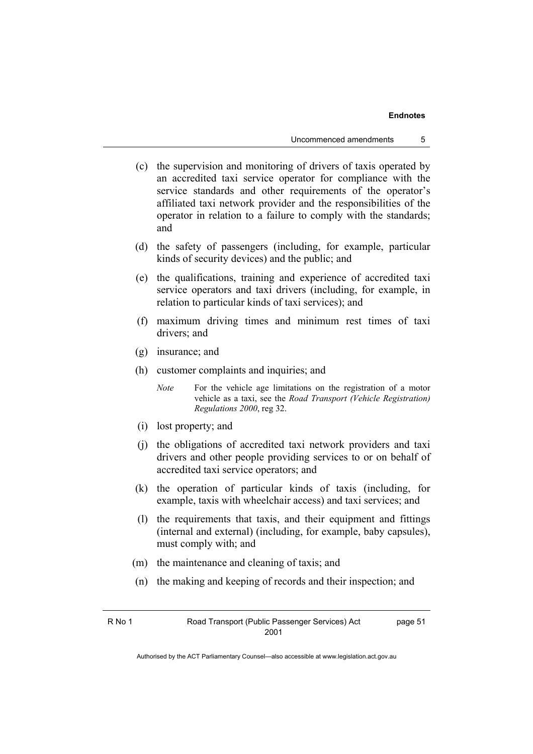(c) the supervision and monitoring of drivers of taxis operated by an accredited taxi service operator for compliance with the service standards and other requirements of the operator's affiliated taxi network provider and the responsibilities of the operator in relation to a failure to comply with the standards; and

(d) the safety of passengers (including, for example, particular kinds of security devices) and the public; and

(e) the qualifications, training and experience of accredited taxi service operators and taxi drivers (including, for example, in relation to particular kinds of taxi services); and

(f) maximum driving times and minimum rest times of taxi drivers; and

(g) insurance; and

(h) customer complaints and inquiries; and

> *Note* For the vehicle age limitations on the registration of a motor vehicle as a taxi, see the *Road Transport (Vehicle Registration) Regulations 2000*, reg 32.

(i) lost property; and

(j) the obligations of accredited taxi network providers and taxi drivers and other people providing services to or on behalf of accredited taxi service operators; and

(k) the operation of particular kinds of taxis (including, for example, taxis with wheelchair access) and taxi services; and

(l) the requirements that taxis, and their equipment and fittings (internal and external) (including, for example, baby capsules), must comply with; and

(m) the maintenance and cleaning of taxis; and

(n) the making and keeping of records and their inspection; and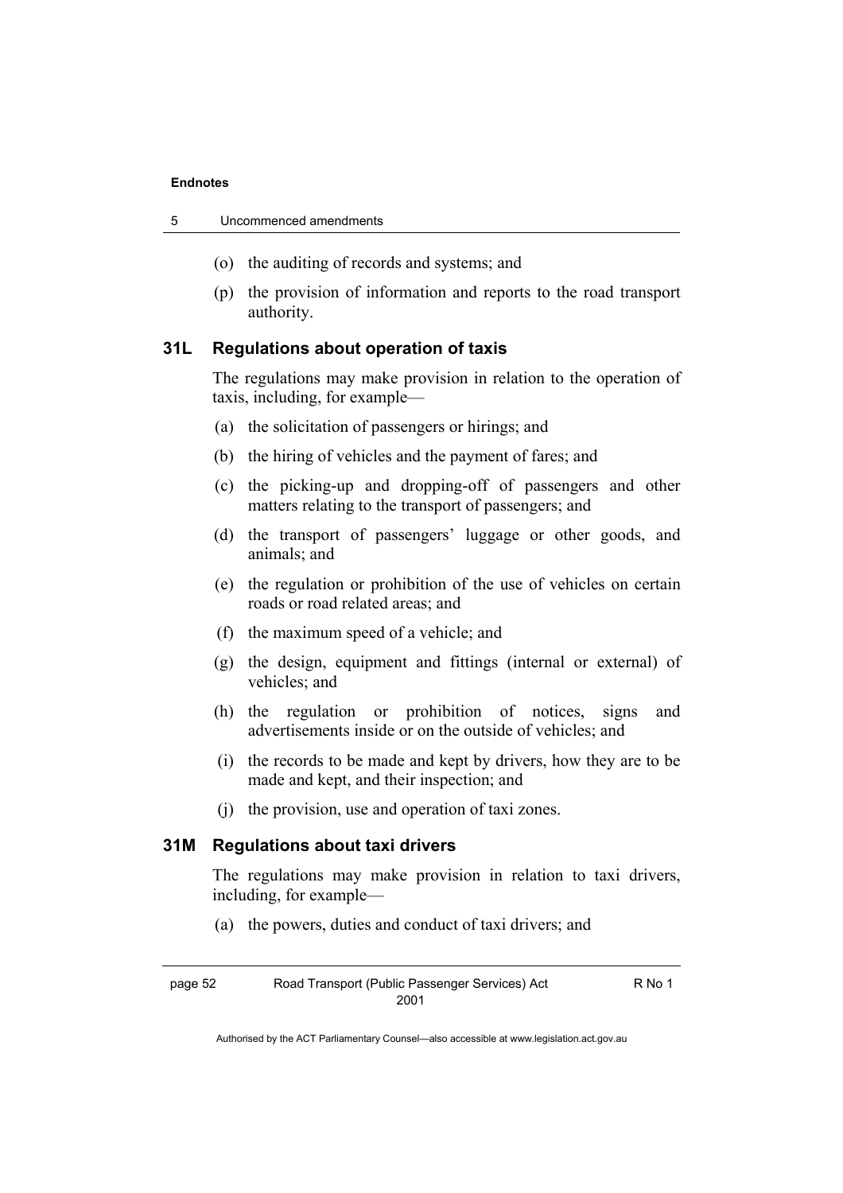(o) the auditing of records and systems; and

(p) the provision of information and reports to the road transport authority.

### 31L Regulations about operation of taxis

The regulations may make provision in relation to the operation of taxis, including, for example—

(a) the solicitation of passengers or hirings; and

(b) the hiring of vehicles and the payment of fares; and

(c) the picking-up and dropping-off of passengers and other matters relating to the transport of passengers; and

(d) the transport of passengers' luggage or other goods, and animals; and

(e) the regulation or prohibition of the use of vehicles on certain roads or road related areas; and

(f) the maximum speed of a vehicle; and

(g) the design, equipment and fittings (internal or external) of vehicles; and

(h) the regulation or prohibition of notices, signs and advertisements inside or on the outside of vehicles; and

(i) the records to be made and kept by drivers, how they are to be made and kept, and their inspection; and

(j) the provision, use and operation of taxi zones.

### 31M Regulations about taxi drivers

The regulations may make provision in relation to taxi drivers, including, for example—

(a) the powers, duties and conduct of taxi drivers; and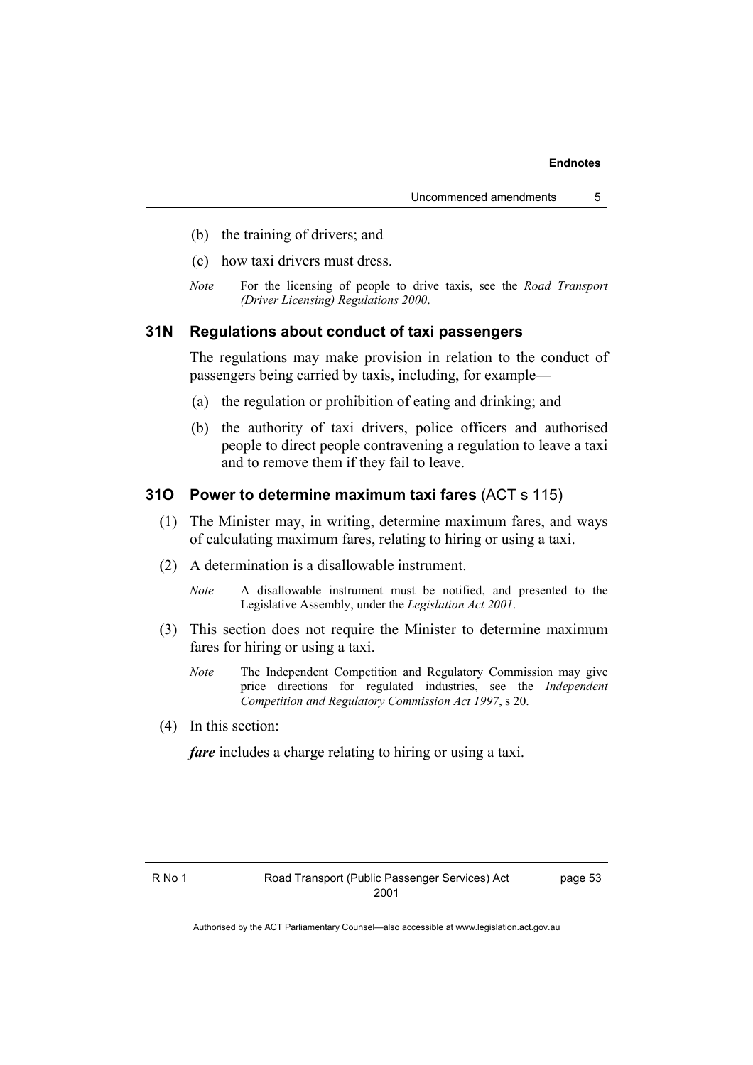(b) the training of drivers; and

(c) how taxi drivers must dress.

*Note* For the licensing of people to drive taxis, see the *Road Transport (Driver Licensing) Regulations 2000*.

### 31N Regulations about conduct of taxi passengers

The regulations may make provision in relation to the conduct of passengers being carried by taxis, including, for example—

(a) the regulation or prohibition of eating and drinking; and

(b) the authority of taxi drivers, police officers and authorised people to direct people contravening a regulation to leave a taxi and to remove them if they fail to leave.

### 31O Power to determine maximum taxi fares (ACT s 115)

(1) The Minister may, in writing, determine maximum fares, and ways of calculating maximum fares, relating to hiring or using a taxi.

(2) A determination is a disallowable instrument.

*Note* A disallowable instrument must be notified, and presented to the Legislative Assembly, under the *Legislation Act 2001*.

(3) This section does not require the Minister to determine maximum fares for hiring or using a taxi.

*Note* The Independent Competition and Regulatory Commission may give price directions for regulated industries, see the *Independent Competition and Regulatory Commission Act 1997*, s 20.

(4) In this section:

***fare*** includes a charge relating to hiring or using a taxi.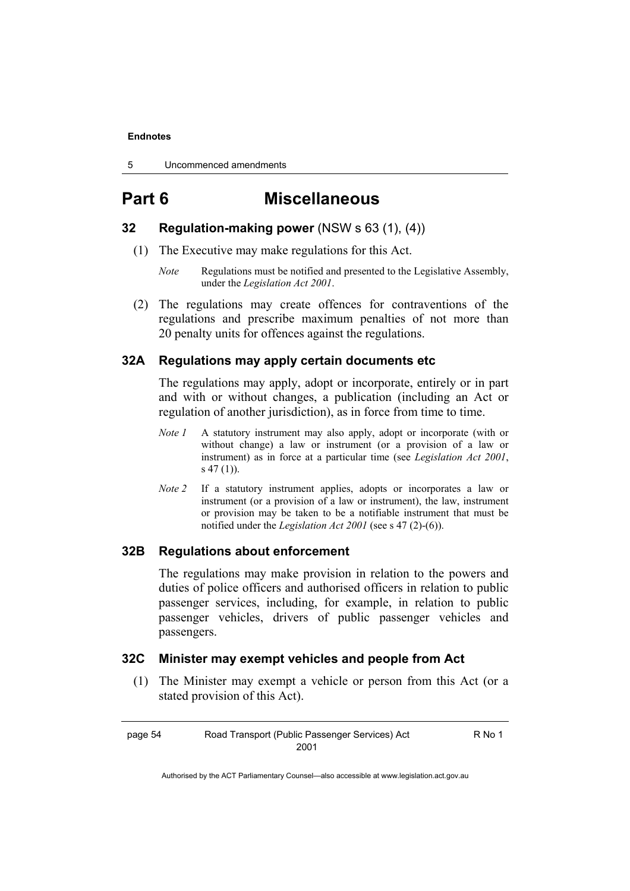# Part 6 Miscellaneous

### 32 Regulation-making power (NSW s 63 (1), (4))

(1) The Executive may make regulations for this Act.

*Note* Regulations must be notified and presented to the Legislative Assembly, under the *Legislation Act 2001*.

(2) The regulations may create offences for contraventions of the regulations and prescribe maximum penalties of not more than 20 penalty units for offences against the regulations.

### 32A Regulations may apply certain documents etc

The regulations may apply, adopt or incorporate, entirely or in part and with or without changes, a publication (including an Act or regulation of another jurisdiction), as in force from time to time.

*Note 1* A statutory instrument may also apply, adopt or incorporate (with or without change) a law or instrument (or a provision of a law or instrument) as in force at a particular time (see *Legislation Act 2001*, s 47 (1)).

*Note 2* If a statutory instrument applies, adopts or incorporates a law or instrument (or a provision of a law or instrument), the law, instrument or provision may be taken to be a notifiable instrument that must be notified under the *Legislation Act 2001* (see s 47 (2)-(6)).

### 32B Regulations about enforcement

The regulations may make provision in relation to the powers and duties of police officers and authorised officers in relation to public passenger services, including, for example, in relation to public passenger vehicles, drivers of public passenger vehicles and passengers.

### 32C Minister may exempt vehicles and people from Act

(1) The Minister may exempt a vehicle or person from this Act (or a stated provision of this Act).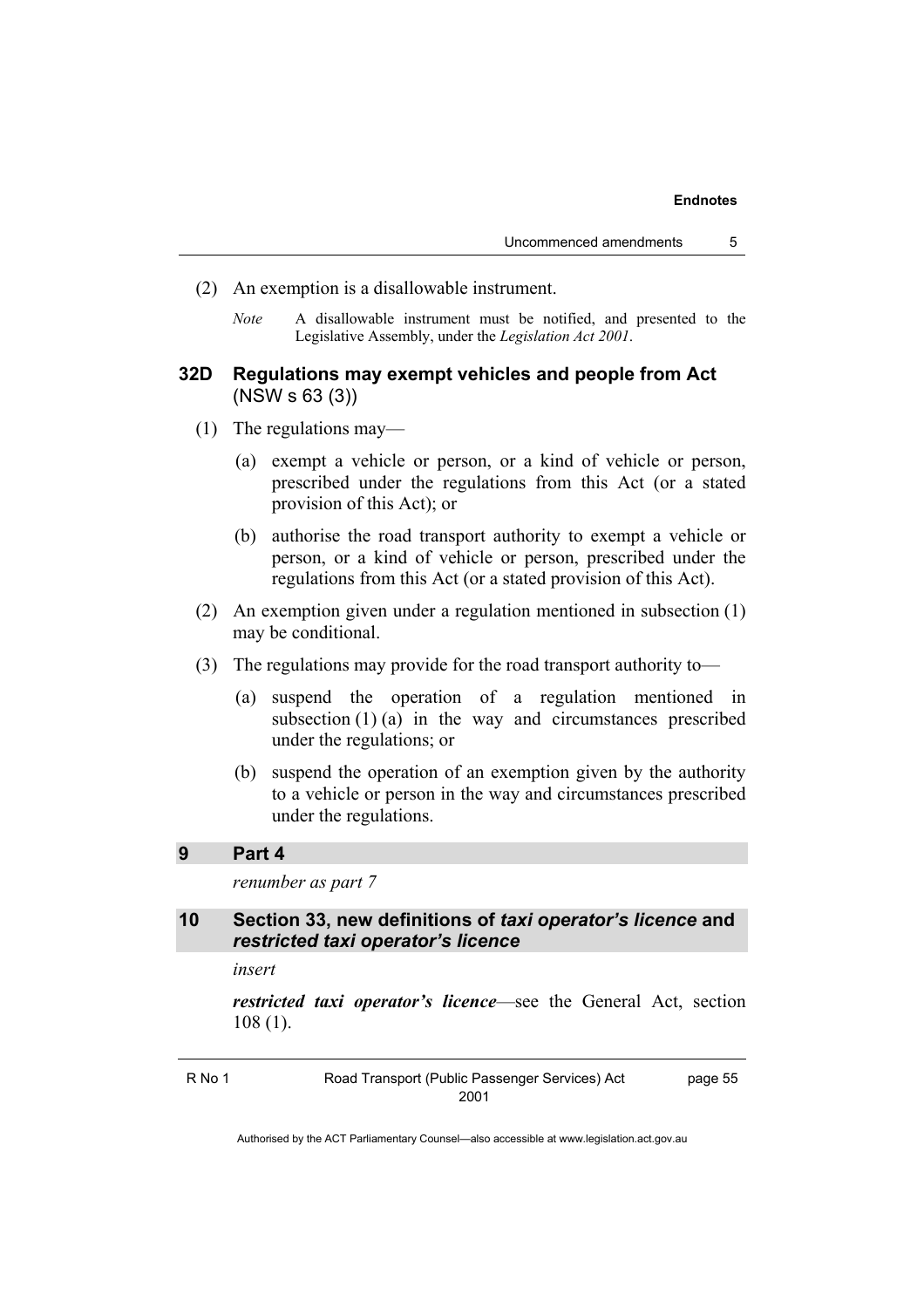(2) An exemption is a disallowable instrument.

*Note* A disallowable instrument must be notified, and presented to the Legislative Assembly, under the *Legislation Act 2001*.

### 32D Regulations may exempt vehicles and people from Act (NSW s 63 (3))

(1) The regulations may—

(a) exempt a vehicle or person, or a kind of vehicle or person, prescribed under the regulations from this Act (or a stated provision of this Act); or

(b) authorise the road transport authority to exempt a vehicle or person, or a kind of vehicle or person, prescribed under the regulations from this Act (or a stated provision of this Act).

(2) An exemption given under a regulation mentioned in subsection (1) may be conditional.

(3) The regulations may provide for the road transport authority to—

(a) suspend the operation of a regulation mentioned in subsection (1) (a) in the way and circumstances prescribed under the regulations; or

(b) suspend the operation of an exemption given by the authority to a vehicle or person in the way and circumstances prescribed under the regulations.

## 9 Part 4

*renumber as part 7*

## 10 Section 33, new definitions of *taxi operator's licence* and *restricted taxi operator's licence*

*insert*

***restricted taxi operator's licence***—see the General Act, section 108 (1).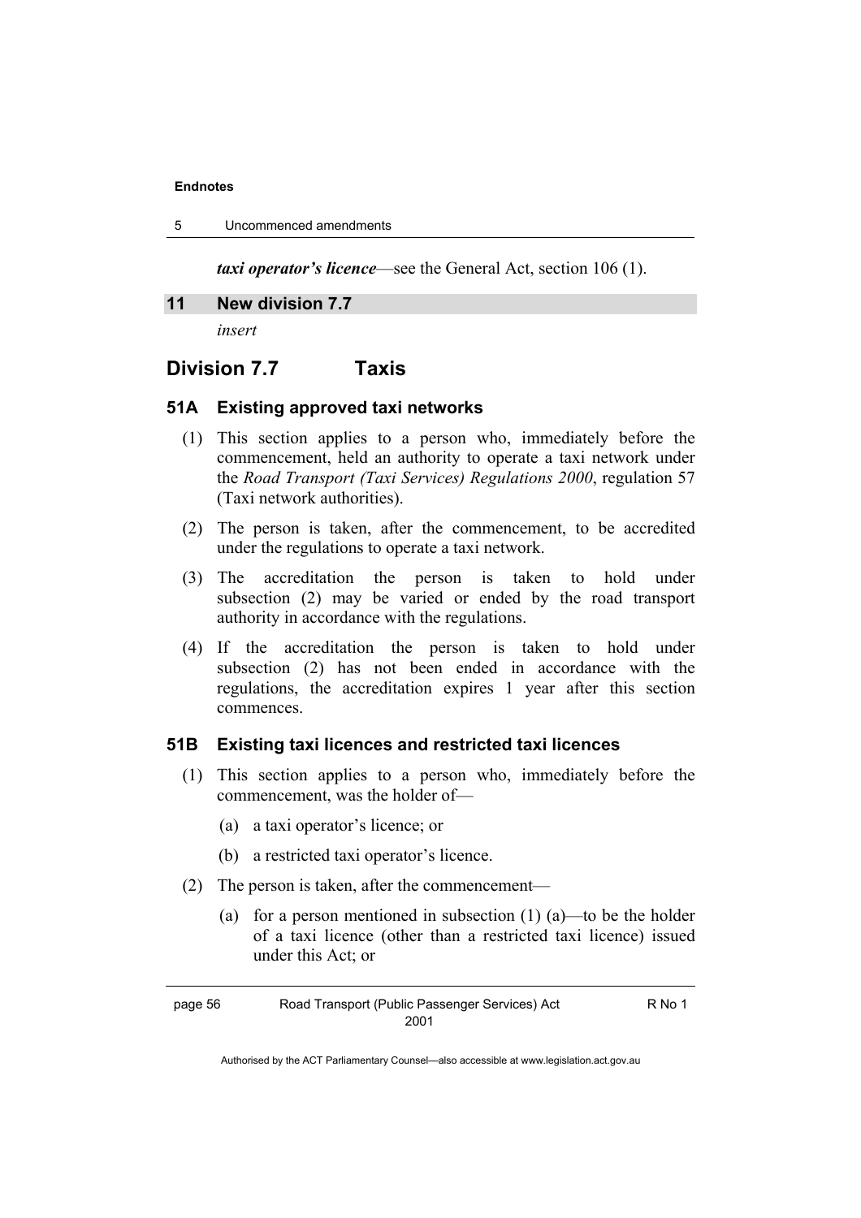*taxi operator's licence*—see the General Act, section 106 (1).

## 11 New division 7.7

*insert*

# Division 7.7 Taxis

### 51A Existing approved taxi networks

(1) This section applies to a person who, immediately before the commencement, held an authority to operate a taxi network under the *Road Transport (Taxi Services) Regulations 2000*, regulation 57 (Taxi network authorities).

(2) The person is taken, after the commencement, to be accredited under the regulations to operate a taxi network.

(3) The accreditation the person is taken to hold under subsection (2) may be varied or ended by the road transport authority in accordance with the regulations.

(4) If the accreditation the person is taken to hold under subsection (2) has not been ended in accordance with the regulations, the accreditation expires 1 year after this section commences.

### 51B Existing taxi licences and restricted taxi licences

(1) This section applies to a person who, immediately before the commencement, was the holder of—

   (a) a taxi operator's licence; or

   (b) a restricted taxi operator's licence.

(2) The person is taken, after the commencement—

   (a) for a person mentioned in subsection (1) (a)—to be the holder of a taxi licence (other than a restricted taxi licence) issued under this Act; or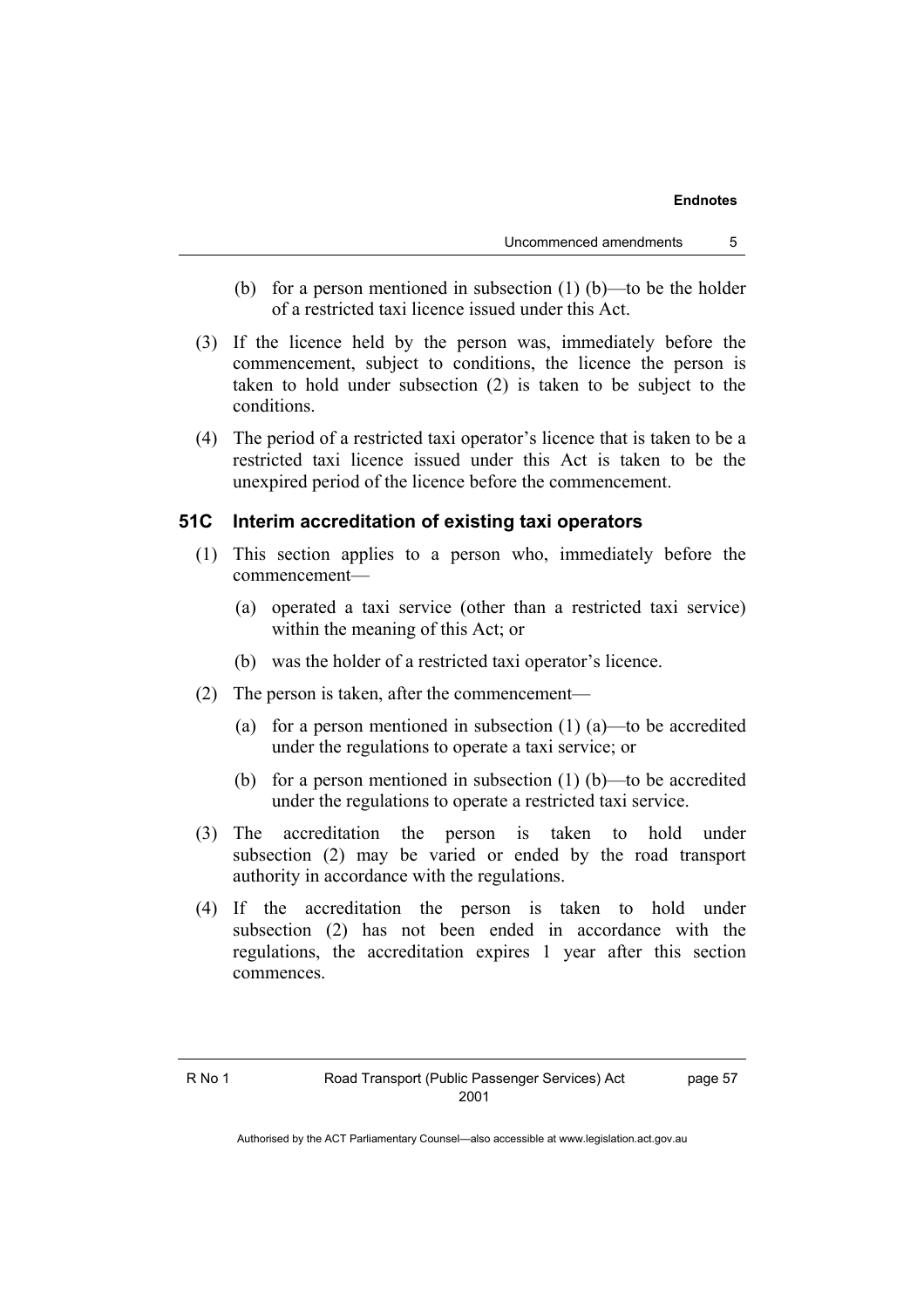(b) for a person mentioned in subsection (1) (b)—to be the holder of a restricted taxi licence issued under this Act.

(3) If the licence held by the person was, immediately before the commencement, subject to conditions, the licence the person is taken to hold under subsection (2) is taken to be subject to the conditions.

(4) The period of a restricted taxi operator's licence that is taken to be a restricted taxi licence issued under this Act is taken to be the unexpired period of the licence before the commencement.

### 51C Interim accreditation of existing taxi operators

(1) This section applies to a person who, immediately before the commencement—

(a) operated a taxi service (other than a restricted taxi service) within the meaning of this Act; or

(b) was the holder of a restricted taxi operator's licence.

(2) The person is taken, after the commencement—

(a) for a person mentioned in subsection (1) (a)—to be accredited under the regulations to operate a taxi service; or

(b) for a person mentioned in subsection (1) (b)—to be accredited under the regulations to operate a restricted taxi service.

(3) The accreditation the person is taken to hold under subsection (2) may be varied or ended by the road transport authority in accordance with the regulations.

(4) If the accreditation the person is taken to hold under subsection (2) has not been ended in accordance with the regulations, the accreditation expires 1 year after this section commences.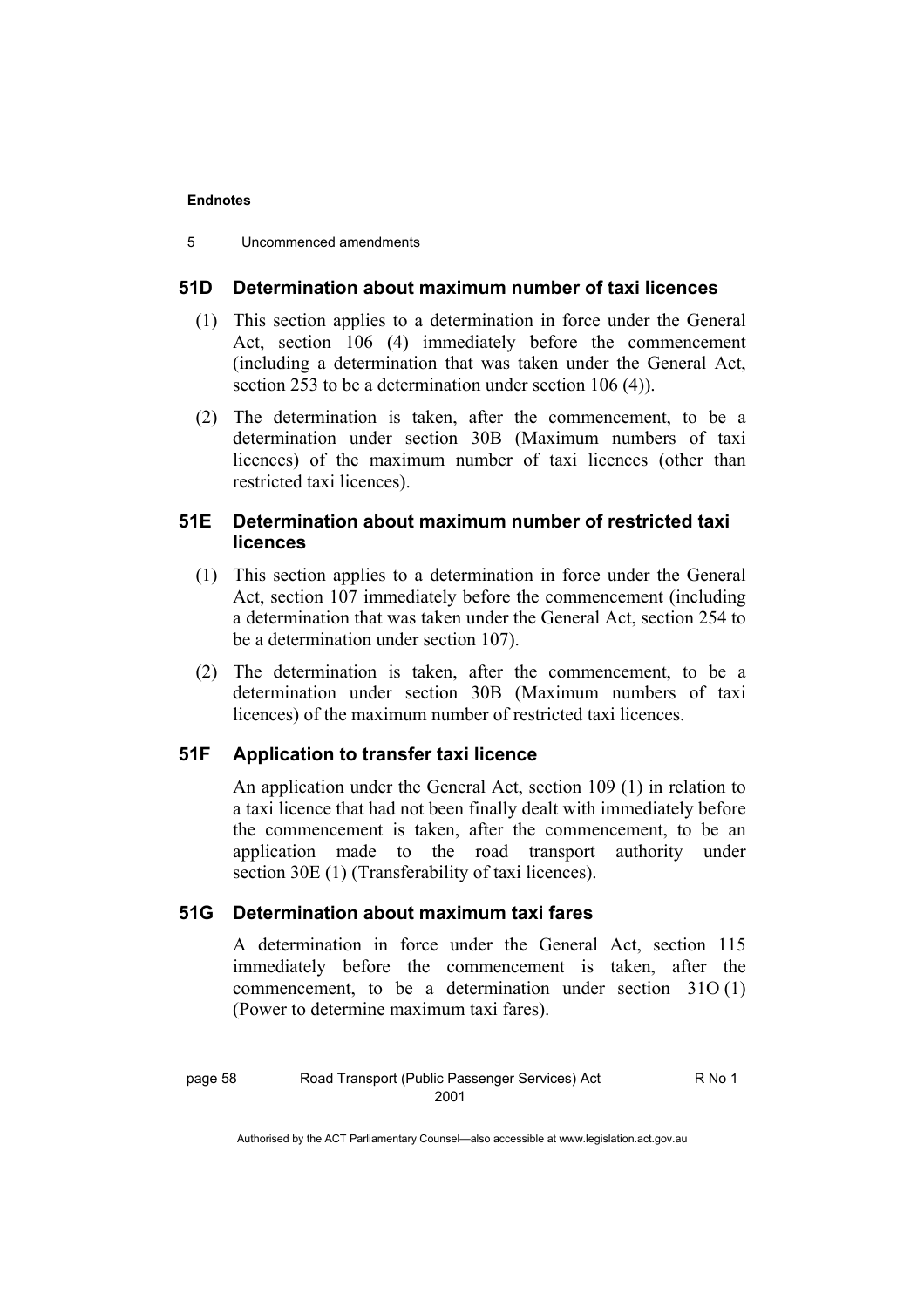### 51D Determination about maximum number of taxi licences

(1) This section applies to a determination in force under the General Act, section 106 (4) immediately before the commencement (including a determination that was taken under the General Act, section 253 to be a determination under section 106 (4)).

(2) The determination is taken, after the commencement, to be a determination under section 30B (Maximum numbers of taxi licences) of the maximum number of taxi licences (other than restricted taxi licences).

### 51E Determination about maximum number of restricted taxi licences

(1) This section applies to a determination in force under the General Act, section 107 immediately before the commencement (including a determination that was taken under the General Act, section 254 to be a determination under section 107).

(2) The determination is taken, after the commencement, to be a determination under section 30B (Maximum numbers of taxi licences) of the maximum number of restricted taxi licences.

### 51F Application to transfer taxi licence

An application under the General Act, section 109 (1) in relation to a taxi licence that had not been finally dealt with immediately before the commencement is taken, after the commencement, to be an application made to the road transport authority under section 30E (1) (Transferability of taxi licences).

### 51G Determination about maximum taxi fares

A determination in force under the General Act, section 115 immediately before the commencement is taken, after the commencement, to be a determination under section 31O (1) (Power to determine maximum taxi fares).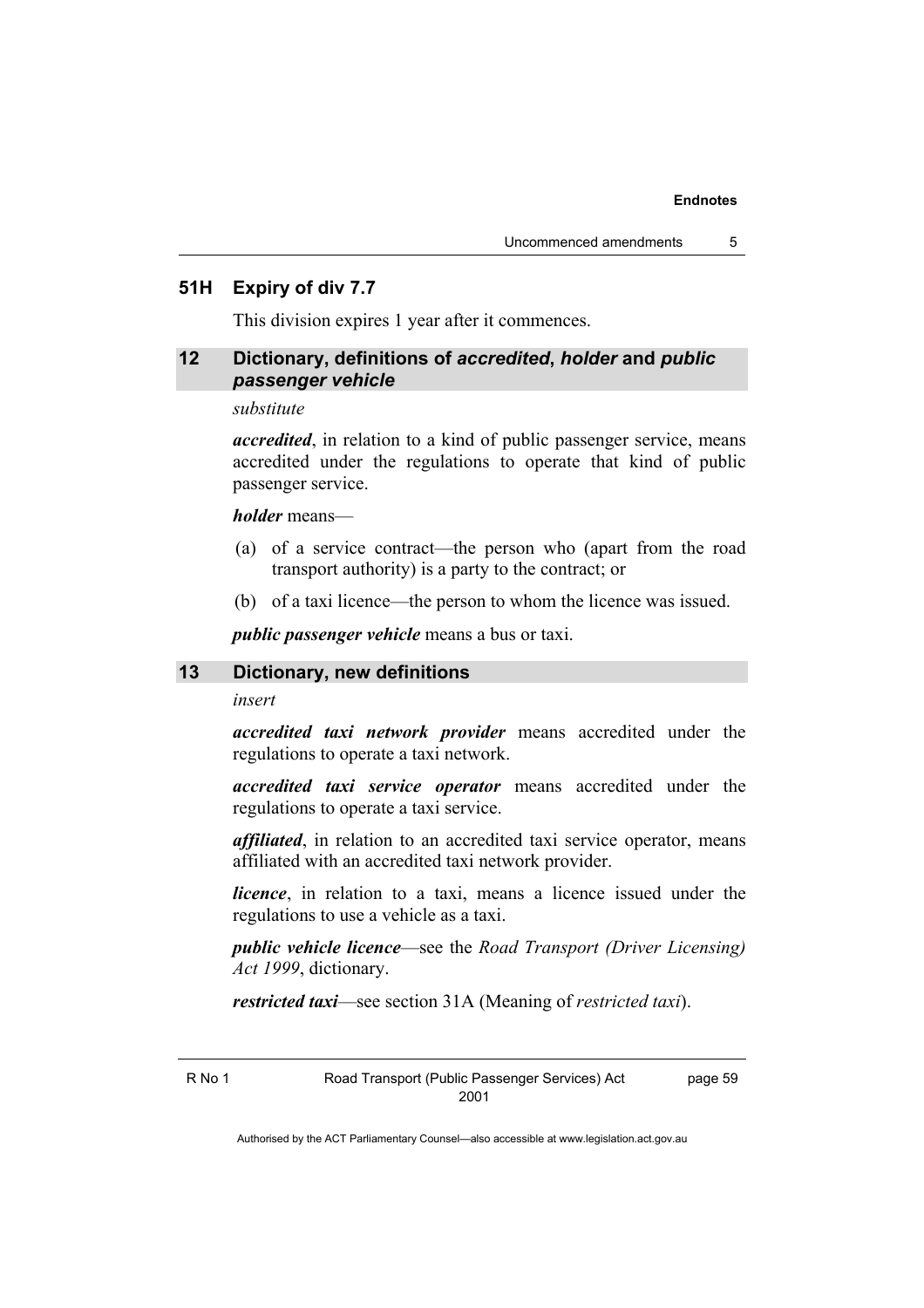### 51H Expiry of div 7.7

This division expires 1 year after it commences.

### 12 Dictionary, definitions of *accredited*, *holder* and *public passenger vehicle*

*substitute*

***accredited***, in relation to a kind of public passenger service, means accredited under the regulations to operate that kind of public passenger service.

***holder*** means—

(a) of a service contract—the person who (apart from the road transport authority) is a party to the contract; or

(b) of a taxi licence—the person to whom the licence was issued.

***public passenger vehicle*** means a bus or taxi.

### 13 Dictionary, new definitions

*insert*

***accredited taxi network provider*** means accredited under the regulations to operate a taxi network.

***accredited taxi service operator*** means accredited under the regulations to operate a taxi service.

***affiliated***, in relation to an accredited taxi service operator, means affiliated with an accredited taxi network provider.

***licence***, in relation to a taxi, means a licence issued under the regulations to use a vehicle as a taxi.

***public vehicle licence***—see the *Road Transport (Driver Licensing) Act 1999*, dictionary.

***restricted taxi***—see section 31A (Meaning of *restricted taxi*).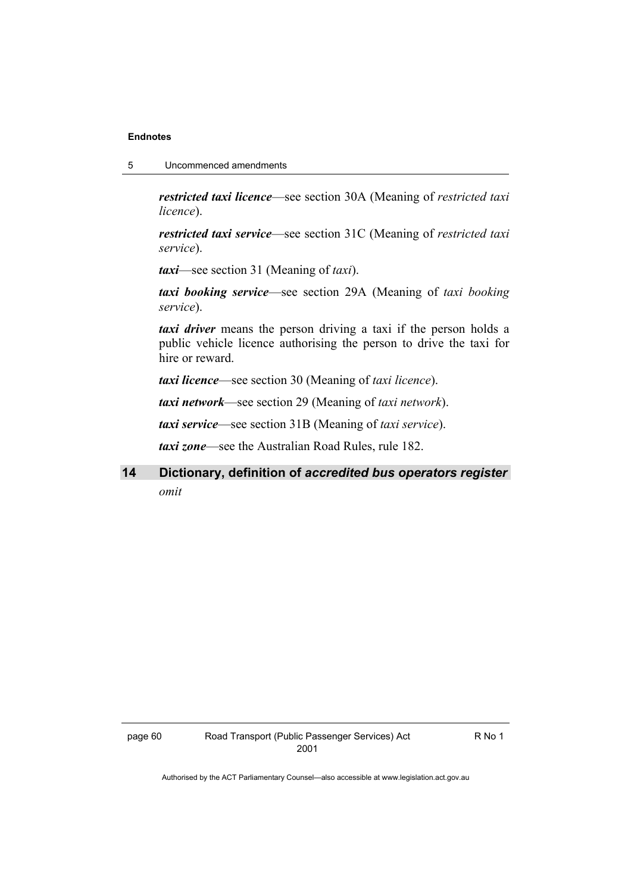***restricted taxi licence***—see section 30A (Meaning of *restricted taxi licence*).

***restricted taxi service***—see section 31C (Meaning of *restricted taxi service*).

***taxi***—see section 31 (Meaning of *taxi*).

***taxi booking service***—see section 29A (Meaning of *taxi booking service*).

***taxi driver*** means the person driving a taxi if the person holds a public vehicle licence authorising the person to drive the taxi for hire or reward.

***taxi licence***—see section 30 (Meaning of *taxi licence*).

***taxi network***—see section 29 (Meaning of *taxi network*).

***taxi service***—see section 31B (Meaning of *taxi service*).

***taxi zone***—see the Australian Road Rules, rule 182.

## 14 Dictionary, definition of *accredited bus operators register*

*omit*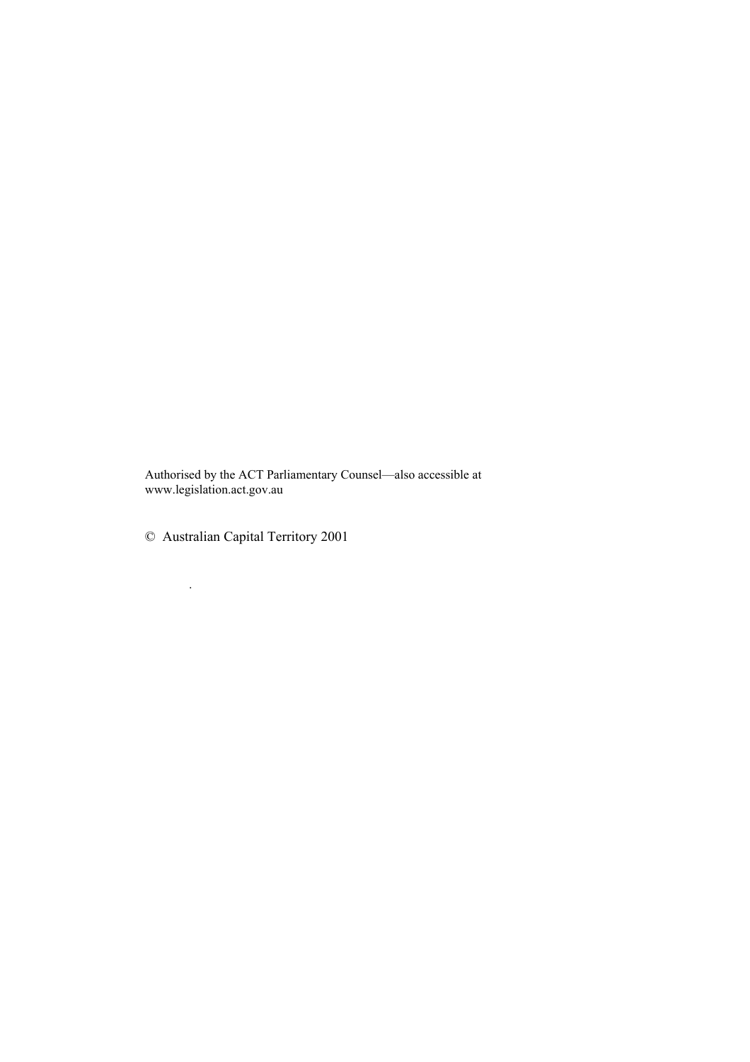Authorised by the ACT Parliamentary Counsel—also accessible at www.legislation.act.gov.au

© Australian Capital Territory 2001

.